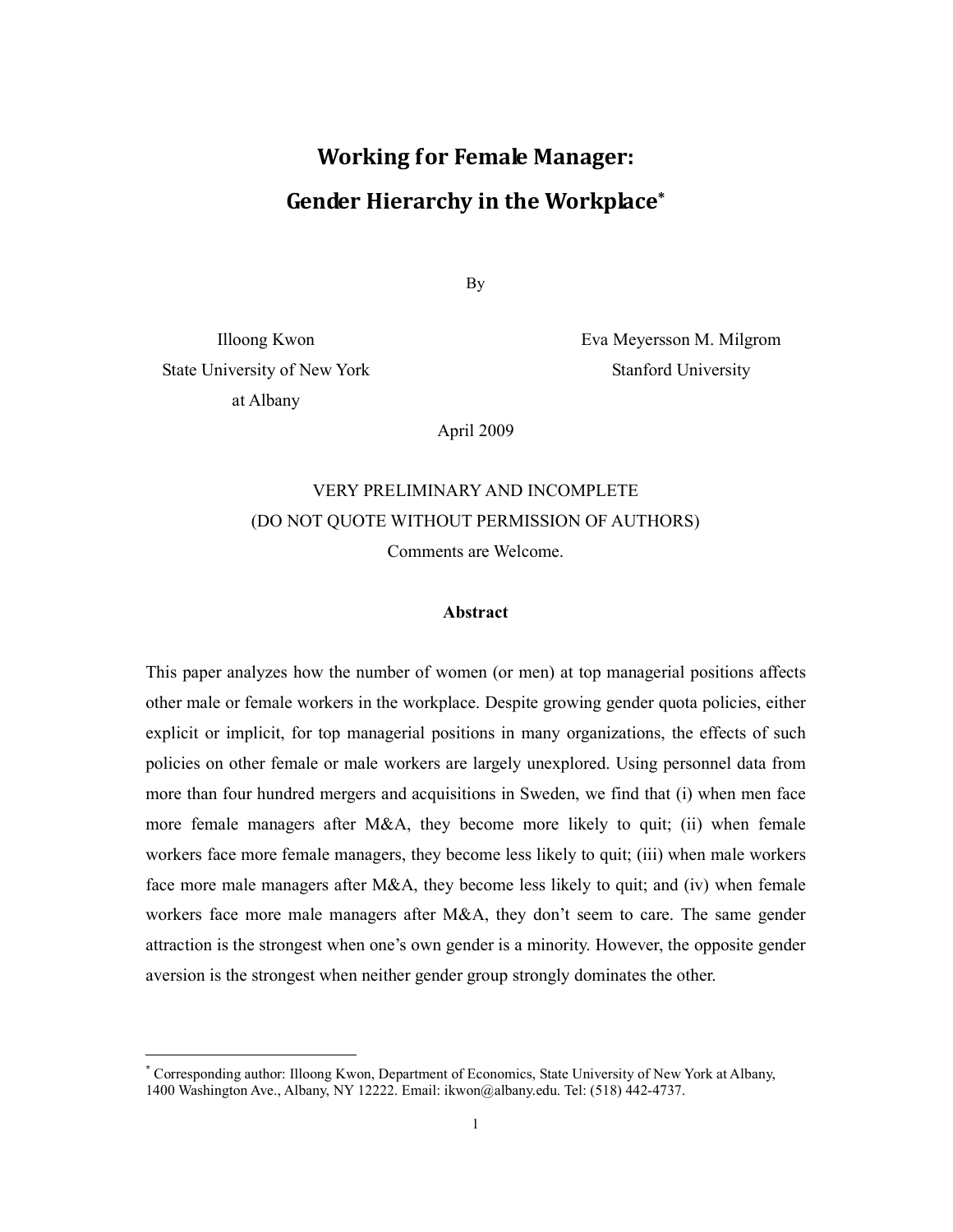# Working for Female Manager: Gender Hierarchy in the Workplace[*]

By

Illoong Kwon
State University of New York
at Albany

Eva Meyersson M. Milgrom
Stanford University

April 2009

VERY PRELIMINARY AND INCOMPLETE
(DO NOT QUOTE WITHOUT PERMISSION OF AUTHORS)
Comments are Welcome.

**Abstract**

This paper analyzes how the number of women (or men) at top managerial positions affects other male or female workers in the workplace. Despite growing gender quota policies, either explicit or implicit, for top managerial positions in many organizations, the effects of such policies on other female or male workers are largely unexplored. Using personnel data from more than four hundred mergers and acquisitions in Sweden, we find that (i) when men face more female managers after M&A, they become more likely to quit; (ii) when female workers face more female managers, they become less likely to quit; (iii) when male workers face more male managers after M&A, they become less likely to quit; and (iv) when female workers face more male managers after M&A, they don't seem to care. The same gender attraction is the strongest when one's own gender is a minority. However, the opposite gender aversion is the strongest when neither gender group strongly dominates the other.

---

[*] Corresponding author: Illoong Kwon, Department of Economics, State University of New York at Albany, 1400 Washington Ave., Albany, NY 12222. Email: ikwon@albany.edu. Tel: (518) 442-4737.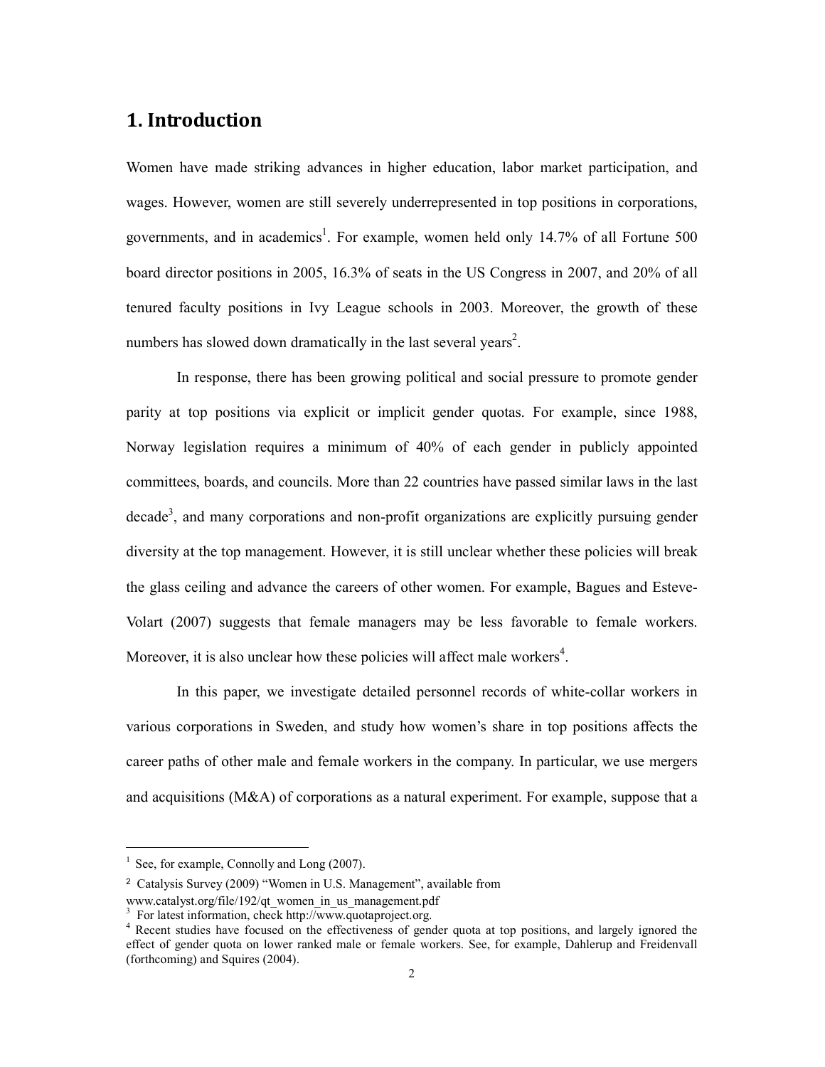## 1. Introduction

Women have made striking advances in higher education, labor market participation, and wages. However, women are still severely underrepresented in top positions in corporations, governments, and in academics[1]. For example, women held only 14.7% of all Fortune 500 board director positions in 2005, 16.3% of seats in the US Congress in 2007, and 20% of all tenured faculty positions in Ivy League schools in 2003. Moreover, the growth of these numbers has slowed down dramatically in the last several years[2].

In response, there has been growing political and social pressure to promote gender parity at top positions via explicit or implicit gender quotas. For example, since 1988, Norway legislation requires a minimum of 40% of each gender in publicly appointed committees, boards, and councils. More than 22 countries have passed similar laws in the last decade[3], and many corporations and non-profit organizations are explicitly pursuing gender diversity at the top management. However, it is still unclear whether these policies will break the glass ceiling and advance the careers of other women. For example, Bagues and Esteve-Volart (2007) suggests that female managers may be less favorable to female workers. Moreover, it is also unclear how these policies will affect male workers[4].

In this paper, we investigate detailed personnel records of white-collar workers in various corporations in Sweden, and study how women's share in top positions affects the career paths of other male and female workers in the company. In particular, we use mergers and acquisitions (M&A) of corporations as a natural experiment. For example, suppose that a

---

[1] See, for example, Connolly and Long (2007).

[2] Catalysis Survey (2009) "Women in U.S. Management", available from www.catalyst.org/file/192/qt_women_in_us_management.pdf

[3] For latest information, check http://www.quotaproject.org.

[4] Recent studies have focused on the effectiveness of gender quota at top positions, and largely ignored the effect of gender quota on lower ranked male or female workers. See, for example, Dahlerup and Freidenvall (forthcoming) and Squires (2004).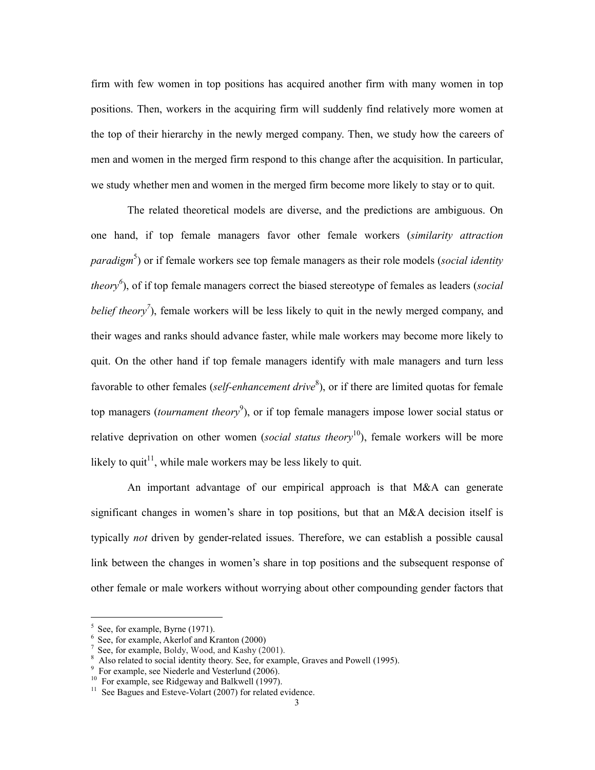firm with few women in top positions has acquired another firm with many women in top positions. Then, workers in the acquiring firm will suddenly find relatively more women at the top of their hierarchy in the newly merged company. Then, we study how the careers of men and women in the merged firm respond to this change after the acquisition. In particular, we study whether men and women in the merged firm become more likely to stay or to quit.

The related theoretical models are diverse, and the predictions are ambiguous. On one hand, if top female managers favor other female workers (*similarity attraction paradigm*[5]) or if female workers see top female managers as their role models (*social identity theory*[6]), of if top female managers correct the biased stereotype of females as leaders (*social belief theory*[7]), female workers will be less likely to quit in the newly merged company, and their wages and ranks should advance faster, while male workers may become more likely to quit. On the other hand if top female managers identify with male managers and turn less favorable to other females (*self-enhancement drive*[8]), or if there are limited quotas for female top managers (*tournament theory*[9]), or if top female managers impose lower social status or relative deprivation on other women (*social status theory*[10]), female workers will be more likely to quit[11], while male workers may be less likely to quit.

An important advantage of our empirical approach is that M&A can generate significant changes in women's share in top positions, but that an M&A decision itself is typically *not* driven by gender-related issues. Therefore, we can establish a possible causal link between the changes in women's share in top positions and the subsequent response of other female or male workers without worrying about other compounding gender factors that

---

[5] See, for example, Byrne (1971).

[6] See, for example, Akerlof and Kranton (2000)

[7] See, for example, Boldy, Wood, and Kashy (2001).

[8] Also related to social identity theory. See, for example, Graves and Powell (1995).

[9] For example, see Niederle and Vesterlund (2006).

[10] For example, see Ridgeway and Balkwell (1997).

[11] See Bagues and Esteve-Volart (2007) for related evidence.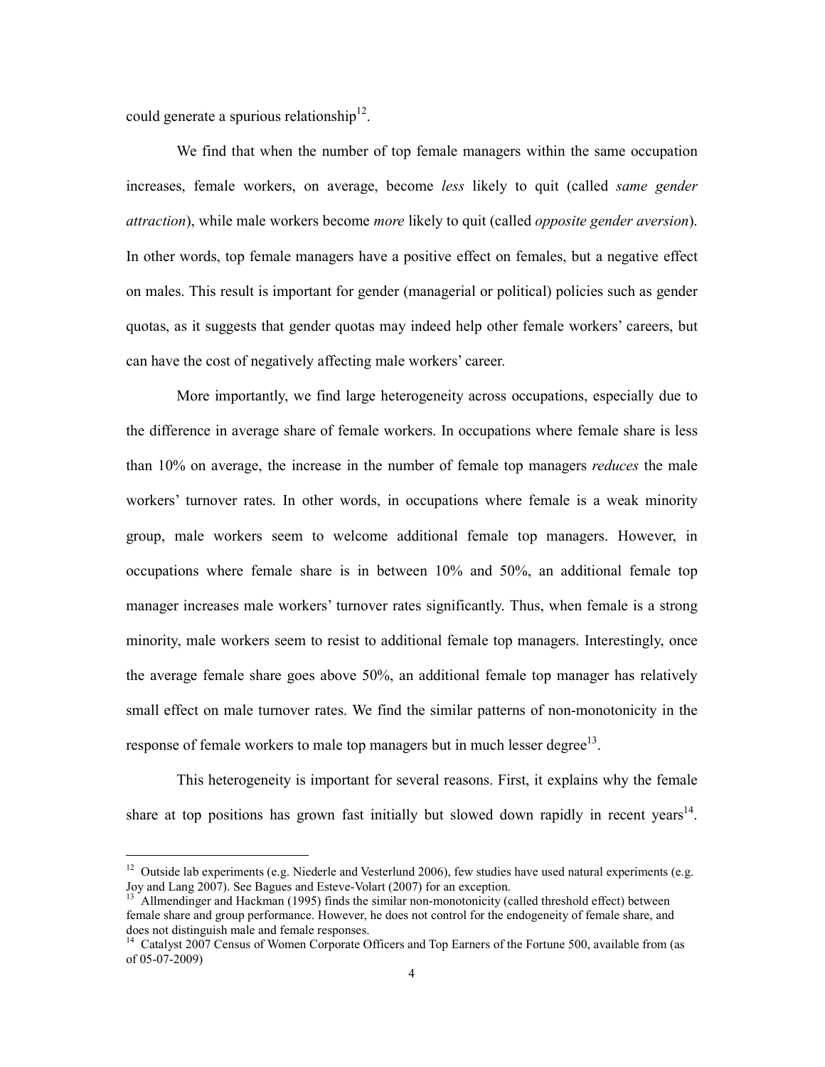could generate a spurious relationship[12].

We find that when the number of top female managers within the same occupation increases, female workers, on average, become *less* likely to quit (called *same gender attraction*), while male workers become *more* likely to quit (called *opposite gender aversion*). In other words, top female managers have a positive effect on females, but a negative effect on males. This result is important for gender (managerial or political) policies such as gender quotas, as it suggests that gender quotas may indeed help other female workers' careers, but can have the cost of negatively affecting male workers' career.

More importantly, we find large heterogeneity across occupations, especially due to the difference in average share of female workers. In occupations where female share is less than 10% on average, the increase in the number of female top managers *reduces* the male workers' turnover rates. In other words, in occupations where female is a weak minority group, male workers seem to welcome additional female top managers. However, in occupations where female share is in between 10% and 50%, an additional female top manager increases male workers' turnover rates significantly. Thus, when female is a strong minority, male workers seem to resist to additional female top managers. Interestingly, once the average female share goes above 50%, an additional female top manager has relatively small effect on male turnover rates. We find the similar patterns of non-monotonicity in the response of female workers to male top managers but in much lesser degree[13].

This heterogeneity is important for several reasons. First, it explains why the female share at top positions has grown fast initially but slowed down rapidly in recent years[14].

---

[12] Outside lab experiments (e.g. Niederle and Vesterlund 2006), few studies have used natural experiments (e.g. Joy and Lang 2007). See Bagues and Esteve-Volart (2007) for an exception.

[13] Allmendinger and Hackman (1995) finds the similar non-monotonicity (called threshold effect) between female share and group performance. However, he does not control for the endogeneity of female share, and does not distinguish male and female responses.

[14] Catalyst 2007 Census of Women Corporate Officers and Top Earners of the Fortune 500, available from (as of 05-07-2009)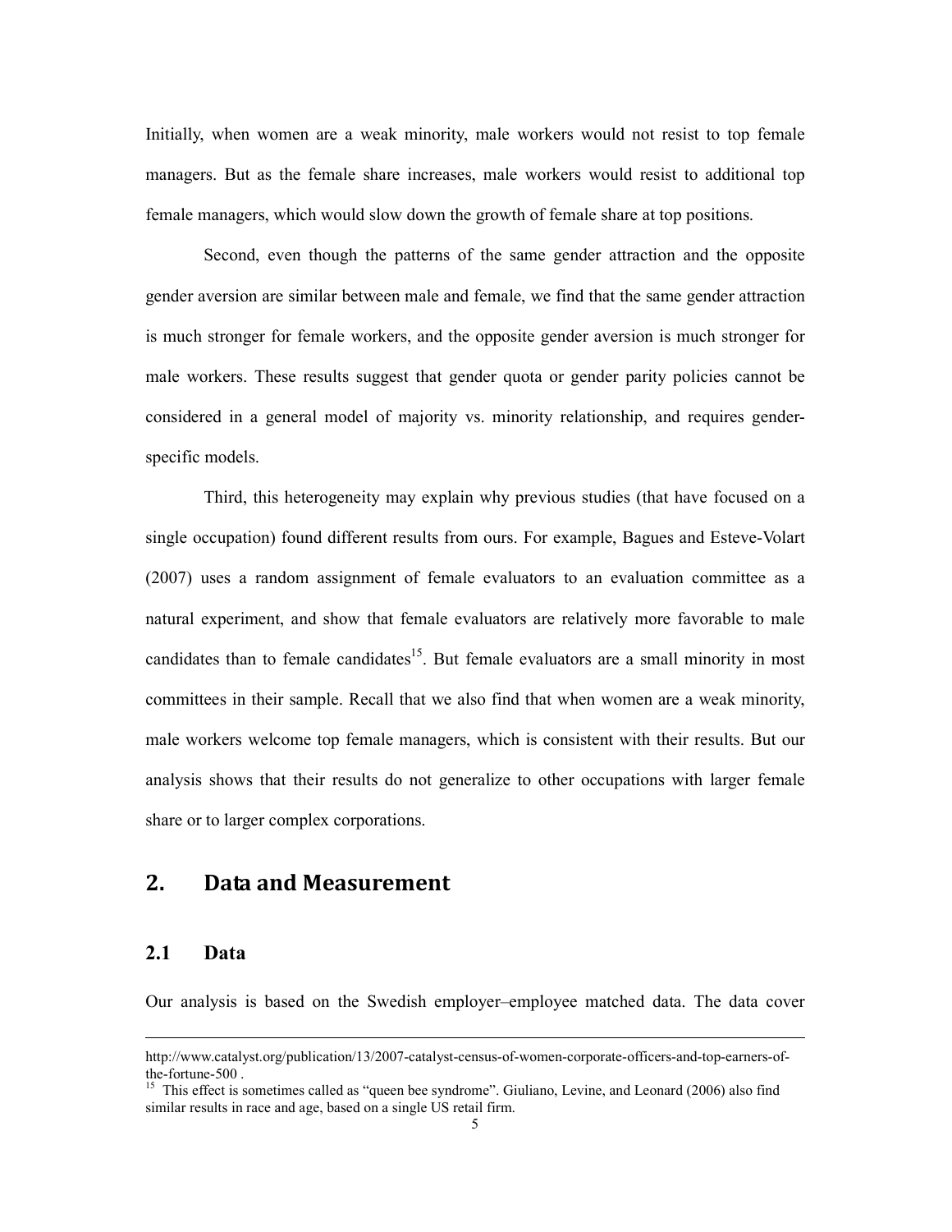Initially, when women are a weak minority, male workers would not resist to top female managers. But as the female share increases, male workers would resist to additional top female managers, which would slow down the growth of female share at top positions.

Second, even though the patterns of the same gender attraction and the opposite gender aversion are similar between male and female, we find that the same gender attraction is much stronger for female workers, and the opposite gender aversion is much stronger for male workers. These results suggest that gender quota or gender parity policies cannot be considered in a general model of majority vs. minority relationship, and requires gender-specific models.

Third, this heterogeneity may explain why previous studies (that have focused on a single occupation) found different results from ours. For example, Bagues and Esteve-Volart (2007) uses a random assignment of female evaluators to an evaluation committee as a natural experiment, and show that female evaluators are relatively more favorable to male candidates than to female candidates[15]. But female evaluators are a small minority in most committees in their sample. Recall that we also find that when women are a weak minority, male workers welcome top female managers, which is consistent with their results. But our analysis shows that their results do not generalize to other occupations with larger female share or to larger complex corporations.

## 2. Data and Measurement

### 2.1 Data

Our analysis is based on the Swedish employer–employee matched data. The data cover

---

http://www.catalyst.org/publication/13/2007-catalyst-census-of-women-corporate-officers-and-top-earners-of-the-fortune-500 .

[15] This effect is sometimes called as "queen bee syndrome". Giuliano, Levine, and Leonard (2006) also find similar results in race and age, based on a single US retail firm.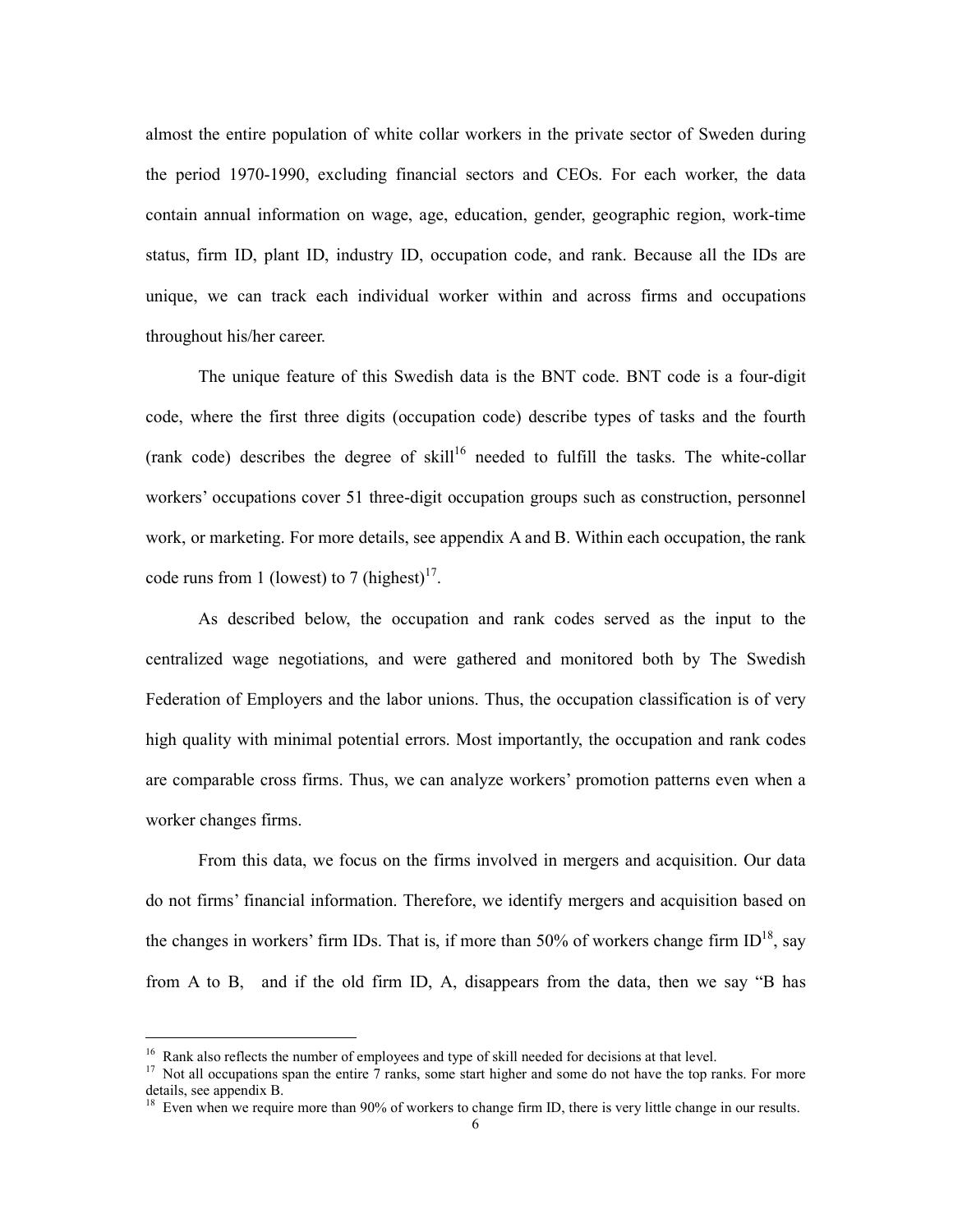almost the entire population of white collar workers in the private sector of Sweden during the period 1970-1990, excluding financial sectors and CEOs. For each worker, the data contain annual information on wage, age, education, gender, geographic region, work-time status, firm ID, plant ID, industry ID, occupation code, and rank. Because all the IDs are unique, we can track each individual worker within and across firms and occupations throughout his/her career.

The unique feature of this Swedish data is the BNT code. BNT code is a four-digit code, where the first three digits (occupation code) describe types of tasks and the fourth (rank code) describes the degree of skill[16] needed to fulfill the tasks. The white-collar workers' occupations cover 51 three-digit occupation groups such as construction, personnel work, or marketing. For more details, see appendix A and B. Within each occupation, the rank code runs from 1 (lowest) to 7 (highest)[17].

As described below, the occupation and rank codes served as the input to the centralized wage negotiations, and were gathered and monitored both by The Swedish Federation of Employers and the labor unions. Thus, the occupation classification is of very high quality with minimal potential errors. Most importantly, the occupation and rank codes are comparable cross firms. Thus, we can analyze workers' promotion patterns even when a worker changes firms.

From this data, we focus on the firms involved in mergers and acquisition. Our data do not firms' financial information. Therefore, we identify mergers and acquisition based on the changes in workers' firm IDs. That is, if more than 50% of workers change firm ID[18], say from A to B,  and if the old firm ID, A, disappears from the data, then we say "B has

---

[16] Rank also reflects the number of employees and type of skill needed for decisions at that level.

[17] Not all occupations span the entire 7 ranks, some start higher and some do not have the top ranks. For more details, see appendix B.

[18] Even when we require more than 90% of workers to change firm ID, there is very little change in our results.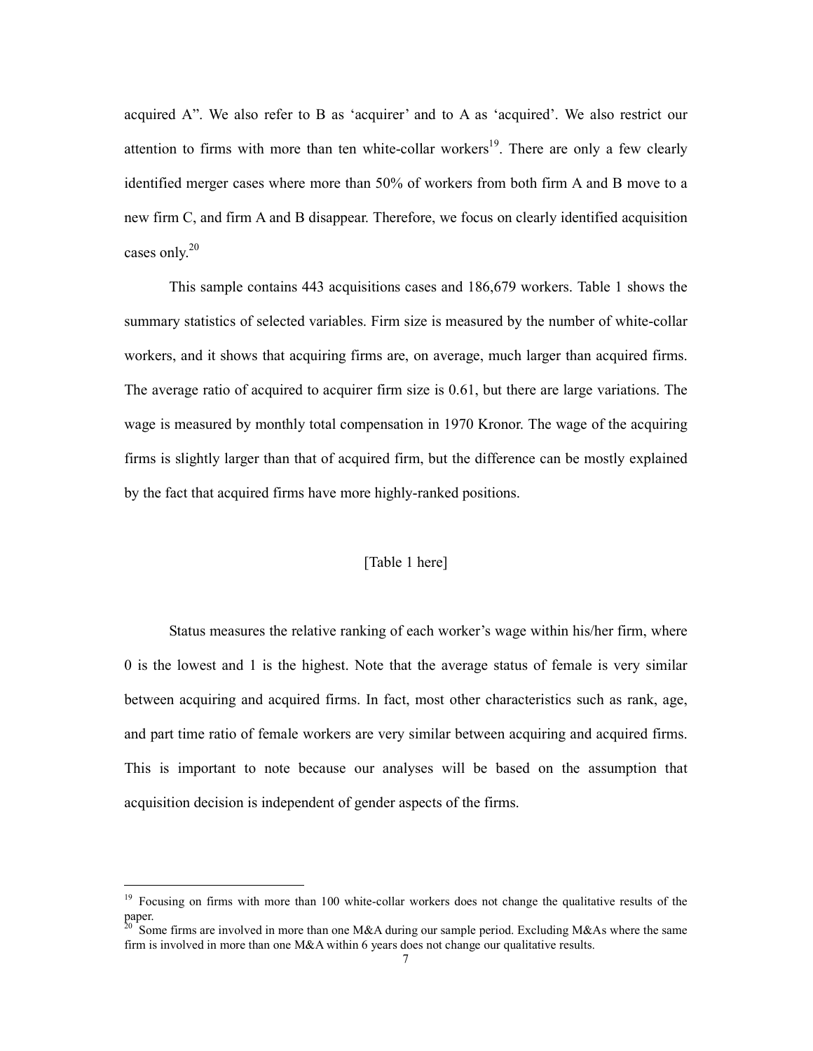acquired A". We also refer to B as 'acquirer' and to A as 'acquired'. We also restrict our attention to firms with more than ten white-collar workers[19]. There are only a few clearly identified merger cases where more than 50% of workers from both firm A and B move to a new firm C, and firm A and B disappear. Therefore, we focus on clearly identified acquisition cases only.[20]

This sample contains 443 acquisitions cases and 186,679 workers. Table 1 shows the summary statistics of selected variables. Firm size is measured by the number of white-collar workers, and it shows that acquiring firms are, on average, much larger than acquired firms. The average ratio of acquired to acquirer firm size is 0.61, but there are large variations. The wage is measured by monthly total compensation in 1970 Kronor. The wage of the acquiring firms is slightly larger than that of acquired firm, but the difference can be mostly explained by the fact that acquired firms have more highly-ranked positions.

[Table 1 here]

Status measures the relative ranking of each worker's wage within his/her firm, where 0 is the lowest and 1 is the highest. Note that the average status of female is very similar between acquiring and acquired firms. In fact, most other characteristics such as rank, age, and part time ratio of female workers are very similar between acquiring and acquired firms. This is important to note because our analyses will be based on the assumption that acquisition decision is independent of gender aspects of the firms.

---

[19] Focusing on firms with more than 100 white-collar workers does not change the qualitative results of the paper.

[20] Some firms are involved in more than one M&A during our sample period. Excluding M&As where the same firm is involved in more than one M&A within 6 years does not change our qualitative results.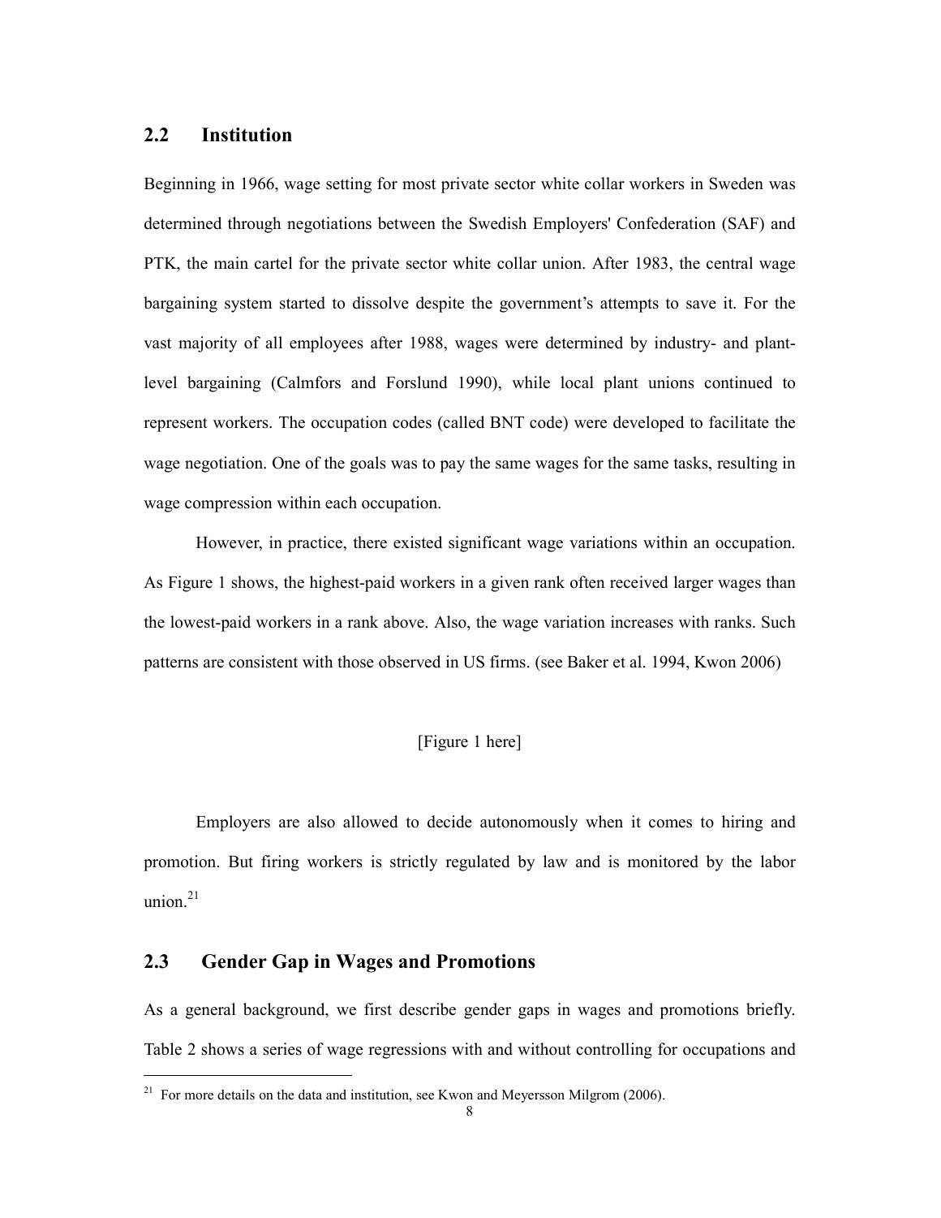## 2.2 Institution

Beginning in 1966, wage setting for most private sector white collar workers in Sweden was determined through negotiations between the Swedish Employers' Confederation (SAF) and PTK, the main cartel for the private sector white collar union. After 1983, the central wage bargaining system started to dissolve despite the government's attempts to save it. For the vast majority of all employees after 1988, wages were determined by industry- and plant-level bargaining (Calmfors and Forslund 1990), while local plant unions continued to represent workers. The occupation codes (called BNT code) were developed to facilitate the wage negotiation. One of the goals was to pay the same wages for the same tasks, resulting in wage compression within each occupation.

However, in practice, there existed significant wage variations within an occupation. As Figure 1 shows, the highest-paid workers in a given rank often received larger wages than the lowest-paid workers in a rank above. Also, the wage variation increases with ranks. Such patterns are consistent with those observed in US firms. (see Baker et al. 1994, Kwon 2006)

[Figure 1 here]

Employers are also allowed to decide autonomously when it comes to hiring and promotion. But firing workers is strictly regulated by law and is monitored by the labor union.[21]

## 2.3 Gender Gap in Wages and Promotions

As a general background, we first describe gender gaps in wages and promotions briefly. Table 2 shows a series of wage regressions with and without controlling for occupations and

[21] For more details on the data and institution, see Kwon and Meyersson Milgrom (2006).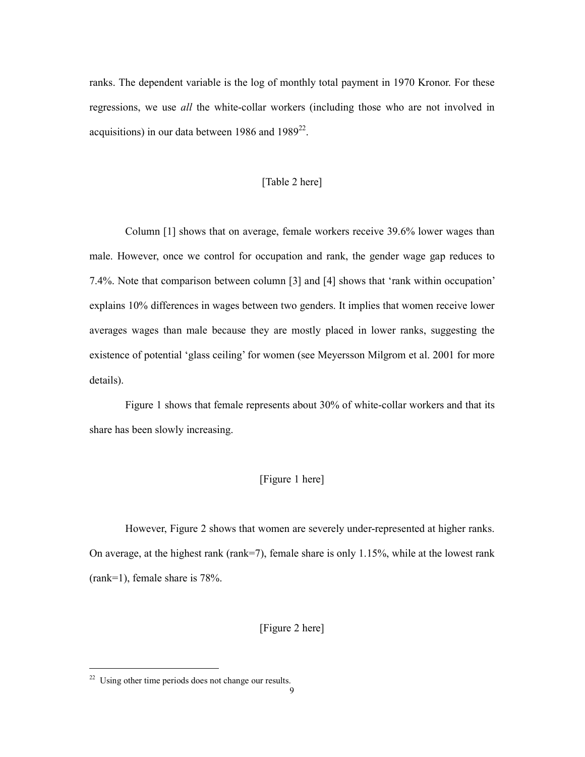ranks. The dependent variable is the log of monthly total payment in 1970 Kronor. For these regressions, we use *all* the white-collar workers (including those who are not involved in acquisitions) in our data between 1986 and 1989[22].

[Table 2 here]

Column [1] shows that on average, female workers receive 39.6% lower wages than male. However, once we control for occupation and rank, the gender wage gap reduces to 7.4%. Note that comparison between column [3] and [4] shows that 'rank within occupation' explains 10% differences in wages between two genders. It implies that women receive lower averages wages than male because they are mostly placed in lower ranks, suggesting the existence of potential 'glass ceiling' for women (see Meyersson Milgrom et al. 2001 for more details).

Figure 1 shows that female represents about 30% of white-collar workers and that its share has been slowly increasing.

[Figure 1 here]

However, Figure 2 shows that women are severely under-represented at higher ranks. On average, at the highest rank (rank=7), female share is only 1.15%, while at the lowest rank (rank=1), female share is 78%.

[Figure 2 here]

---

[22] Using other time periods does not change our results.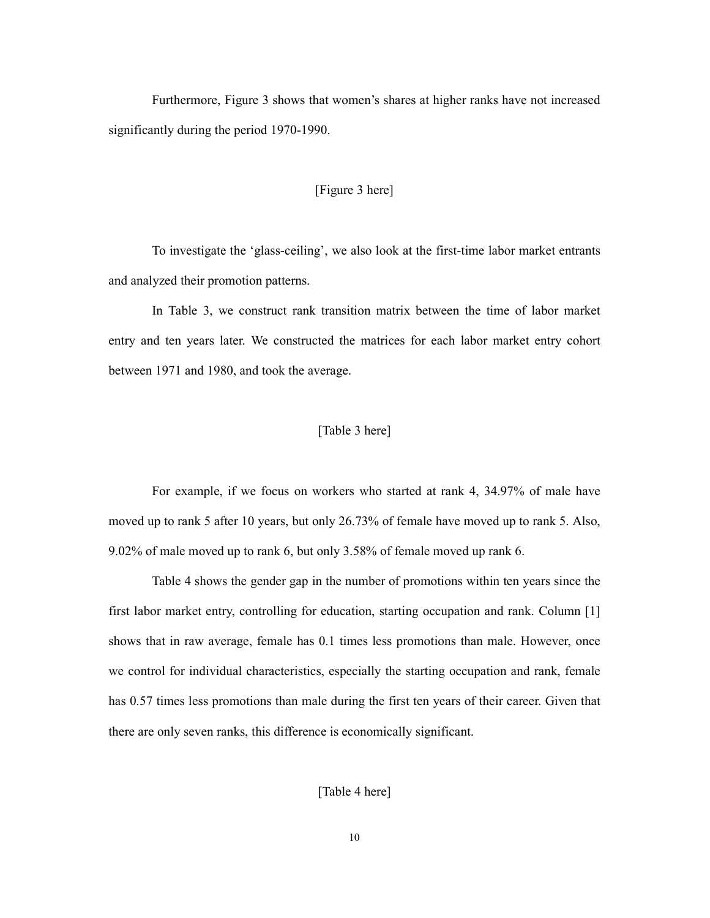Furthermore, Figure 3 shows that women's shares at higher ranks have not increased significantly during the period 1970-1990.

[Figure 3 here]

To investigate the 'glass-ceiling', we also look at the first-time labor market entrants and analyzed their promotion patterns.

In Table 3, we construct rank transition matrix between the time of labor market entry and ten years later. We constructed the matrices for each labor market entry cohort between 1971 and 1980, and took the average.

[Table 3 here]

For example, if we focus on workers who started at rank 4, 34.97% of male have moved up to rank 5 after 10 years, but only 26.73% of female have moved up to rank 5. Also, 9.02% of male moved up to rank 6, but only 3.58% of female moved up rank 6.

Table 4 shows the gender gap in the number of promotions within ten years since the first labor market entry, controlling for education, starting occupation and rank. Column [1] shows that in raw average, female has 0.1 times less promotions than male. However, once we control for individual characteristics, especially the starting occupation and rank, female has 0.57 times less promotions than male during the first ten years of their career. Given that there are only seven ranks, this difference is economically significant.

[Table 4 here]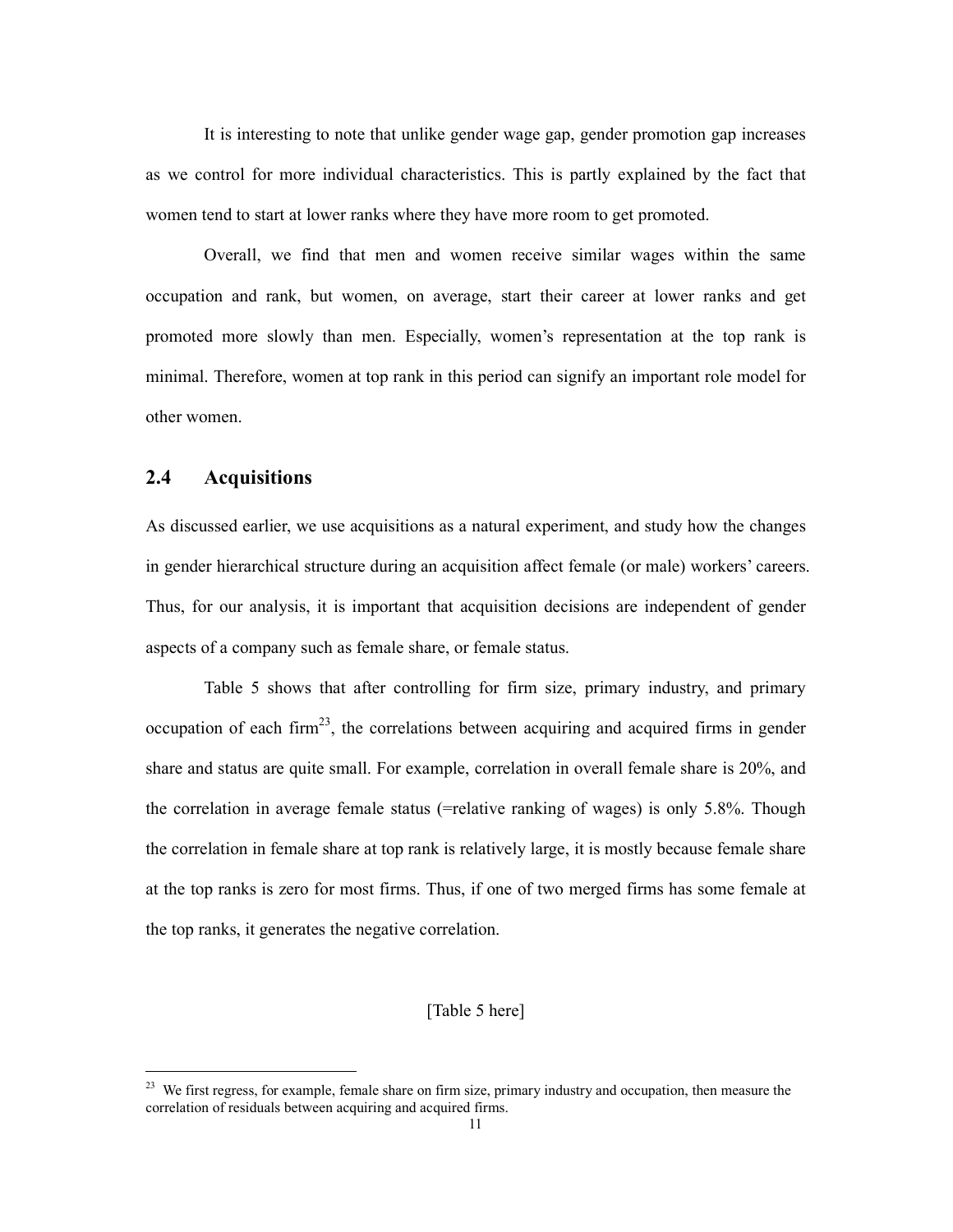It is interesting to note that unlike gender wage gap, gender promotion gap increases as we control for more individual characteristics. This is partly explained by the fact that women tend to start at lower ranks where they have more room to get promoted.

Overall, we find that men and women receive similar wages within the same occupation and rank, but women, on average, start their career at lower ranks and get promoted more slowly than men. Especially, women's representation at the top rank is minimal. Therefore, women at top rank in this period can signify an important role model for other women.

## 2.4 Acquisitions

As discussed earlier, we use acquisitions as a natural experiment, and study how the changes in gender hierarchical structure during an acquisition affect female (or male) workers' careers. Thus, for our analysis, it is important that acquisition decisions are independent of gender aspects of a company such as female share, or female status.

Table 5 shows that after controlling for firm size, primary industry, and primary occupation of each firm[23], the correlations between acquiring and acquired firms in gender share and status are quite small. For example, correlation in overall female share is 20%, and the correlation in average female status (=relative ranking of wages) is only 5.8%. Though the correlation in female share at top rank is relatively large, it is mostly because female share at the top ranks is zero for most firms. Thus, if one of two merged firms has some female at the top ranks, it generates the negative correlation.

[Table 5 here]

[23] We first regress, for example, female share on firm size, primary industry and occupation, then measure the correlation of residuals between acquiring and acquired firms.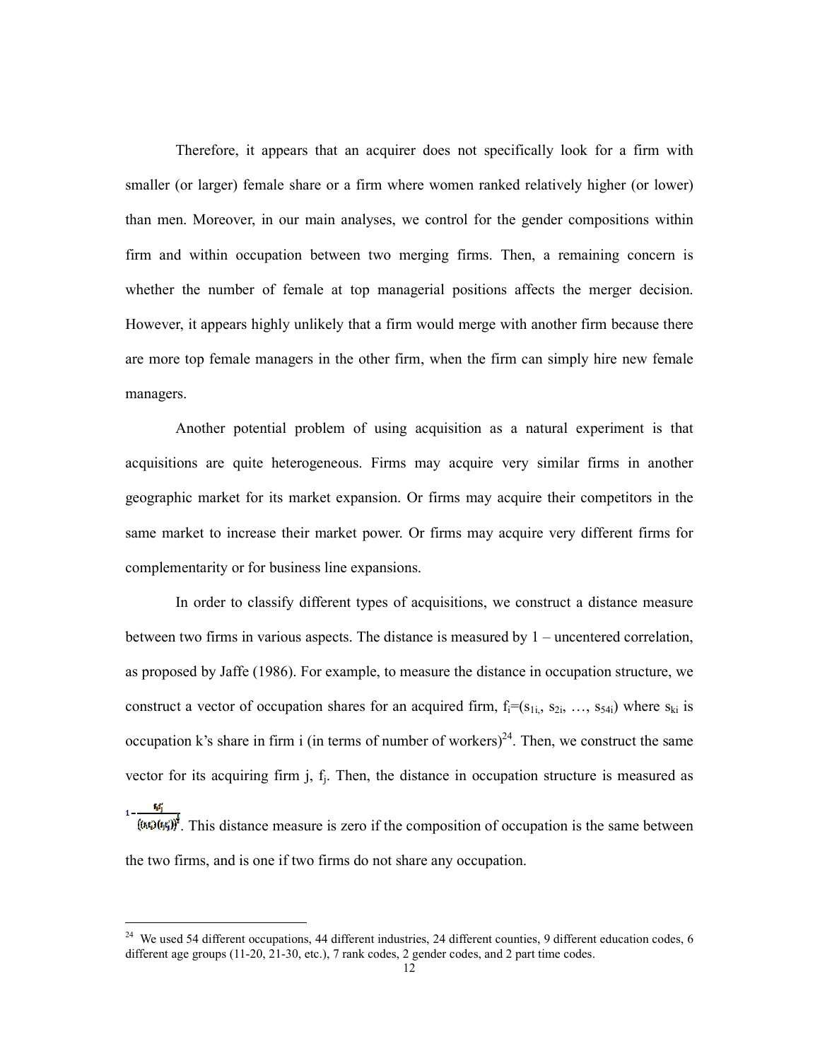Therefore, it appears that an acquirer does not specifically look for a firm with smaller (or larger) female share or a firm where women ranked relatively higher (or lower) than men. Moreover, in our main analyses, we control for the gender compositions within firm and within occupation between two merging firms. Then, a remaining concern is whether the number of female at top managerial positions affects the merger decision. However, it appears highly unlikely that a firm would merge with another firm because there are more top female managers in the other firm, when the firm can simply hire new female managers.

Another potential problem of using acquisition as a natural experiment is that acquisitions are quite heterogeneous. Firms may acquire very similar firms in another geographic market for its market expansion. Or firms may acquire their competitors in the same market to increase their market power. Or firms may acquire very different firms for complementarity or for business line expansions.

In order to classify different types of acquisitions, we construct a distance measure between two firms in various aspects. The distance is measured by 1 – uncentered correlation, as proposed by Jaffe (1986). For example, to measure the distance in occupation structure, we construct a vector of occupation shares for an acquired firm, $f_i=(s_{1i}, s_{2i}, \ldots, s_{54i})$ where $s_{ki}$ is occupation k's share in firm i (in terms of number of workers)[24]. Then, we construct the same vector for its acquiring firm j, $f_j$. Then, the distance in occupation structure is measured as $1-\frac{f_i f_j'}{[(f_i f_i')(f_j f_j')]^{\frac{1}{2}}}$. This distance measure is zero if the composition of occupation is the same between the two firms, and is one if two firms do not share any occupation.

[24] We used 54 different occupations, 44 different industries, 24 different counties, 9 different education codes, 6 different age groups (11-20, 21-30, etc.), 7 rank codes, 2 gender codes, and 2 part time codes.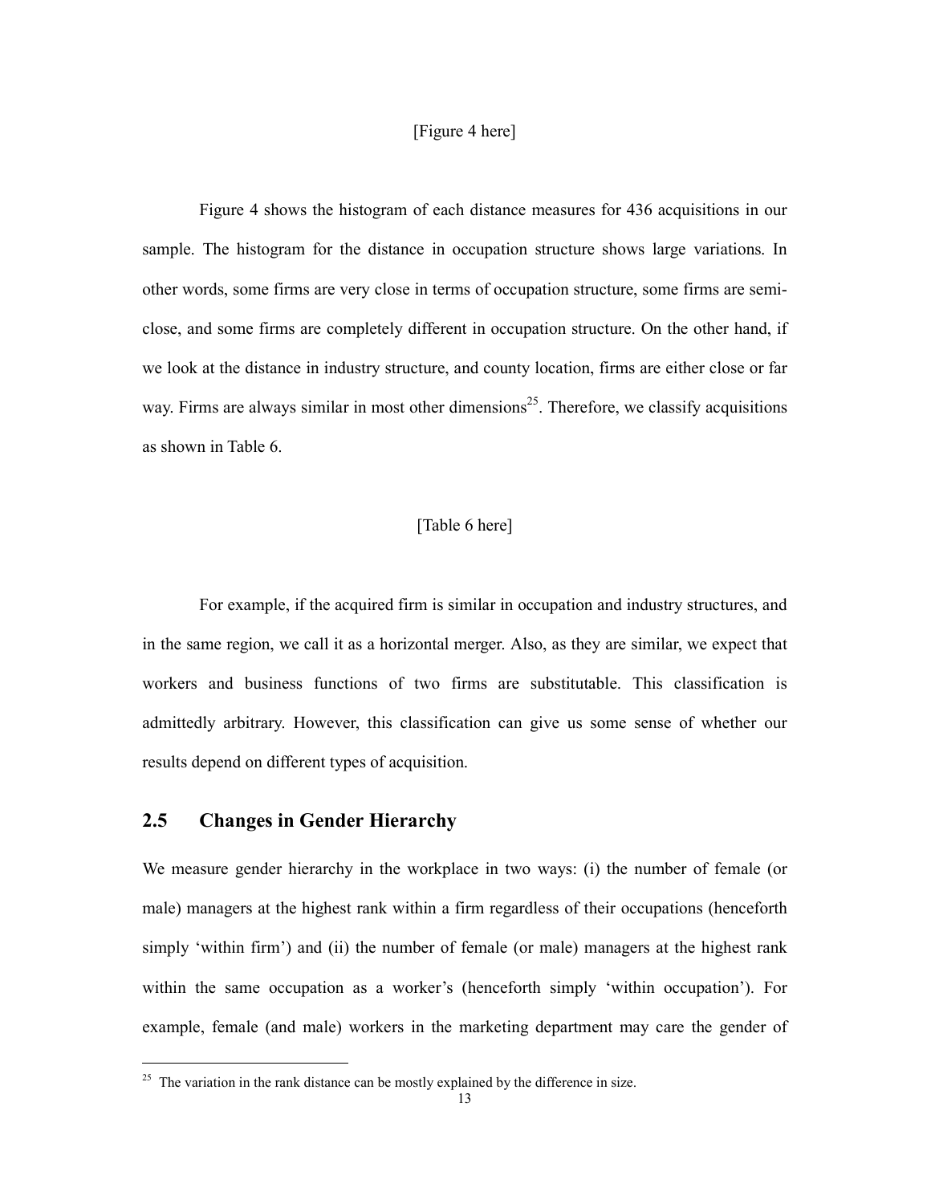[Figure 4 here]

Figure 4 shows the histogram of each distance measures for 436 acquisitions in our sample. The histogram for the distance in occupation structure shows large variations. In other words, some firms are very close in terms of occupation structure, some firms are semi-close, and some firms are completely different in occupation structure. On the other hand, if we look at the distance in industry structure, and county location, firms are either close or far way. Firms are always similar in most other dimensions[25]. Therefore, we classify acquisitions as shown in Table 6.

[Table 6 here]

For example, if the acquired firm is similar in occupation and industry structures, and in the same region, we call it as a horizontal merger. Also, as they are similar, we expect that workers and business functions of two firms are substitutable. This classification is admittedly arbitrary. However, this classification can give us some sense of whether our results depend on different types of acquisition.

## 2.5 Changes in Gender Hierarchy

We measure gender hierarchy in the workplace in two ways: (i) the number of female (or male) managers at the highest rank within a firm regardless of their occupations (henceforth simply 'within firm') and (ii) the number of female (or male) managers at the highest rank within the same occupation as a worker's (henceforth simply 'within occupation'). For example, female (and male) workers in the marketing department may care the gender of

---

[25] The variation in the rank distance can be mostly explained by the difference in size.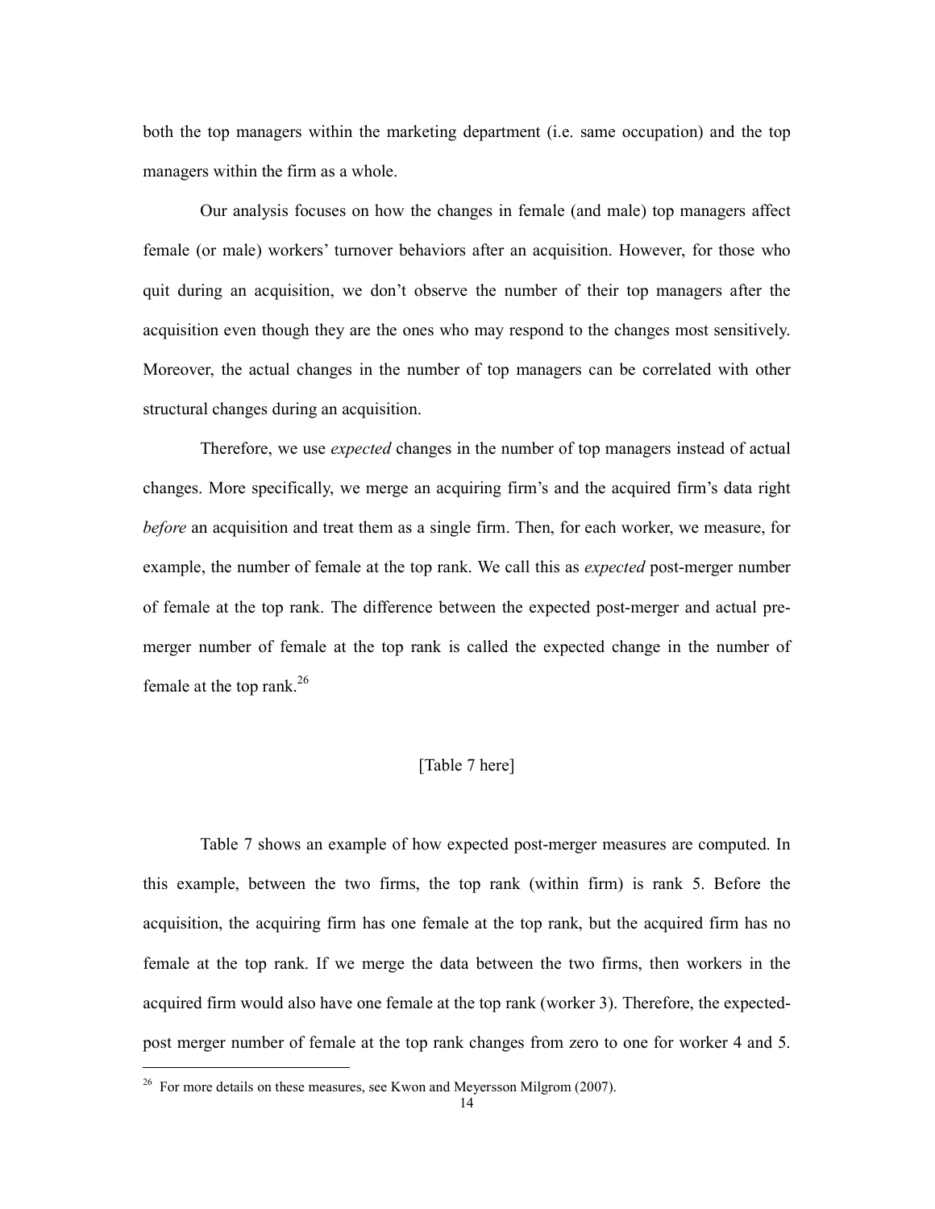both the top managers within the marketing department (i.e. same occupation) and the top managers within the firm as a whole.

Our analysis focuses on how the changes in female (and male) top managers affect female (or male) workers' turnover behaviors after an acquisition. However, for those who quit during an acquisition, we don't observe the number of their top managers after the acquisition even though they are the ones who may respond to the changes most sensitively. Moreover, the actual changes in the number of top managers can be correlated with other structural changes during an acquisition.

Therefore, we use *expected* changes in the number of top managers instead of actual changes. More specifically, we merge an acquiring firm's and the acquired firm's data right *before* an acquisition and treat them as a single firm. Then, for each worker, we measure, for example, the number of female at the top rank. We call this as *expected* post-merger number of female at the top rank. The difference between the expected post-merger and actual pre-merger number of female at the top rank is called the expected change in the number of female at the top rank.[26]

[Table 7 here]

Table 7 shows an example of how expected post-merger measures are computed. In this example, between the two firms, the top rank (within firm) is rank 5. Before the acquisition, the acquiring firm has one female at the top rank, but the acquired firm has no female at the top rank. If we merge the data between the two firms, then workers in the acquired firm would also have one female at the top rank (worker 3). Therefore, the expected-post merger number of female at the top rank changes from zero to one for worker 4 and 5.

[26] For more details on these measures, see Kwon and Meyersson Milgrom (2007).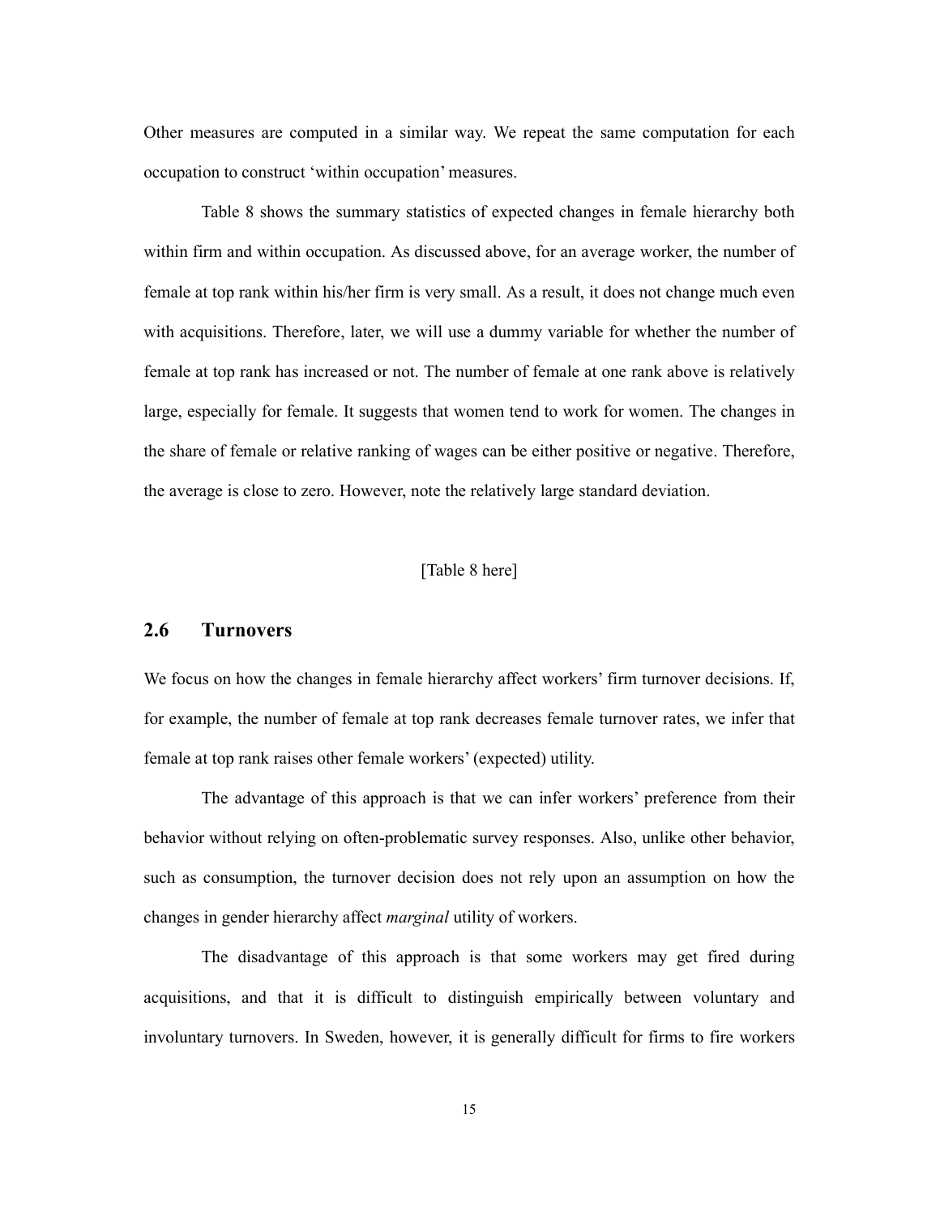Other measures are computed in a similar way. We repeat the same computation for each occupation to construct 'within occupation' measures.

Table 8 shows the summary statistics of expected changes in female hierarchy both within firm and within occupation. As discussed above, for an average worker, the number of female at top rank within his/her firm is very small. As a result, it does not change much even with acquisitions. Therefore, later, we will use a dummy variable for whether the number of female at top rank has increased or not. The number of female at one rank above is relatively large, especially for female. It suggests that women tend to work for women. The changes in the share of female or relative ranking of wages can be either positive or negative. Therefore, the average is close to zero. However, note the relatively large standard deviation.

[Table 8 here]

## 2.6 Turnovers

We focus on how the changes in female hierarchy affect workers' firm turnover decisions. If, for example, the number of female at top rank decreases female turnover rates, we infer that female at top rank raises other female workers' (expected) utility.

The advantage of this approach is that we can infer workers' preference from their behavior without relying on often-problematic survey responses. Also, unlike other behavior, such as consumption, the turnover decision does not rely upon an assumption on how the changes in gender hierarchy affect *marginal* utility of workers.

The disadvantage of this approach is that some workers may get fired during acquisitions, and that it is difficult to distinguish empirically between voluntary and involuntary turnovers. In Sweden, however, it is generally difficult for firms to fire workers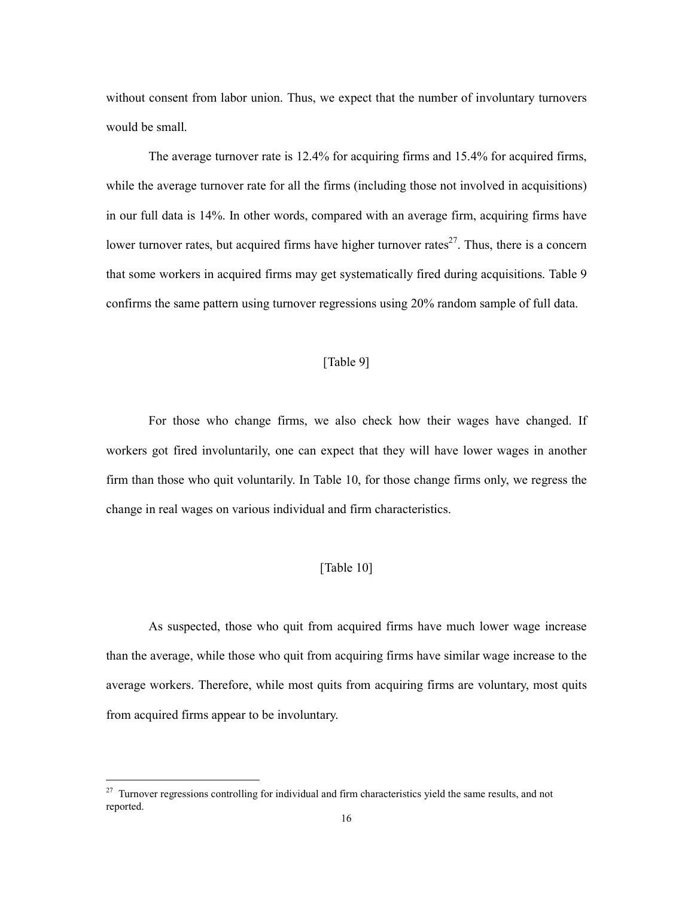without consent from labor union. Thus, we expect that the number of involuntary turnovers would be small.

The average turnover rate is 12.4% for acquiring firms and 15.4% for acquired firms, while the average turnover rate for all the firms (including those not involved in acquisitions) in our full data is 14%. In other words, compared with an average firm, acquiring firms have lower turnover rates, but acquired firms have higher turnover rates[27]. Thus, there is a concern that some workers in acquired firms may get systematically fired during acquisitions. Table 9 confirms the same pattern using turnover regressions using 20% random sample of full data.

[Table 9]

For those who change firms, we also check how their wages have changed. If workers got fired involuntarily, one can expect that they will have lower wages in another firm than those who quit voluntarily. In Table 10, for those change firms only, we regress the change in real wages on various individual and firm characteristics.

[Table 10]

As suspected, those who quit from acquired firms have much lower wage increase than the average, while those who quit from acquiring firms have similar wage increase to the average workers. Therefore, while most quits from acquiring firms are voluntary, most quits from acquired firms appear to be involuntary.

---

[27] Turnover regressions controlling for individual and firm characteristics yield the same results, and not reported.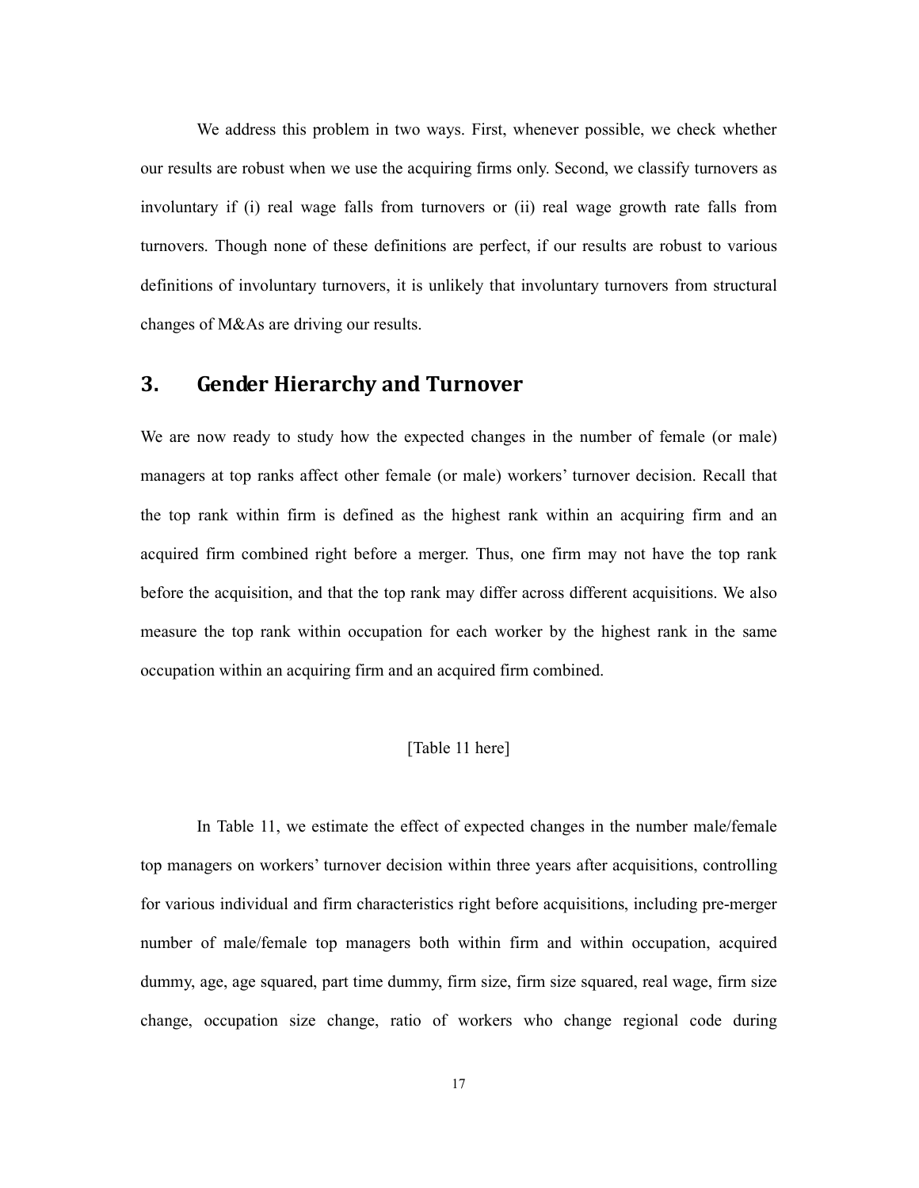We address this problem in two ways. First, whenever possible, we check whether our results are robust when we use the acquiring firms only. Second, we classify turnovers as involuntary if (i) real wage falls from turnovers or (ii) real wage growth rate falls from turnovers. Though none of these definitions are perfect, if our results are robust to various definitions of involuntary turnovers, it is unlikely that involuntary turnovers from structural changes of M&As are driving our results.

## 3. Gender Hierarchy and Turnover

We are now ready to study how the expected changes in the number of female (or male) managers at top ranks affect other female (or male) workers' turnover decision. Recall that the top rank within firm is defined as the highest rank within an acquiring firm and an acquired firm combined right before a merger. Thus, one firm may not have the top rank before the acquisition, and that the top rank may differ across different acquisitions. We also measure the top rank within occupation for each worker by the highest rank in the same occupation within an acquiring firm and an acquired firm combined.

[Table 11 here]

In Table 11, we estimate the effect of expected changes in the number male/female top managers on workers' turnover decision within three years after acquisitions, controlling for various individual and firm characteristics right before acquisitions, including pre-merger number of male/female top managers both within firm and within occupation, acquired dummy, age, age squared, part time dummy, firm size, firm size squared, real wage, firm size change, occupation size change, ratio of workers who change regional code during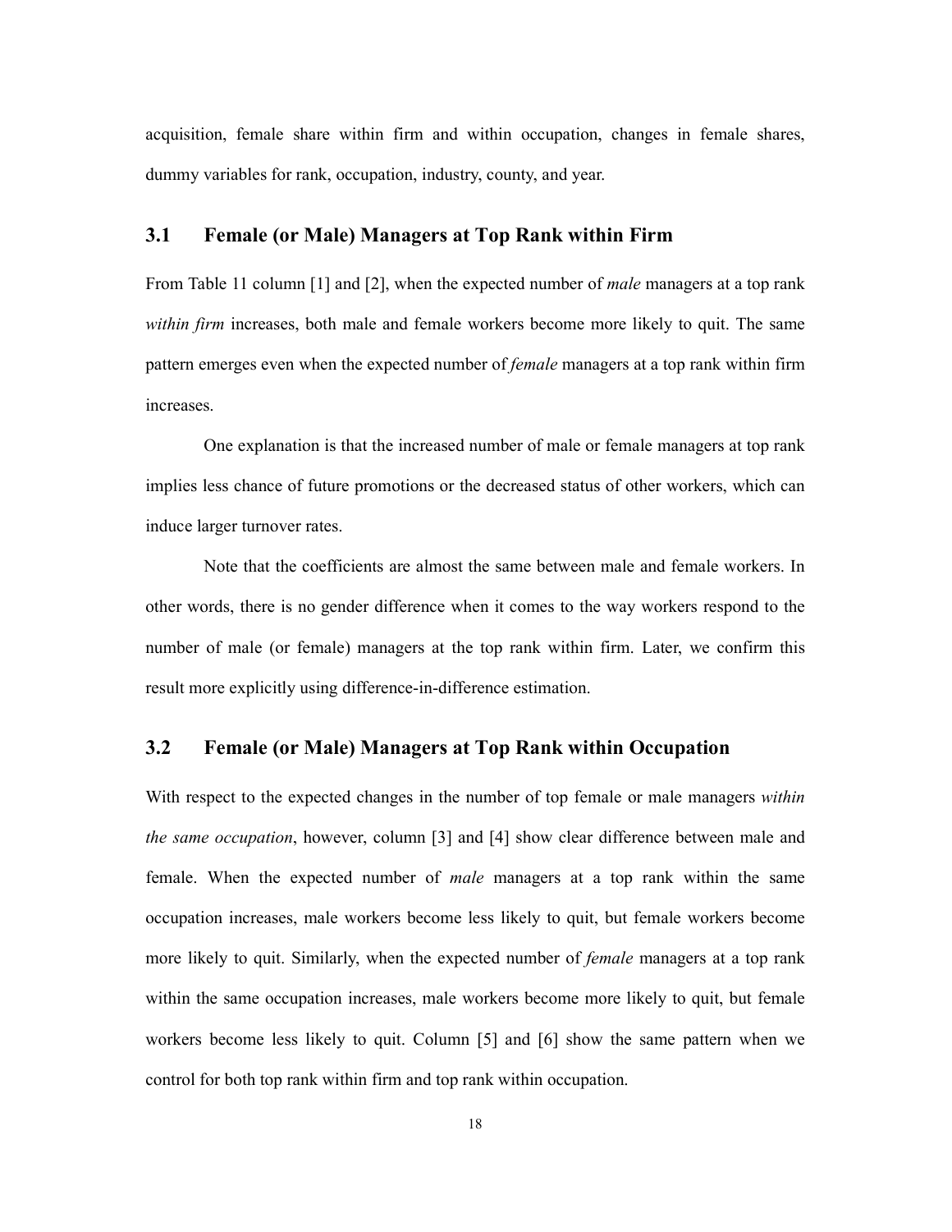acquisition, female share within firm and within occupation, changes in female shares, dummy variables for rank, occupation, industry, county, and year.

## 3.1 Female (or Male) Managers at Top Rank within Firm

From Table 11 column [1] and [2], when the expected number of *male* managers at a top rank *within firm* increases, both male and female workers become more likely to quit. The same pattern emerges even when the expected number of *female* managers at a top rank within firm increases.

One explanation is that the increased number of male or female managers at top rank implies less chance of future promotions or the decreased status of other workers, which can induce larger turnover rates.

Note that the coefficients are almost the same between male and female workers. In other words, there is no gender difference when it comes to the way workers respond to the number of male (or female) managers at the top rank within firm. Later, we confirm this result more explicitly using difference-in-difference estimation.

## 3.2 Female (or Male) Managers at Top Rank within Occupation

With respect to the expected changes in the number of top female or male managers *within the same occupation*, however, column [3] and [4] show clear difference between male and female. When the expected number of *male* managers at a top rank within the same occupation increases, male workers become less likely to quit, but female workers become more likely to quit. Similarly, when the expected number of *female* managers at a top rank within the same occupation increases, male workers become more likely to quit, but female workers become less likely to quit. Column [5] and [6] show the same pattern when we control for both top rank within firm and top rank within occupation.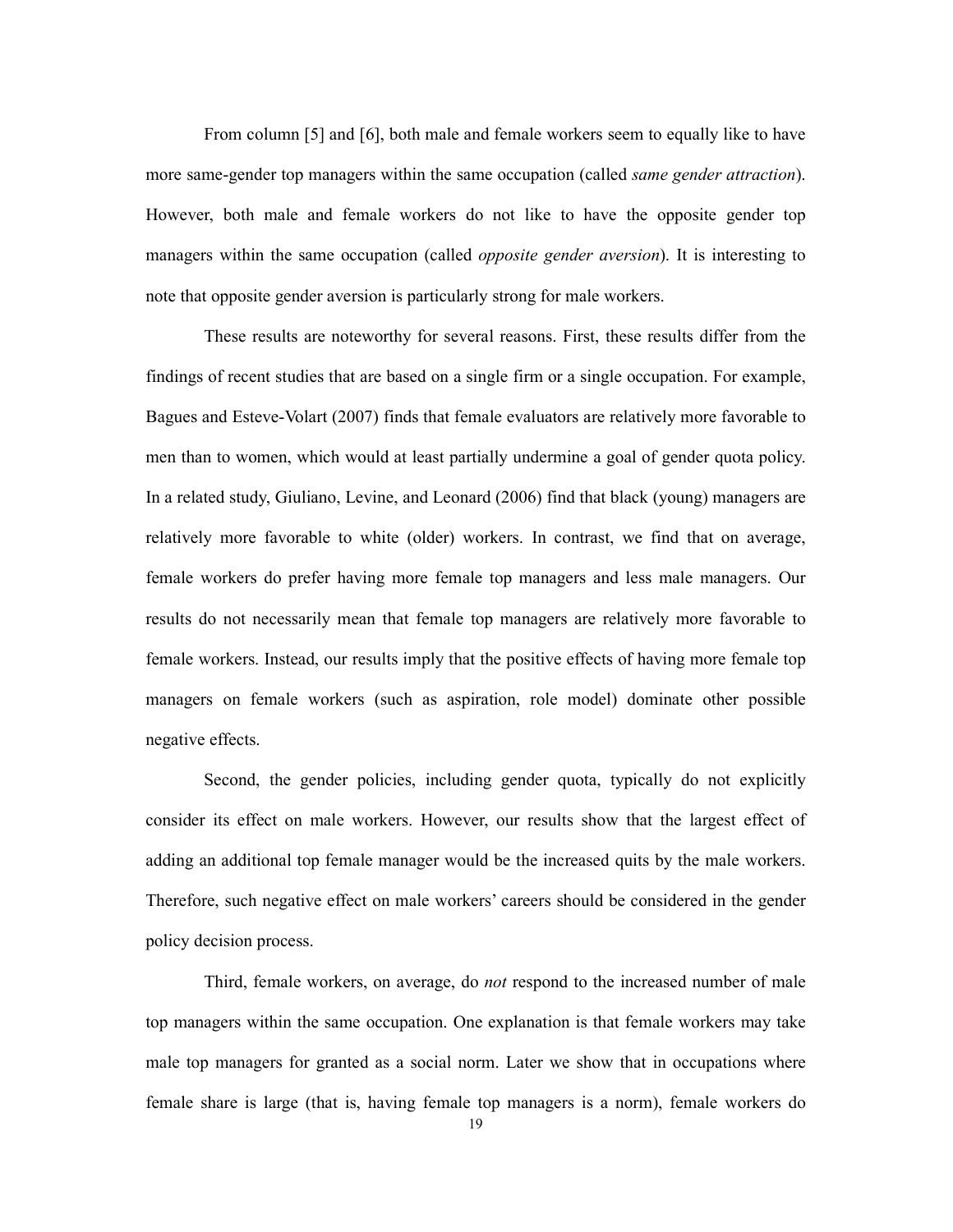From column [5] and [6], both male and female workers seem to equally like to have more same-gender top managers within the same occupation (called *same gender attraction*). However, both male and female workers do not like to have the opposite gender top managers within the same occupation (called *opposite gender aversion*). It is interesting to note that opposite gender aversion is particularly strong for male workers.

These results are noteworthy for several reasons. First, these results differ from the findings of recent studies that are based on a single firm or a single occupation. For example, Bagues and Esteve-Volart (2007) finds that female evaluators are relatively more favorable to men than to women, which would at least partially undermine a goal of gender quota policy. In a related study, Giuliano, Levine, and Leonard (2006) find that black (young) managers are relatively more favorable to white (older) workers. In contrast, we find that on average, female workers do prefer having more female top managers and less male managers. Our results do not necessarily mean that female top managers are relatively more favorable to female workers. Instead, our results imply that the positive effects of having more female top managers on female workers (such as aspiration, role model) dominate other possible negative effects.

Second, the gender policies, including gender quota, typically do not explicitly consider its effect on male workers. However, our results show that the largest effect of adding an additional top female manager would be the increased quits by the male workers. Therefore, such negative effect on male workers' careers should be considered in the gender policy decision process.

Third, female workers, on average, do *not* respond to the increased number of male top managers within the same occupation. One explanation is that female workers may take male top managers for granted as a social norm. Later we show that in occupations where female share is large (that is, having female top managers is a norm), female workers do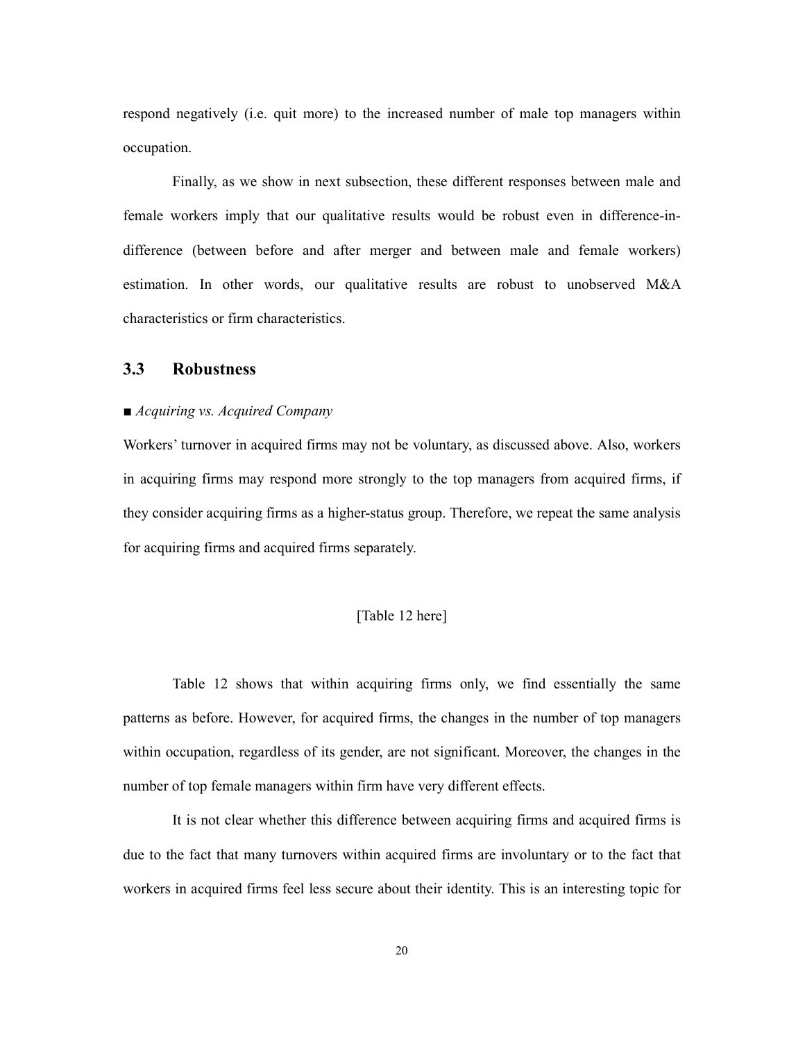respond negatively (i.e. quit more) to the increased number of male top managers within occupation.

Finally, as we show in next subsection, these different responses between male and female workers imply that our qualitative results would be robust even in difference-in-difference (between before and after merger and between male and female workers) estimation. In other words, our qualitative results are robust to unobserved M&A characteristics or firm characteristics.

## 3.3 Robustness

■ *Acquiring vs. Acquired Company*

Workers' turnover in acquired firms may not be voluntary, as discussed above. Also, workers in acquiring firms may respond more strongly to the top managers from acquired firms, if they consider acquiring firms as a higher-status group. Therefore, we repeat the same analysis for acquiring firms and acquired firms separately.

[Table 12 here]

Table 12 shows that within acquiring firms only, we find essentially the same patterns as before. However, for acquired firms, the changes in the number of top managers within occupation, regardless of its gender, are not significant. Moreover, the changes in the number of top female managers within firm have very different effects.

It is not clear whether this difference between acquiring firms and acquired firms is due to the fact that many turnovers within acquired firms are involuntary or to the fact that workers in acquired firms feel less secure about their identity. This is an interesting topic for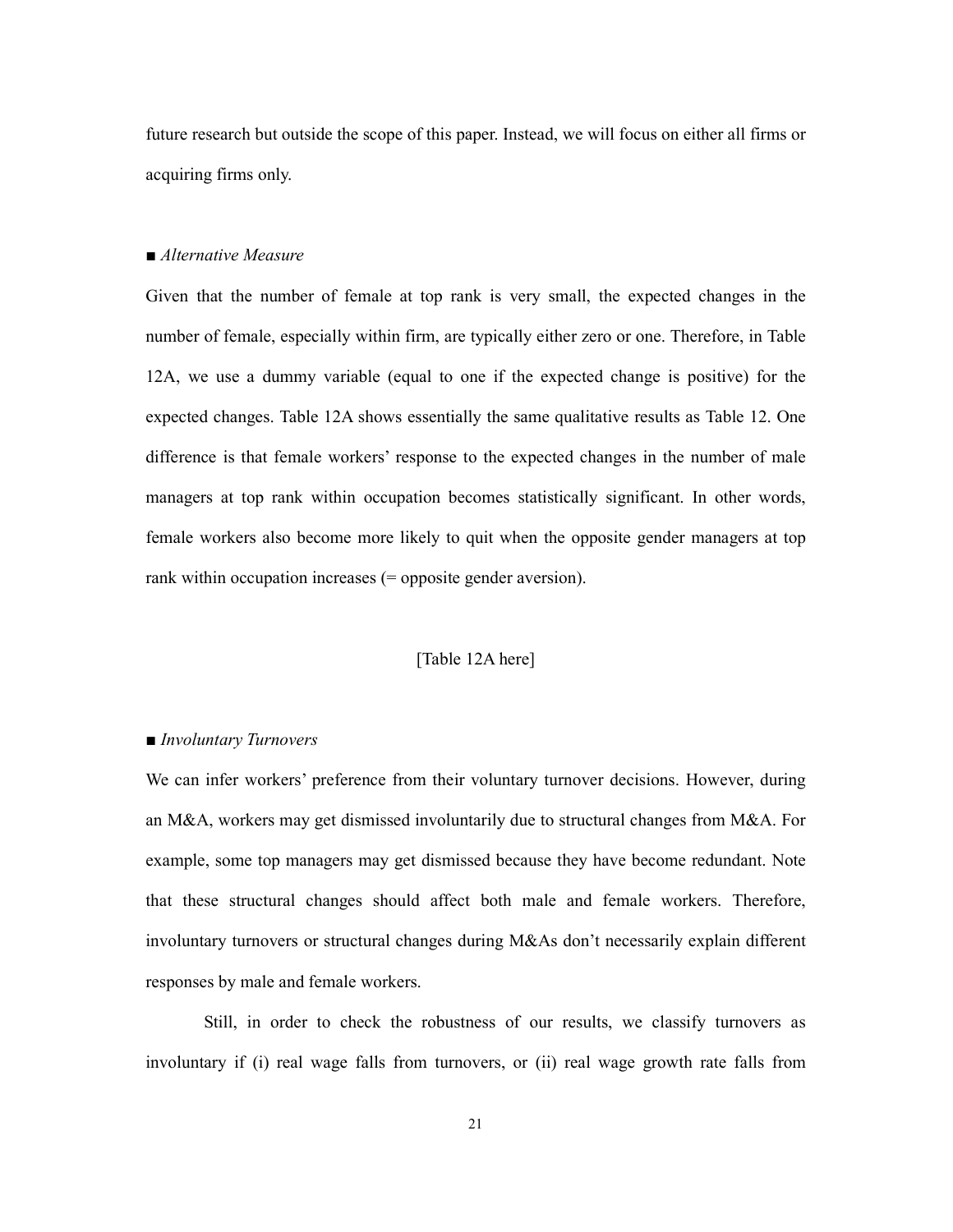future research but outside the scope of this paper. Instead, we will focus on either all firms or acquiring firms only.

■ *Alternative Measure*

Given that the number of female at top rank is very small, the expected changes in the number of female, especially within firm, are typically either zero or one. Therefore, in Table 12A, we use a dummy variable (equal to one if the expected change is positive) for the expected changes. Table 12A shows essentially the same qualitative results as Table 12. One difference is that female workers' response to the expected changes in the number of male managers at top rank within occupation becomes statistically significant. In other words, female workers also become more likely to quit when the opposite gender managers at top rank within occupation increases (= opposite gender aversion).

[Table 12A here]

■ *Involuntary Turnovers*

We can infer workers' preference from their voluntary turnover decisions. However, during an M&A, workers may get dismissed involuntarily due to structural changes from M&A. For example, some top managers may get dismissed because they have become redundant. Note that these structural changes should affect both male and female workers. Therefore, involuntary turnovers or structural changes during M&As don't necessarily explain different responses by male and female workers.

Still, in order to check the robustness of our results, we classify turnovers as involuntary if (i) real wage falls from turnovers, or (ii) real wage growth rate falls from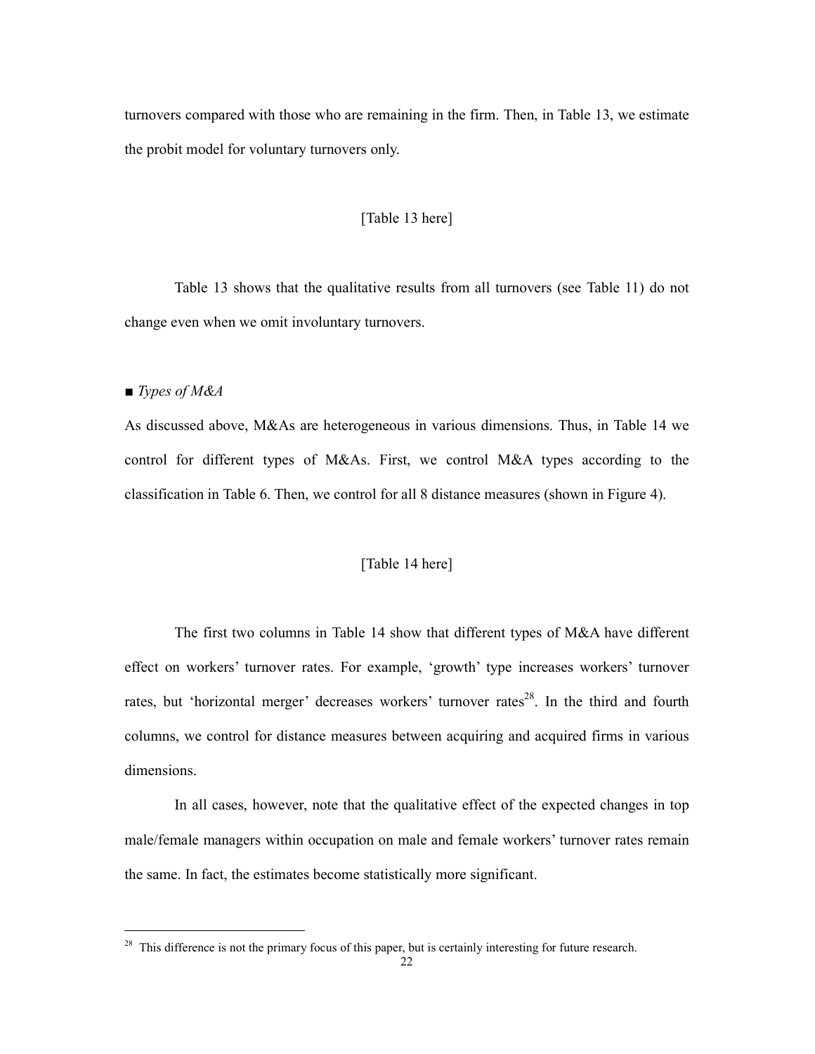turnovers compared with those who are remaining in the firm. Then, in Table 13, we estimate the probit model for voluntary turnovers only.

[Table 13 here]

Table 13 shows that the qualitative results from all turnovers (see Table 11) do not change even when we omit involuntary turnovers.

■ *Types of M&A*

As discussed above, M&As are heterogeneous in various dimensions. Thus, in Table 14 we control for different types of M&As. First, we control M&A types according to the classification in Table 6. Then, we control for all 8 distance measures (shown in Figure 4).

[Table 14 here]

The first two columns in Table 14 show that different types of M&A have different effect on workers' turnover rates. For example, 'growth' type increases workers' turnover rates, but 'horizontal merger' decreases workers' turnover rates[28]. In the third and fourth columns, we control for distance measures between acquiring and acquired firms in various dimensions.

In all cases, however, note that the qualitative effect of the expected changes in top male/female managers within occupation on male and female workers' turnover rates remain the same. In fact, the estimates become statistically more significant.

[28] This difference is not the primary focus of this paper, but is certainly interesting for future research.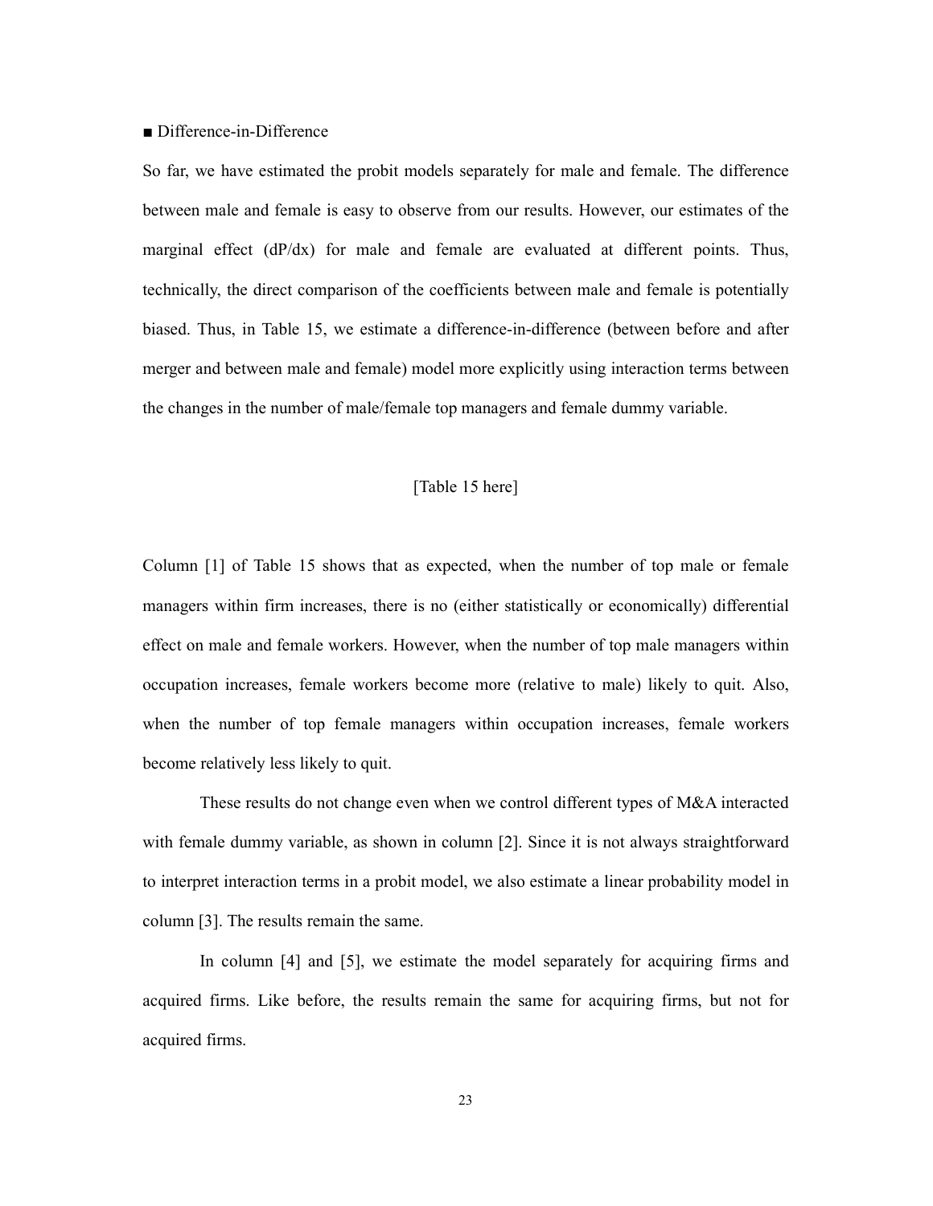■ Difference-in-Difference

So far, we have estimated the probit models separately for male and female. The difference between male and female is easy to observe from our results. However, our estimates of the marginal effect (dP/dx) for male and female are evaluated at different points. Thus, technically, the direct comparison of the coefficients between male and female is potentially biased. Thus, in Table 15, we estimate a difference-in-difference (between before and after merger and between male and female) model more explicitly using interaction terms between the changes in the number of male/female top managers and female dummy variable.

[Table 15 here]

Column [1] of Table 15 shows that as expected, when the number of top male or female managers within firm increases, there is no (either statistically or economically) differential effect on male and female workers. However, when the number of top male managers within occupation increases, female workers become more (relative to male) likely to quit. Also, when the number of top female managers within occupation increases, female workers become relatively less likely to quit.

These results do not change even when we control different types of M&A interacted with female dummy variable, as shown in column [2]. Since it is not always straightforward to interpret interaction terms in a probit model, we also estimate a linear probability model in column [3]. The results remain the same.

In column [4] and [5], we estimate the model separately for acquiring firms and acquired firms. Like before, the results remain the same for acquiring firms, but not for acquired firms.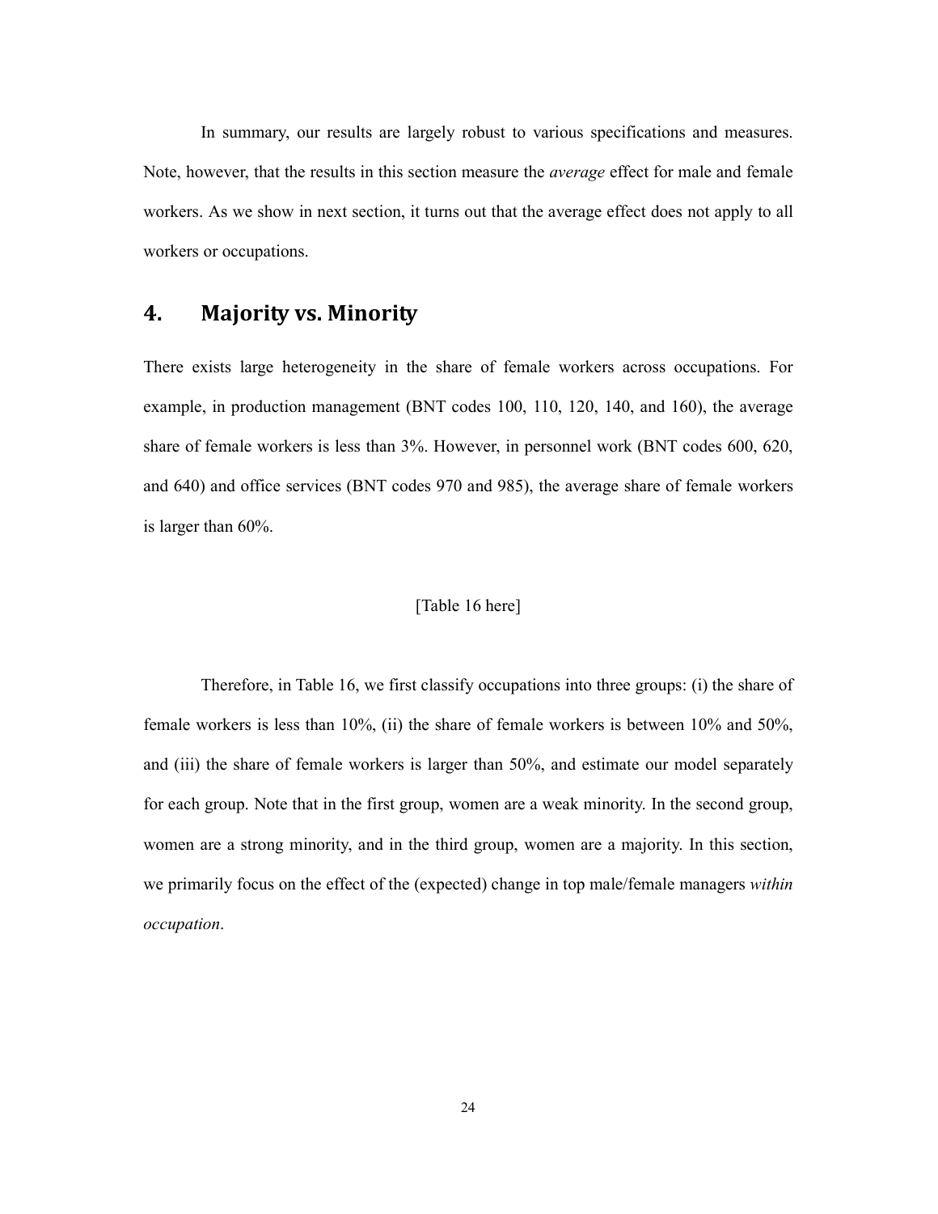In summary, our results are largely robust to various specifications and measures. Note, however, that the results in this section measure the *average* effect for male and female workers. As we show in next section, it turns out that the average effect does not apply to all workers or occupations.

## 4. Majority vs. Minority

There exists large heterogeneity in the share of female workers across occupations. For example, in production management (BNT codes 100, 110, 120, 140, and 160), the average share of female workers is less than 3%. However, in personnel work (BNT codes 600, 620, and 640) and office services (BNT codes 970 and 985), the average share of female workers is larger than 60%.

[Table 16 here]

Therefore, in Table 16, we first classify occupations into three groups: (i) the share of female workers is less than 10%, (ii) the share of female workers is between 10% and 50%, and (iii) the share of female workers is larger than 50%, and estimate our model separately for each group. Note that in the first group, women are a weak minority. In the second group, women are a strong minority, and in the third group, women are a majority. In this section, we primarily focus on the effect of the (expected) change in top male/female managers *within occupation*.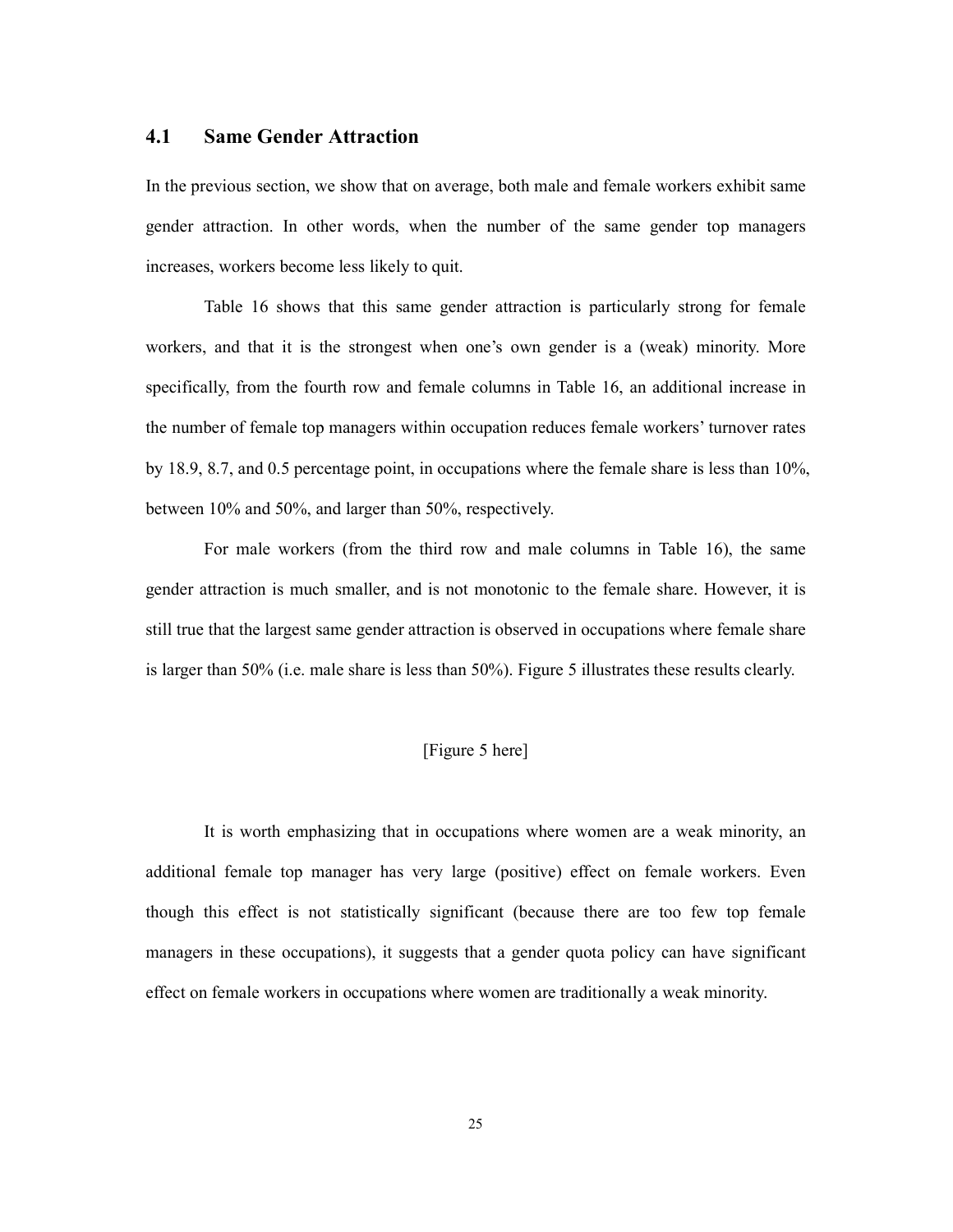### 4.1 Same Gender Attraction

In the previous section, we show that on average, both male and female workers exhibit same gender attraction. In other words, when the number of the same gender top managers increases, workers become less likely to quit.

Table 16 shows that this same gender attraction is particularly strong for female workers, and that it is the strongest when one's own gender is a (weak) minority. More specifically, from the fourth row and female columns in Table 16, an additional increase in the number of female top managers within occupation reduces female workers' turnover rates by 18.9, 8.7, and 0.5 percentage point, in occupations where the female share is less than 10%, between 10% and 50%, and larger than 50%, respectively.

For male workers (from the third row and male columns in Table 16), the same gender attraction is much smaller, and is not monotonic to the female share. However, it is still true that the largest same gender attraction is observed in occupations where female share is larger than 50% (i.e. male share is less than 50%). Figure 5 illustrates these results clearly.

[Figure 5 here]

It is worth emphasizing that in occupations where women are a weak minority, an additional female top manager has very large (positive) effect on female workers. Even though this effect is not statistically significant (because there are too few top female managers in these occupations), it suggests that a gender quota policy can have significant effect on female workers in occupations where women are traditionally a weak minority.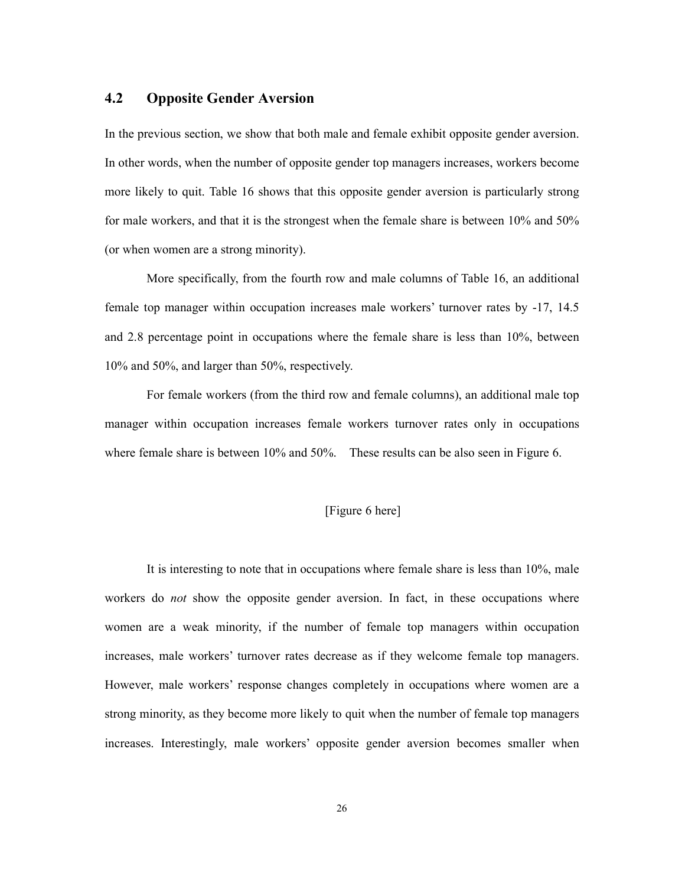## 4.2 Opposite Gender Aversion

In the previous section, we show that both male and female exhibit opposite gender aversion. In other words, when the number of opposite gender top managers increases, workers become more likely to quit. Table 16 shows that this opposite gender aversion is particularly strong for male workers, and that it is the strongest when the female share is between 10% and 50% (or when women are a strong minority).

More specifically, from the fourth row and male columns of Table 16, an additional female top manager within occupation increases male workers' turnover rates by -17, 14.5 and 2.8 percentage point in occupations where the female share is less than 10%, between 10% and 50%, and larger than 50%, respectively.

For female workers (from the third row and female columns), an additional male top manager within occupation increases female workers turnover rates only in occupations where female share is between 10% and 50%. These results can be also seen in Figure 6.

[Figure 6 here]

It is interesting to note that in occupations where female share is less than 10%, male workers do *not* show the opposite gender aversion. In fact, in these occupations where women are a weak minority, if the number of female top managers within occupation increases, male workers' turnover rates decrease as if they welcome female top managers. However, male workers' response changes completely in occupations where women are a strong minority, as they become more likely to quit when the number of female top managers increases. Interestingly, male workers' opposite gender aversion becomes smaller when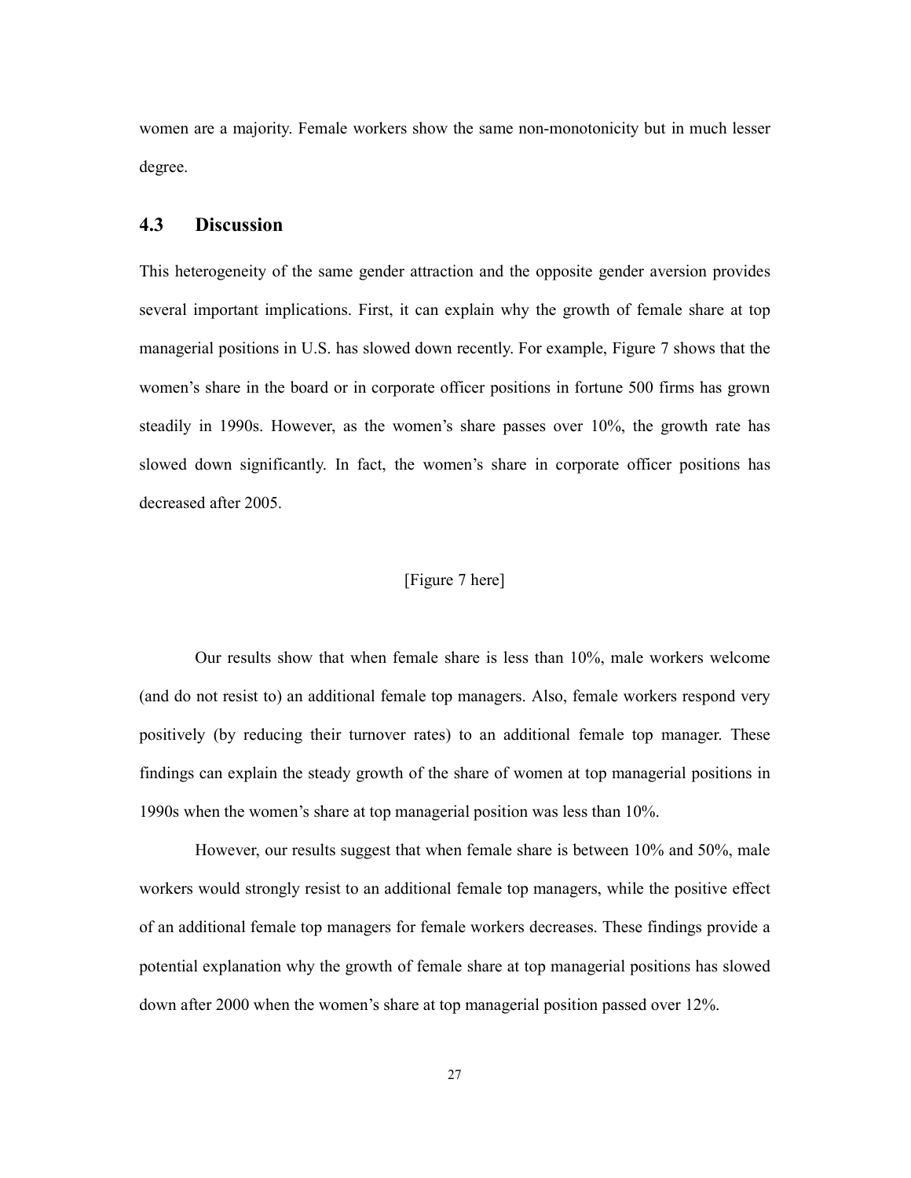women are a majority. Female workers show the same non-monotonicity but in much lesser degree.

### 4.3 Discussion

This heterogeneity of the same gender attraction and the opposite gender aversion provides several important implications. First, it can explain why the growth of female share at top managerial positions in U.S. has slowed down recently. For example, Figure 7 shows that the women's share in the board or in corporate officer positions in fortune 500 firms has grown steadily in 1990s. However, as the women's share passes over 10%, the growth rate has slowed down significantly. In fact, the women's share in corporate officer positions has decreased after 2005.

[Figure 7 here]

Our results show that when female share is less than 10%, male workers welcome (and do not resist to) an additional female top managers. Also, female workers respond very positively (by reducing their turnover rates) to an additional female top manager. These findings can explain the steady growth of the share of women at top managerial positions in 1990s when the women's share at top managerial position was less than 10%.

However, our results suggest that when female share is between 10% and 50%, male workers would strongly resist to an additional female top managers, while the positive effect of an additional female top managers for female workers decreases. These findings provide a potential explanation why the growth of female share at top managerial positions has slowed down after 2000 when the women's share at top managerial position passed over 12%.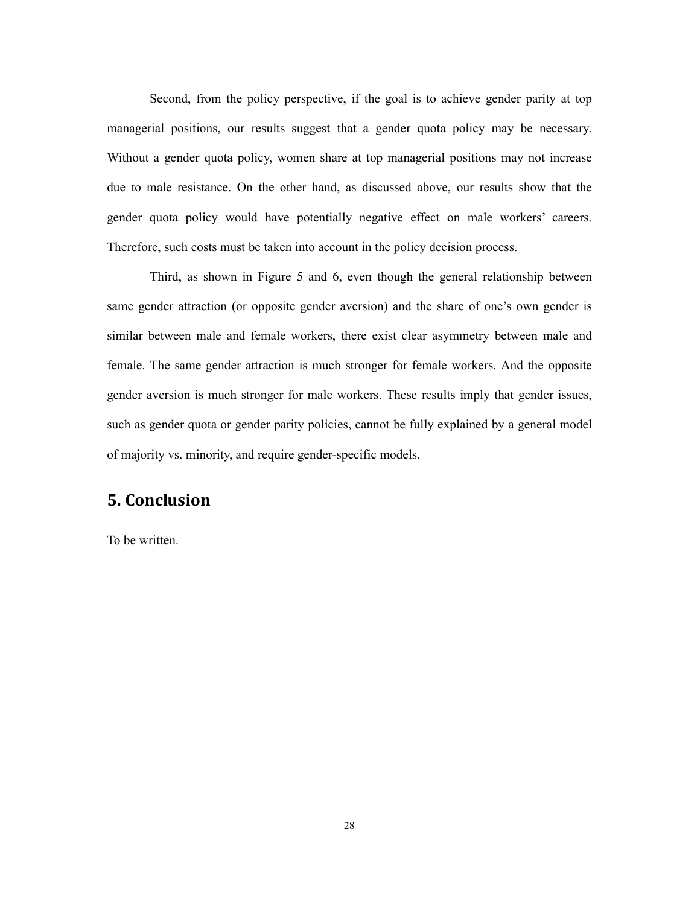Second, from the policy perspective, if the goal is to achieve gender parity at top managerial positions, our results suggest that a gender quota policy may be necessary. Without a gender quota policy, women share at top managerial positions may not increase due to male resistance. On the other hand, as discussed above, our results show that the gender quota policy would have potentially negative effect on male workers' careers. Therefore, such costs must be taken into account in the policy decision process.

Third, as shown in Figure 5 and 6, even though the general relationship between same gender attraction (or opposite gender aversion) and the share of one's own gender is similar between male and female workers, there exist clear asymmetry between male and female. The same gender attraction is much stronger for female workers. And the opposite gender aversion is much stronger for male workers. These results imply that gender issues, such as gender quota or gender parity policies, cannot be fully explained by a general model of majority vs. minority, and require gender-specific models.

## 5. Conclusion

To be written.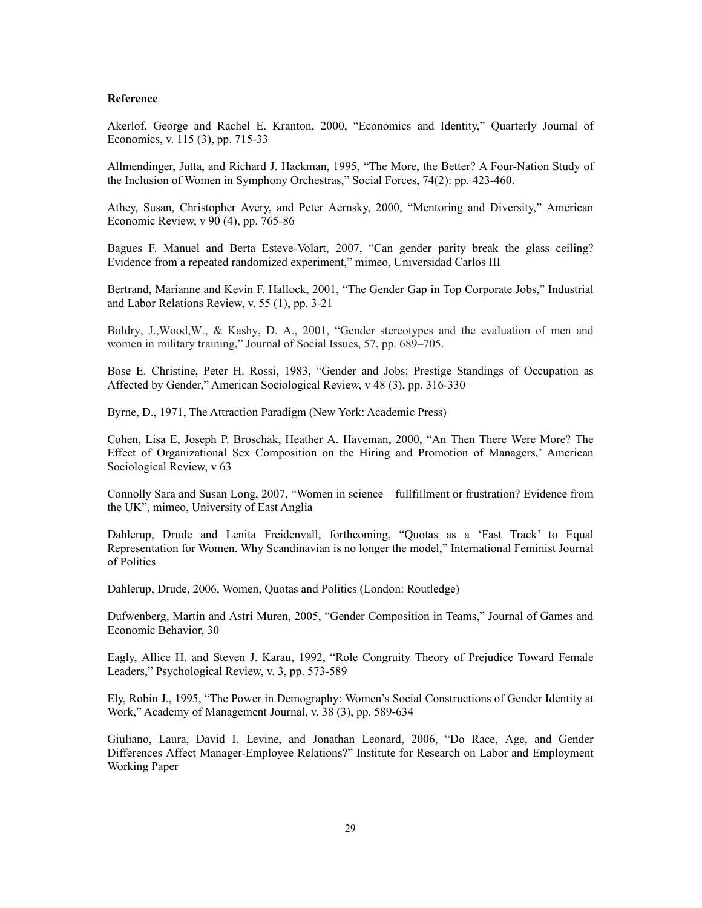**Reference**

Akerlof, George and Rachel E. Kranton, 2000, "Economics and Identity," Quarterly Journal of Economics, v. 115 (3), pp. 715-33

Allmendinger, Jutta, and Richard J. Hackman, 1995, "The More, the Better? A Four-Nation Study of the Inclusion of Women in Symphony Orchestras," Social Forces, 74(2): pp. 423-460.

Athey, Susan, Christopher Avery, and Peter Aernsky, 2000, "Mentoring and Diversity," American Economic Review, v 90 (4), pp. 765-86

Bagues F. Manuel and Berta Esteve-Volart, 2007, "Can gender parity break the glass ceiling? Evidence from a repeated randomized experiment," mimeo, Universidad Carlos III

Bertrand, Marianne and Kevin F. Hallock, 2001, "The Gender Gap in Top Corporate Jobs," Industrial and Labor Relations Review, v. 55 (1), pp. 3-21

Boldry, J.,Wood,W., & Kashy, D. A., 2001, "Gender stereotypes and the evaluation of men and women in military training," Journal of Social Issues, 57, pp. 689–705.

Bose E. Christine, Peter H. Rossi, 1983, "Gender and Jobs: Prestige Standings of Occupation as Affected by Gender," American Sociological Review, v 48 (3), pp. 316-330

Byrne, D., 1971, The Attraction Paradigm (New York: Academic Press)

Cohen, Lisa E, Joseph P. Broschak, Heather A. Haveman, 2000, "An Then There Were More? The Effect of Organizational Sex Composition on the Hiring and Promotion of Managers,' American Sociological Review, v 63

Connolly Sara and Susan Long, 2007, "Women in science – fullfillment or frustration? Evidence from the UK", mimeo, University of East Anglia

Dahlerup, Drude and Lenita Freidenvall, forthcoming, "Quotas as a 'Fast Track' to Equal Representation for Women. Why Scandinavian is no longer the model," International Feminist Journal of Politics

Dahlerup, Drude, 2006, Women, Quotas and Politics (London: Routledge)

Dufwenberg, Martin and Astri Muren, 2005, "Gender Composition in Teams," Journal of Games and Economic Behavior, 30

Eagly, Allice H. and Steven J. Karau, 1992, "Role Congruity Theory of Prejudice Toward Female Leaders," Psychological Review, v. 3, pp. 573-589

Ely, Robin J., 1995, "The Power in Demography: Women's Social Constructions of Gender Identity at Work," Academy of Management Journal, v. 38 (3), pp. 589-634

Giuliano, Laura, David I. Levine, and Jonathan Leonard, 2006, "Do Race, Age, and Gender Differences Affect Manager-Employee Relations?" Institute for Research on Labor and Employment Working Paper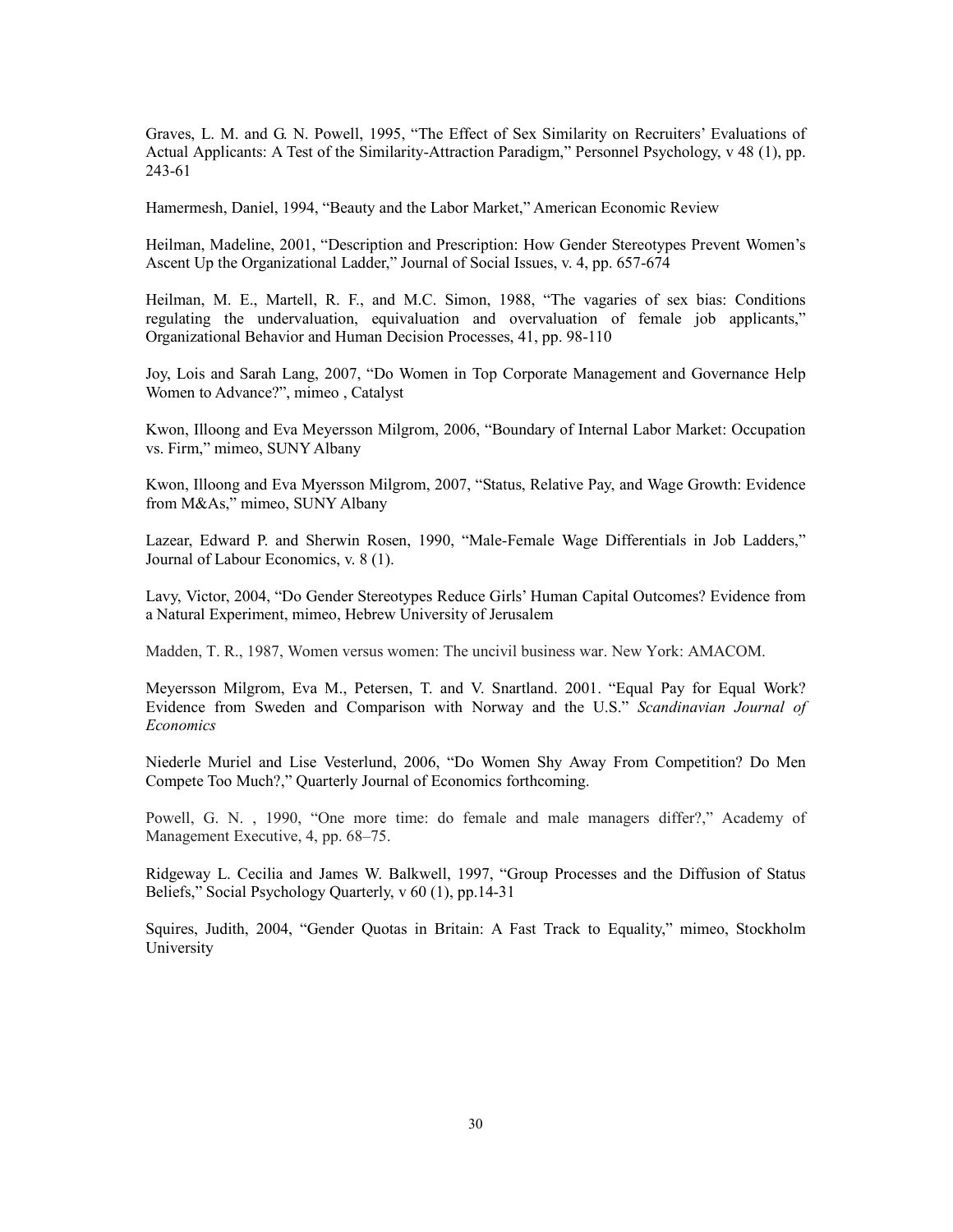Graves, L. M. and G. N. Powell, 1995, "The Effect of Sex Similarity on Recruiters' Evaluations of Actual Applicants: A Test of the Similarity-Attraction Paradigm," Personnel Psychology, v 48 (1), pp. 243-61

Hamermesh, Daniel, 1994, "Beauty and the Labor Market," American Economic Review

Heilman, Madeline, 2001, "Description and Prescription: How Gender Stereotypes Prevent Women's Ascent Up the Organizational Ladder," Journal of Social Issues, v. 4, pp. 657-674

Heilman, M. E., Martell, R. F., and M.C. Simon, 1988, "The vagaries of sex bias: Conditions regulating the undervaluation, equivaluation and overvaluation of female job applicants," Organizational Behavior and Human Decision Processes, 41, pp. 98-110

Joy, Lois and Sarah Lang, 2007, "Do Women in Top Corporate Management and Governance Help Women to Advance?", mimeo , Catalyst

Kwon, Illoong and Eva Meyersson Milgrom, 2006, "Boundary of Internal Labor Market: Occupation vs. Firm," mimeo, SUNY Albany

Kwon, Illoong and Eva Myersson Milgrom, 2007, "Status, Relative Pay, and Wage Growth: Evidence from M&As," mimeo, SUNY Albany

Lazear, Edward P. and Sherwin Rosen, 1990, "Male-Female Wage Differentials in Job Ladders," Journal of Labour Economics, v. 8 (1).

Lavy, Victor, 2004, "Do Gender Stereotypes Reduce Girls' Human Capital Outcomes? Evidence from a Natural Experiment, mimeo, Hebrew University of Jerusalem

Madden, T. R., 1987, Women versus women: The uncivil business war. New York: AMACOM.

Meyersson Milgrom, Eva M., Petersen, T. and V. Snartland. 2001. "Equal Pay for Equal Work? Evidence from Sweden and Comparison with Norway and the U.S." *Scandinavian Journal of Economics*

Niederle Muriel and Lise Vesterlund, 2006, "Do Women Shy Away From Competition? Do Men Compete Too Much?," Quarterly Journal of Economics forthcoming.

Powell, G. N. , 1990, "One more time: do female and male managers differ?," Academy of Management Executive, 4, pp. 68–75.

Ridgeway L. Cecilia and James W. Balkwell, 1997, "Group Processes and the Diffusion of Status Beliefs," Social Psychology Quarterly, v 60 (1), pp.14-31

Squires, Judith, 2004, "Gender Quotas in Britain: A Fast Track to Equality," mimeo, Stockholm University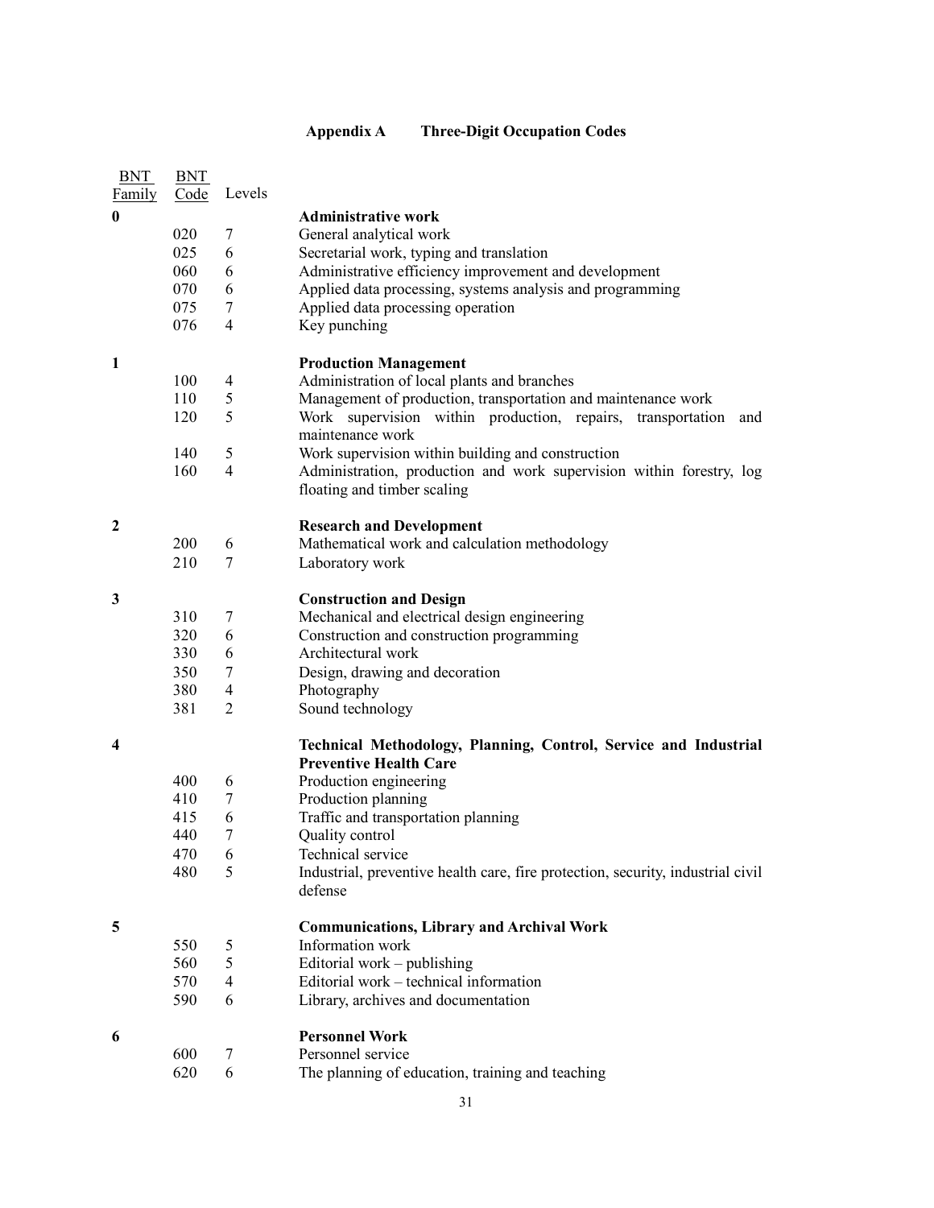## Appendix A Three-Digit Occupation Codes

| BNT Family | BNT Code | Levels | |
|---|---|---|---|
| **0** | | | **Administrative work** |
| | 020 | 7 | General analytical work |
| | 025 | 6 | Secretarial work, typing and translation |
| | 060 | 6 | Administrative efficiency improvement and development |
| | 070 | 6 | Applied data processing, systems analysis and programming |
| | 075 | 7 | Applied data processing operation |
| | 076 | 4 | Key punching |
| **1** | | | **Production Management** |
| | 100 | 4 | Administration of local plants and branches |
| | 110 | 5 | Management of production, transportation and maintenance work |
| | 120 | 5 | Work supervision within production, repairs, transportation and maintenance work |
| | 140 | 5 | Work supervision within building and construction |
| | 160 | 4 | Administration, production and work supervision within forestry, log floating and timber scaling |
| **2** | | | **Research and Development** |
| | 200 | 6 | Mathematical work and calculation methodology |
| | 210 | 7 | Laboratory work |
| **3** | | | **Construction and Design** |
| | 310 | 7 | Mechanical and electrical design engineering |
| | 320 | 6 | Construction and construction programming |
| | 330 | 6 | Architectural work |
| | 350 | 7 | Design, drawing and decoration |
| | 380 | 4 | Photography |
| | 381 | 2 | Sound technology |
| **4** | | | **Technical Methodology, Planning, Control, Service and Industrial Preventive Health Care** |
| | 400 | 6 | Production engineering |
| | 410 | 7 | Production planning |
| | 415 | 6 | Traffic and transportation planning |
| | 440 | 7 | Quality control |
| | 470 | 6 | Technical service |
| | 480 | 5 | Industrial, preventive health care, fire protection, security, industrial civil defense |
| **5** | | | **Communications, Library and Archival Work** |
| | 550 | 5 | Information work |
| | 560 | 5 | Editorial work – publishing |
| | 570 | 4 | Editorial work – technical information |
| | 590 | 6 | Library, archives and documentation |
| **6** | | | **Personnel Work** |
| | 600 | 7 | Personnel service |
| | 620 | 6 | The planning of education, training and teaching |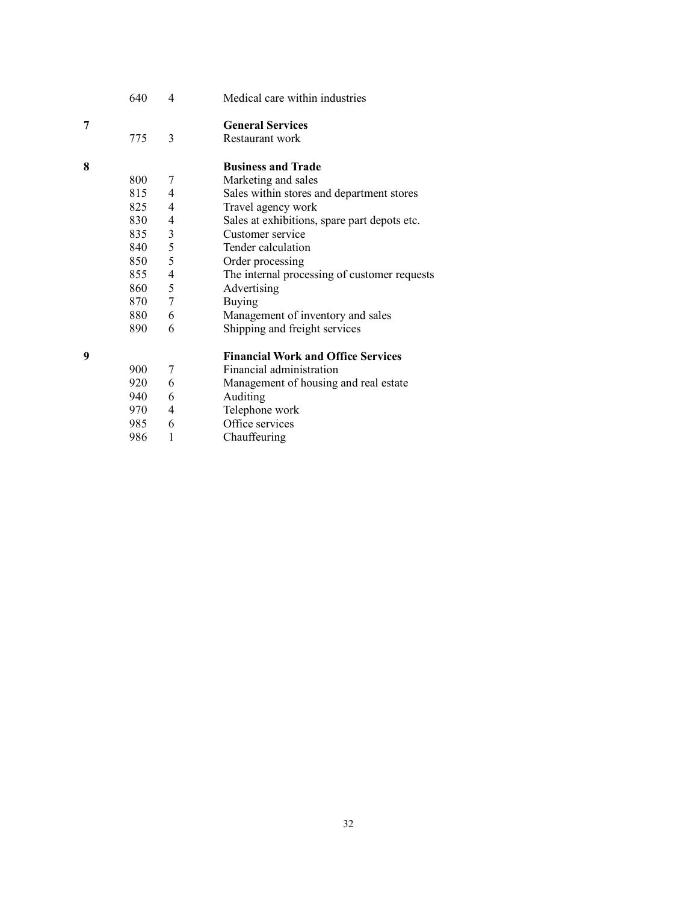|   |   |   |   |
|---|---|---|---|
|   | 640 | 4 | Medical care within industries |
| **7** |   |   | **General Services** |
|   | 775 | 3 | Restaurant work |
| **8** |   |   | **Business and Trade** |
|   | 800 | 7 | Marketing and sales |
|   | 815 | 4 | Sales within stores and department stores |
|   | 825 | 4 | Travel agency work |
|   | 830 | 4 | Sales at exhibitions, spare part depots etc. |
|   | 835 | 3 | Customer service |
|   | 840 | 5 | Tender calculation |
|   | 850 | 5 | Order processing |
|   | 855 | 4 | The internal processing of customer requests |
|   | 860 | 5 | Advertising |
|   | 870 | 7 | Buying |
|   | 880 | 6 | Management of inventory and sales |
|   | 890 | 6 | Shipping and freight services |
| **9** |   |   | **Financial Work and Office Services** |
|   | 900 | 7 | Financial administration |
|   | 920 | 6 | Management of housing and real estate |
|   | 940 | 6 | Auditing |
|   | 970 | 4 | Telephone work |
|   | 985 | 6 | Office services |
|   | 986 | 1 | Chauffeuring |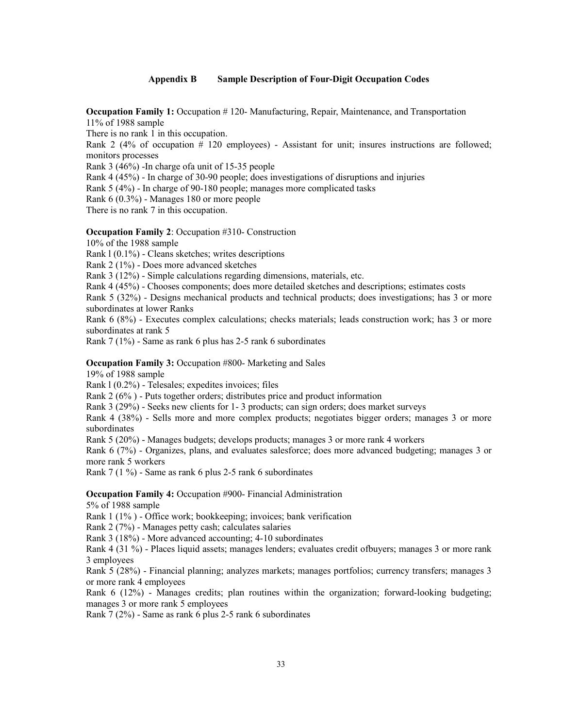## Appendix B Sample Description of Four-Digit Occupation Codes

**Occupation Family 1:** Occupation # 120- Manufacturing, Repair, Maintenance, and Transportation
11% of 1988 sample
There is no rank 1 in this occupation.
Rank 2 (4% of occupation # 120 employees) - Assistant for unit; insures instructions are followed; monitors processes
Rank 3 (46%) -In charge ofa unit of 15-35 people
Rank 4 (45%) - In charge of 30-90 people; does investigations of disruptions and injuries
Rank 5 (4%) - In charge of 90-180 people; manages more complicated tasks
Rank 6 (0.3%) - Manages 180 or more people
There is no rank 7 in this occupation.

**Occupation Family 2**: Occupation #310- Construction
10% of the 1988 sample
Rank l (0.1%) - Cleans sketches; writes descriptions
Rank 2 (1%) - Does more advanced sketches
Rank 3 (12%) - Simple calculations regarding dimensions, materials, etc.
Rank 4 (45%) - Chooses components; does more detailed sketches and descriptions; estimates costs
Rank 5 (32%) - Designs mechanical products and technical products; does investigations; has 3 or more subordinates at lower Ranks
Rank 6 (8%) - Executes complex calculations; checks materials; leads construction work; has 3 or more subordinates at rank 5
Rank 7 (1%) - Same as rank 6 plus has 2-5 rank 6 subordinates

**Occupation Family 3:** Occupation #800- Marketing and Sales
19% of 1988 sample
Rank l (0.2%) - Telesales; expedites invoices; files
Rank 2 (6% ) - Puts together orders; distributes price and product information
Rank 3 (29%) - Seeks new clients for 1- 3 products; can sign orders; does market surveys
Rank 4 (38%) - Sells more and more complex products; negotiates bigger orders; manages 3 or more subordinates
Rank 5 (20%) - Manages budgets; develops products; manages 3 or more rank 4 workers
Rank 6 (7%) - Organizes, plans, and evaluates salesforce; does more advanced budgeting; manages 3 or more rank 5 workers
Rank 7 (1 %) - Same as rank 6 plus 2-5 rank 6 subordinates

**Occupation Family 4:** Occupation #900- Financial Administration
5% of 1988 sample
Rank 1 (1% ) - Office work; bookkeeping; invoices; bank verification
Rank 2 (7%) - Manages petty cash; calculates salaries
Rank 3 (18%) - More advanced accounting; 4-10 subordinates
Rank 4 (31 %) - Places liquid assets; manages lenders; evaluates credit ofbuyers; manages 3 or more rank 3 employees
Rank 5 (28%) - Financial planning; analyzes markets; manages portfolios; currency transfers; manages 3 or more rank 4 employees
Rank 6 (12%) - Manages credits; plan routines within the organization; forward-looking budgeting; manages 3 or more rank 5 employees
Rank 7 (2%) - Same as rank 6 plus 2-5 rank 6 subordinates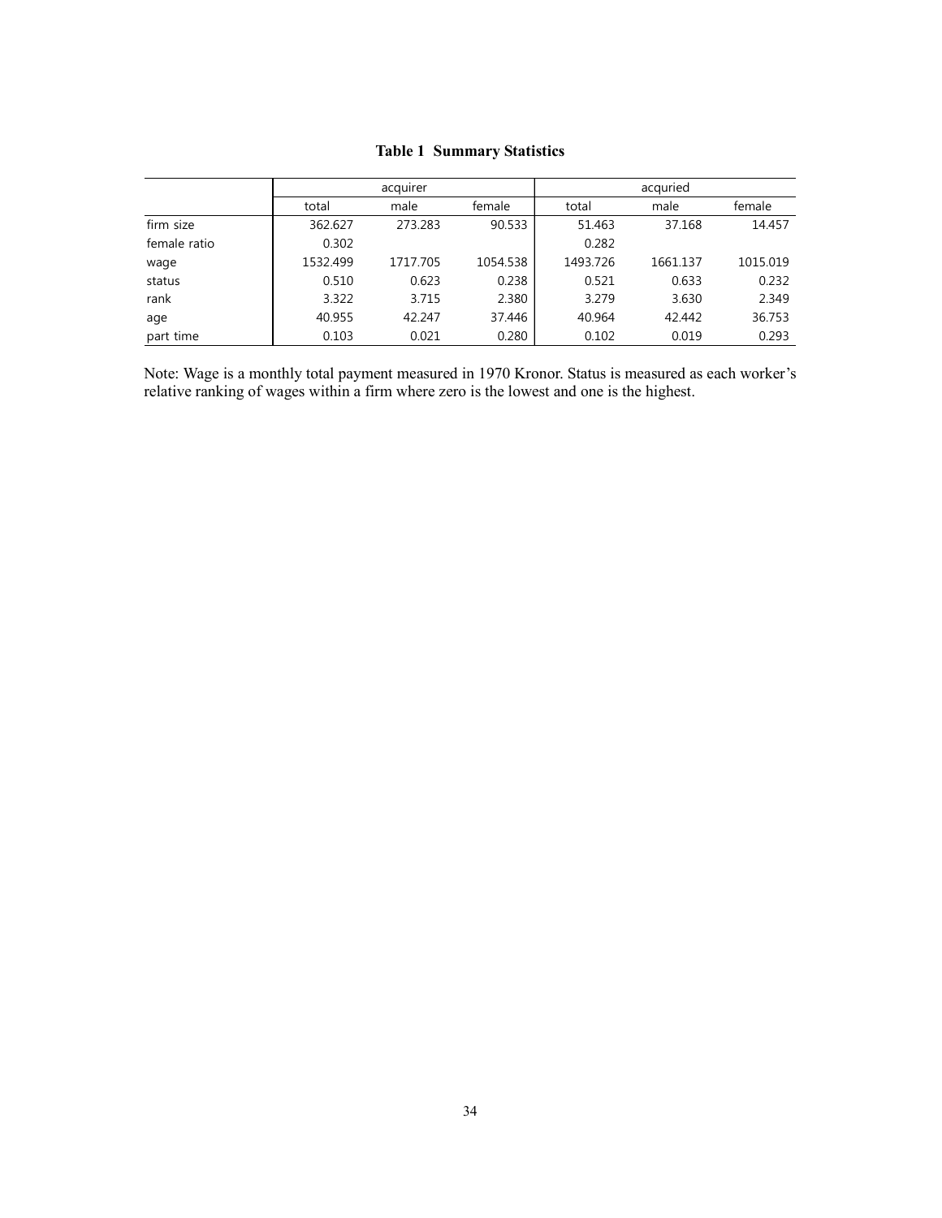**Table 1 Summary Statistics**

| | acquirer | | | acquried | | |
|---|---|---|---|---|---|---|
| | total | male | female | total | male | female |
| firm size | 362.627 | 273.283 | 90.533 | 51.463 | 37.168 | 14.457 |
| female ratio | 0.302 | | | 0.282 | | |
| wage | 1532.499 | 1717.705 | 1054.538 | 1493.726 | 1661.137 | 1015.019 |
| status | 0.510 | 0.623 | 0.238 | 0.521 | 0.633 | 0.232 |
| rank | 3.322 | 3.715 | 2.380 | 3.279 | 3.630 | 2.349 |
| age | 40.955 | 42.247 | 37.446 | 40.964 | 42.442 | 36.753 |
| part time | 0.103 | 0.021 | 0.280 | 0.102 | 0.019 | 0.293 |

Note: Wage is a monthly total payment measured in 1970 Kronor. Status is measured as each worker's relative ranking of wages within a firm where zero is the lowest and one is the highest.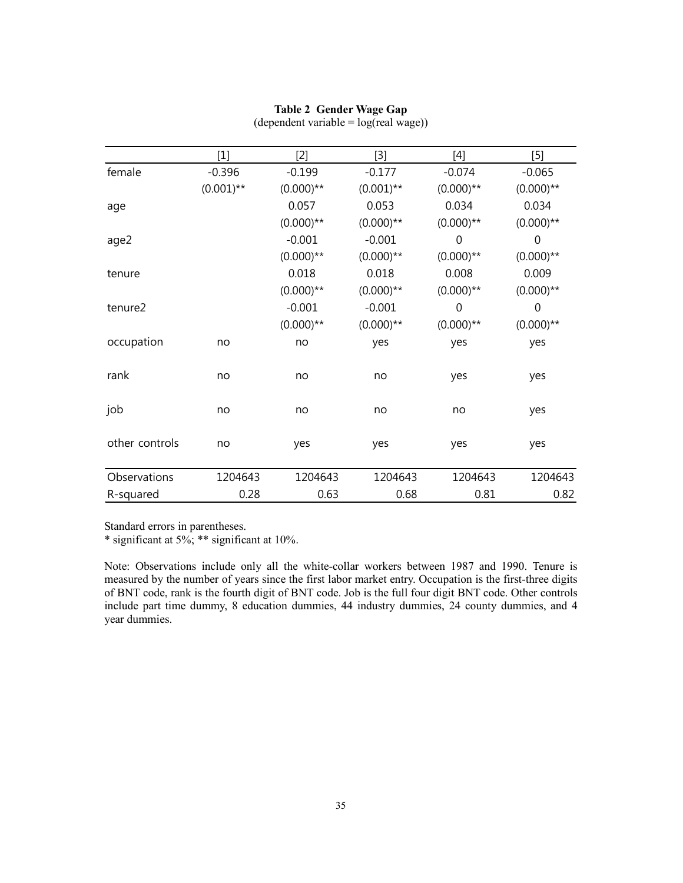**Table 2 Gender Wage Gap**
(dependent variable = log(real wage))

| | [1] | [2] | [3] | [4] | [5] |
|---|---|---|---|---|---|
| female | -0.396 | -0.199 | -0.177 | -0.074 | -0.065 |
| | (0.001)** | (0.000)** | (0.001)** | (0.000)** | (0.000)** |
| age | | 0.057 | 0.053 | 0.034 | 0.034 |
| | | (0.000)** | (0.000)** | (0.000)** | (0.000)** |
| age2 | | -0.001 | -0.001 | 0 | 0 |
| | | (0.000)** | (0.000)** | (0.000)** | (0.000)** |
| tenure | | 0.018 | 0.018 | 0.008 | 0.009 |
| | | (0.000)** | (0.000)** | (0.000)** | (0.000)** |
| tenure2 | | -0.001 | -0.001 | 0 | 0 |
| | | (0.000)** | (0.000)** | (0.000)** | (0.000)** |
| occupation | no | no | yes | yes | yes |
| rank | no | no | no | yes | yes |
| job | no | no | no | no | yes |
| other controls | no | yes | yes | yes | yes |
| Observations | 1204643 | 1204643 | 1204643 | 1204643 | 1204643 |
| R-squared | 0.28 | 0.63 | 0.68 | 0.81 | 0.82 |

Standard errors in parentheses.
* significant at 5%; ** significant at 10%.

Note: Observations include only all the white-collar workers between 1987 and 1990. Tenure is measured by the number of years since the first labor market entry. Occupation is the first-three digits of BNT code, rank is the fourth digit of BNT code. Job is the full four digit BNT code. Other controls include part time dummy, 8 education dummies, 44 industry dummies, 24 county dummies, and 4 year dummies.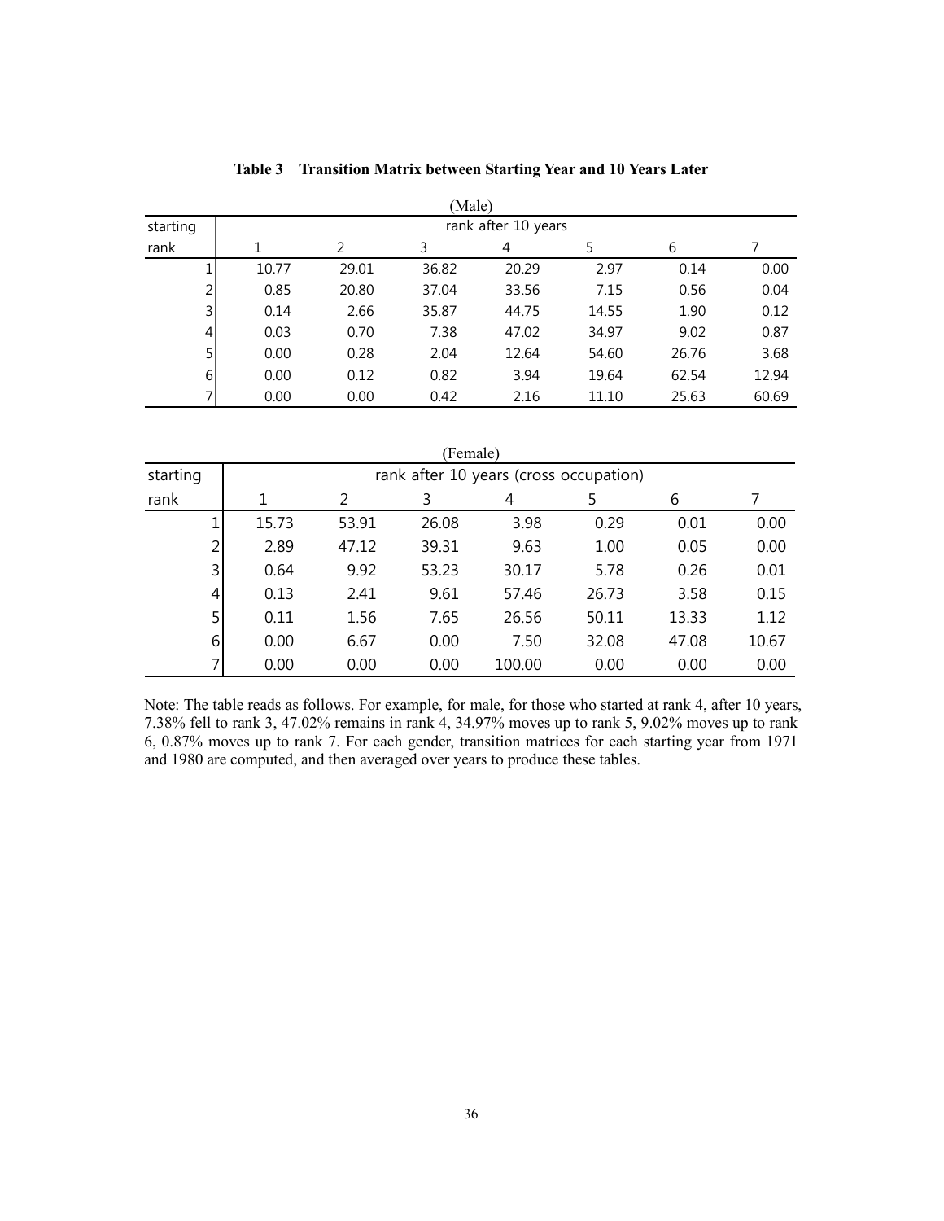**Table 3 Transition Matrix between Starting Year and 10 Years Later**

(Male)

| starting rank | rank after 10 years | | | | | | |
|---|---|---|---|---|---|---|---|
| | 1 | 2 | 3 | 4 | 5 | 6 | 7 |
| 1 | 10.77 | 29.01 | 36.82 | 20.29 | 2.97 | 0.14 | 0.00 |
| 2 | 0.85 | 20.80 | 37.04 | 33.56 | 7.15 | 0.56 | 0.04 |
| 3 | 0.14 | 2.66 | 35.87 | 44.75 | 14.55 | 1.90 | 0.12 |
| 4 | 0.03 | 0.70 | 7.38 | 47.02 | 34.97 | 9.02 | 0.87 |
| 5 | 0.00 | 0.28 | 2.04 | 12.64 | 54.60 | 26.76 | 3.68 |
| 6 | 0.00 | 0.12 | 0.82 | 3.94 | 19.64 | 62.54 | 12.94 |
| 7 | 0.00 | 0.00 | 0.42 | 2.16 | 11.10 | 25.63 | 60.69 |

(Female)

| starting rank | rank after 10 years (cross occupation) | | | | | | |
|---|---|---|---|---|---|---|---|
| | 1 | 2 | 3 | 4 | 5 | 6 | 7 |
| 1 | 15.73 | 53.91 | 26.08 | 3.98 | 0.29 | 0.01 | 0.00 |
| 2 | 2.89 | 47.12 | 39.31 | 9.63 | 1.00 | 0.05 | 0.00 |
| 3 | 0.64 | 9.92 | 53.23 | 30.17 | 5.78 | 0.26 | 0.01 |
| 4 | 0.13 | 2.41 | 9.61 | 57.46 | 26.73 | 3.58 | 0.15 |
| 5 | 0.11 | 1.56 | 7.65 | 26.56 | 50.11 | 13.33 | 1.12 |
| 6 | 0.00 | 6.67 | 0.00 | 7.50 | 32.08 | 47.08 | 10.67 |
| 7 | 0.00 | 0.00 | 0.00 | 100.00 | 0.00 | 0.00 | 0.00 |

Note: The table reads as follows. For example, for male, for those who started at rank 4, after 10 years, 7.38% fell to rank 3, 47.02% remains in rank 4, 34.97% moves up to rank 5, 9.02% moves up to rank 6, 0.87% moves up to rank 7. For each gender, transition matrices for each starting year from 1971 and 1980 are computed, and then averaged over years to produce these tables.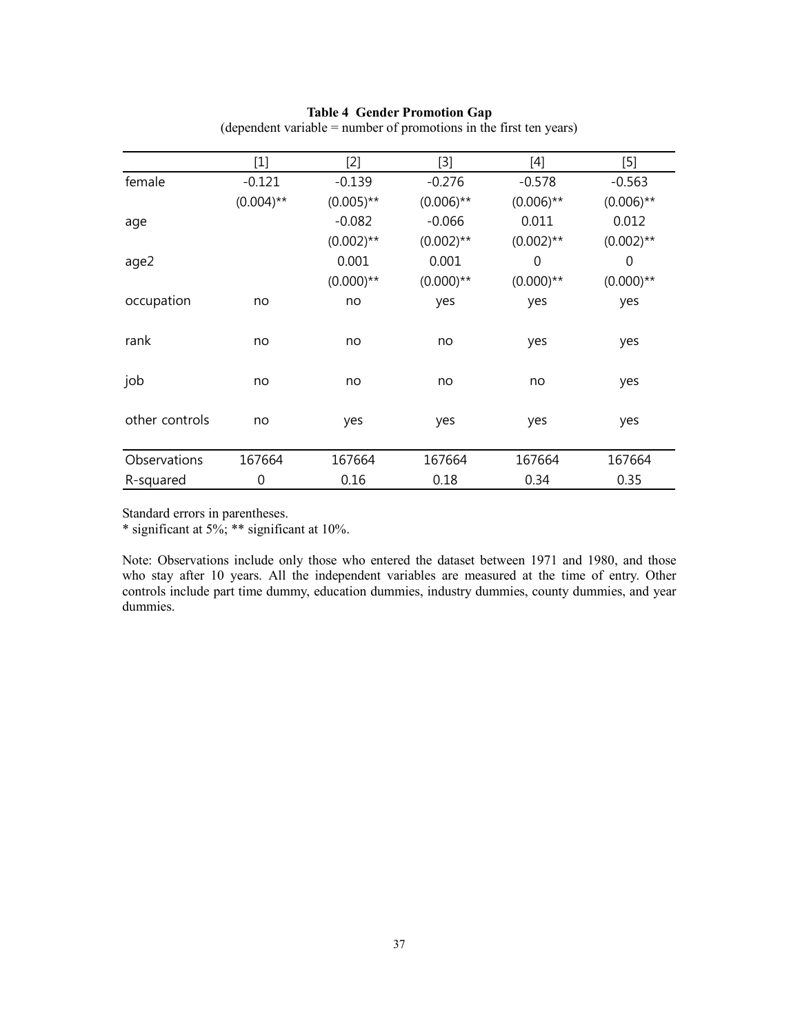**Table 4 Gender Promotion Gap**

(dependent variable = number of promotions in the first ten years)

| | [1] | [2] | [3] | [4] | [5] |
|---|---|---|---|---|---|
| female | -0.121 | -0.139 | -0.276 | -0.578 | -0.563 |
| | (0.004)** | (0.005)** | (0.006)** | (0.006)** | (0.006)** |
| age | | -0.082 | -0.066 | 0.011 | 0.012 |
| | | (0.002)** | (0.002)** | (0.002)** | (0.002)** |
| age2 | | 0.001 | 0.001 | 0 | 0 |
| | | (0.000)** | (0.000)** | (0.000)** | (0.000)** |
| occupation | no | no | yes | yes | yes |
| rank | no | no | no | yes | yes |
| job | no | no | no | no | yes |
| other controls | no | yes | yes | yes | yes |
| Observations | 167664 | 167664 | 167664 | 167664 | 167664 |
| R-squared | 0 | 0.16 | 0.18 | 0.34 | 0.35 |

Standard errors in parentheses.
* significant at 5%; ** significant at 10%.

Note: Observations include only those who entered the dataset between 1971 and 1980, and those who stay after 10 years. All the independent variables are measured at the time of entry. Other controls include part time dummy, education dummies, industry dummies, county dummies, and year dummies.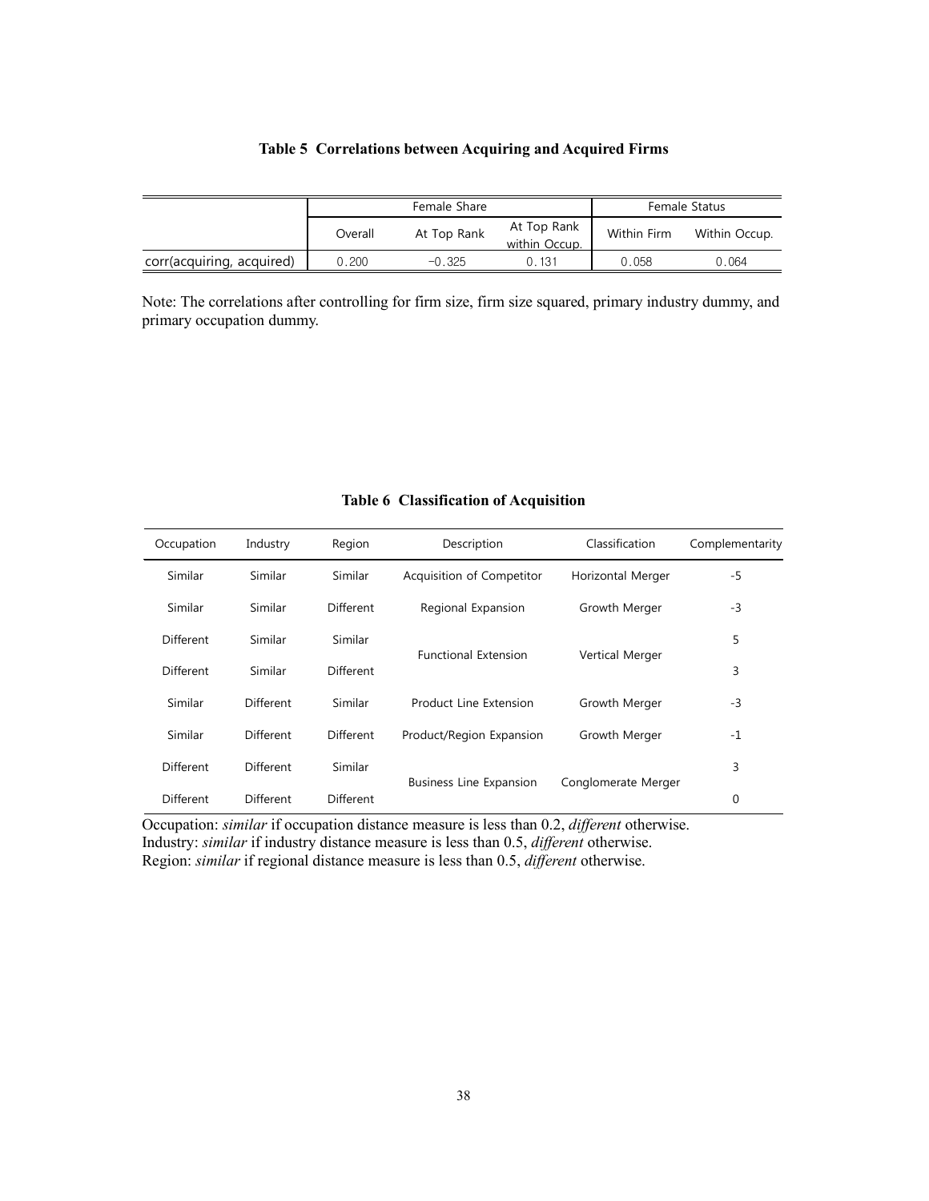**Table 5 Correlations between Acquiring and Acquired Firms**

| | Female Share | | | Female Status | |
|---|---|---|---|---|---|
| | Overall | At Top Rank | At Top Rank within Occup. | Within Firm | Within Occup. |
| corr(acquiring, acquired) | 0.200 | −0.325 | 0.131 | 0.058 | 0.064 |

Note: The correlations after controlling for firm size, firm size squared, primary industry dummy, and primary occupation dummy.

**Table 6 Classification of Acquisition**

| Occupation | Industry | Region | Description | Classification | Complementarity |
|---|---|---|---|---|---|
| Similar | Similar | Similar | Acquisition of Competitor | Horizontal Merger | -5 |
| Similar | Similar | Different | Regional Expansion | Growth Merger | -3 |
| Different | Similar | Similar | Functional Extension | Vertical Merger | 5 |
| Different | Similar | Different | | | 3 |
| Similar | Different | Similar | Product Line Extension | Growth Merger | -3 |
| Similar | Different | Different | Product/Region Expansion | Growth Merger | -1 |
| Different | Different | Similar | Business Line Expansion | Conglomerate Merger | 3 |
| Different | Different | Different | | | 0 |

Occupation: *similar* if occupation distance measure is less than 0.2, *different* otherwise.
Industry: *similar* if industry distance measure is less than 0.5, *different* otherwise.
Region: *similar* if regional distance measure is less than 0.5, *different* otherwise.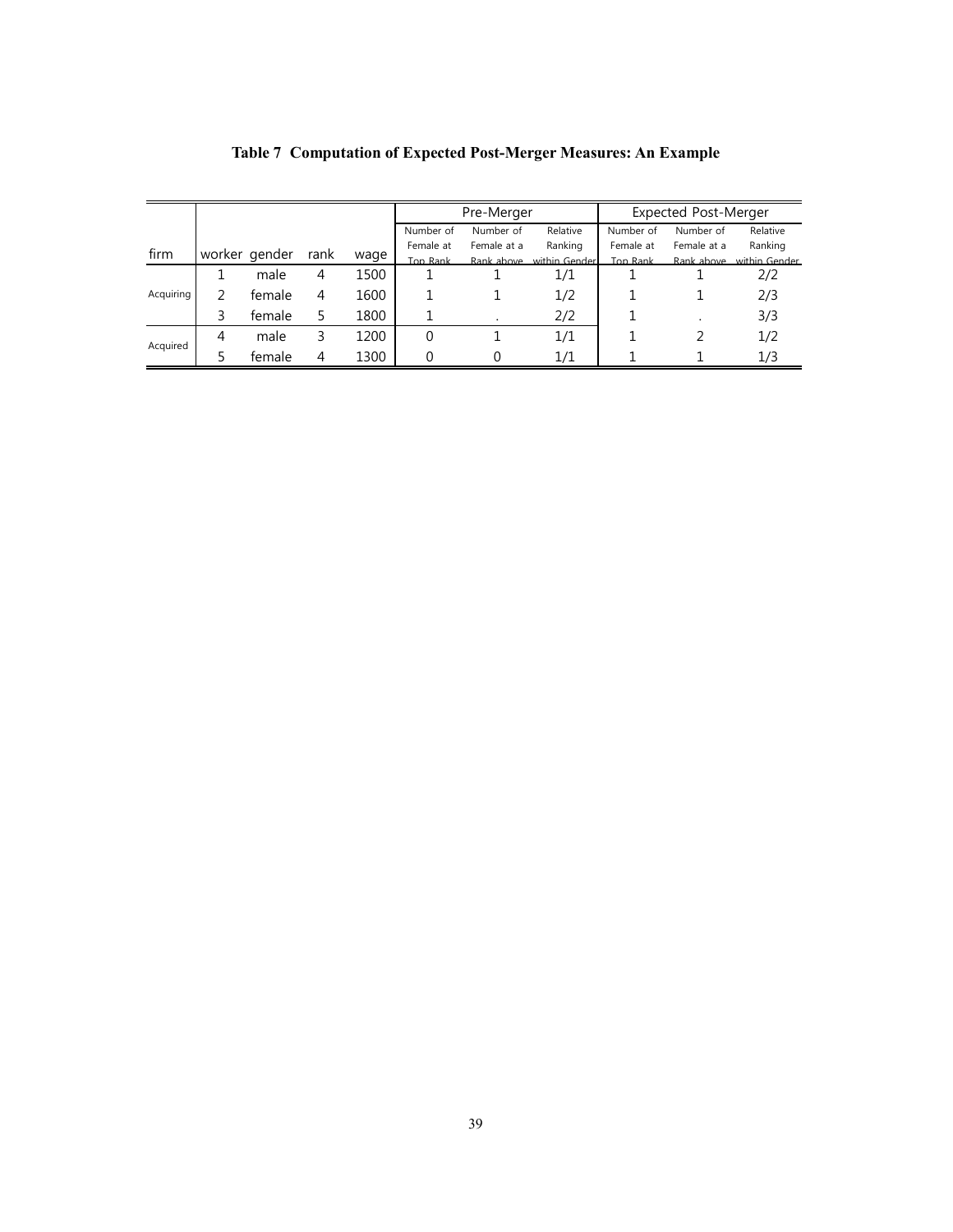**Table 7 Computation of Expected Post-Merger Measures: An Example**

| firm | worker | gender | rank | wage | Pre-Merger | | | Expected Post-Merger | | |
|---|---|---|---|---|---|---|---|---|---|---|
| | | | | | Number of Female at Top Rank | Number of Female at a Rank above | Relative Ranking within Gender | Number of Female at Top Rank | Number of Female at a Rank above | Relative Ranking within Gender |
| Acquiring | 1 | male | 4 | 1500 | 1 | 1 | 1/1 | 1 | 1 | 2/2 |
| | 2 | female | 4 | 1600 | 1 | 1 | 1/2 | 1 | 1 | 2/3 |
| | 3 | female | 5 | 1800 | 1 | . | 2/2 | 1 | . | 3/3 |
| Acquired | 4 | male | 3 | 1200 | 0 | 1 | 1/1 | 1 | 2 | 1/2 |
| | 5 | female | 4 | 1300 | 0 | 0 | 1/1 | 1 | 1 | 1/3 |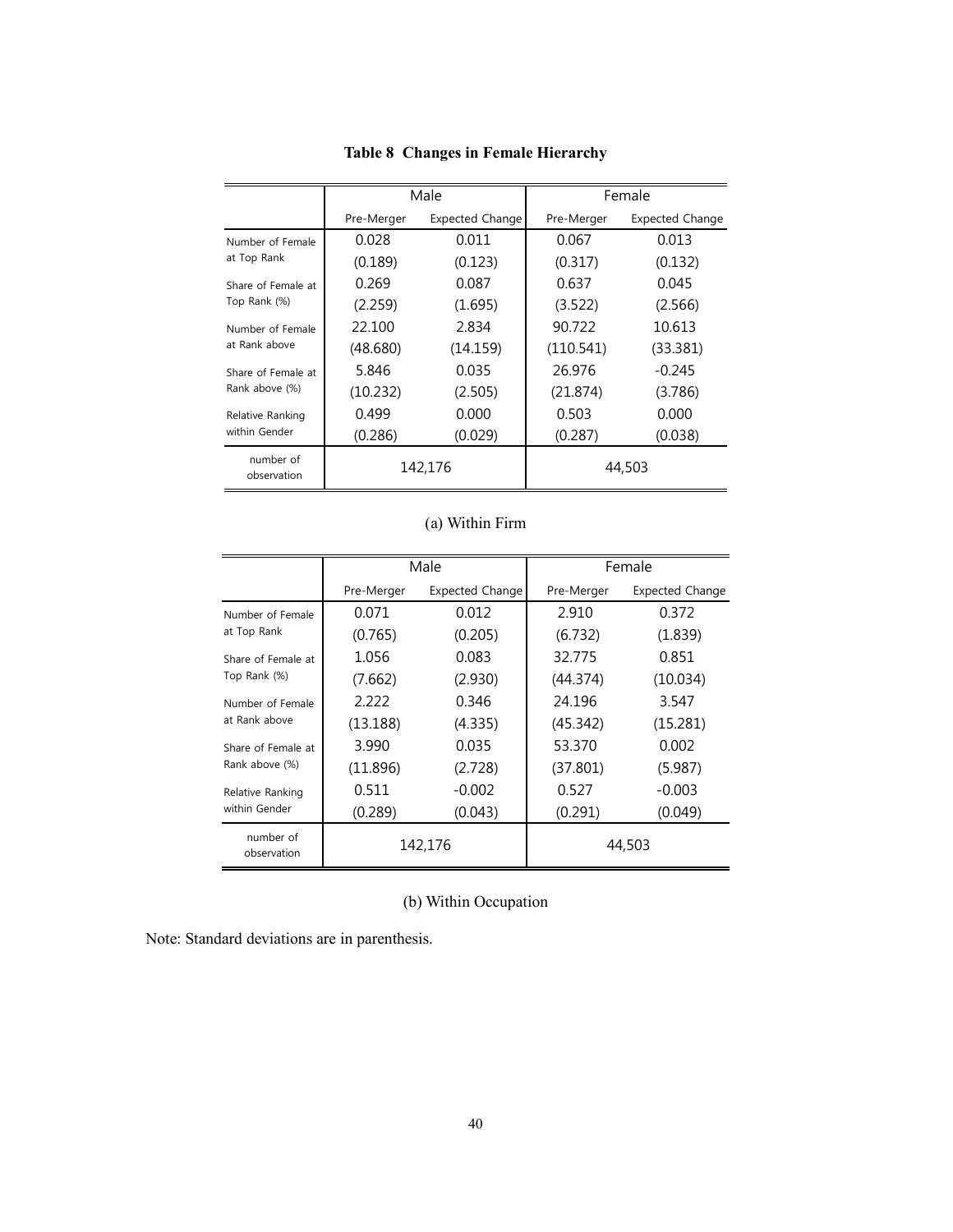**Table 8 Changes in Female Hierarchy**

| | Male | | Female | |
|---|---|---|---|---|
| | Pre-Merger | Expected Change | Pre-Merger | Expected Change |
| Number of Female at Top Rank | 0.028 | 0.011 | 0.067 | 0.013 |
| | (0.189) | (0.123) | (0.317) | (0.132) |
| Share of Female at Top Rank (%) | 0.269 | 0.087 | 0.637 | 0.045 |
| | (2.259) | (1.695) | (3.522) | (2.566) |
| Number of Female at Rank above | 22.100 | 2.834 | 90.722 | 10.613 |
| | (48.680) | (14.159) | (110.541) | (33.381) |
| Share of Female at Rank above (%) | 5.846 | 0.035 | 26.976 | -0.245 |
| | (10.232) | (2.505) | (21.874) | (3.786) |
| Relative Ranking within Gender | 0.499 | 0.000 | 0.503 | 0.000 |
| | (0.286) | (0.029) | (0.287) | (0.038) |
| number of observation | 142,176 | | 44,503 | |

(a) Within Firm

| | Male | | Female | |
|---|---|---|---|---|
| | Pre-Merger | Expected Change | Pre-Merger | Expected Change |
| Number of Female at Top Rank | 0.071 | 0.012 | 2.910 | 0.372 |
| | (0.765) | (0.205) | (6.732) | (1.839) |
| Share of Female at Top Rank (%) | 1.056 | 0.083 | 32.775 | 0.851 |
| | (7.662) | (2.930) | (44.374) | (10.034) |
| Number of Female at Rank above | 2.222 | 0.346 | 24.196 | 3.547 |
| | (13.188) | (4.335) | (45.342) | (15.281) |
| Share of Female at Rank above (%) | 3.990 | 0.035 | 53.370 | 0.002 |
| | (11.896) | (2.728) | (37.801) | (5.987) |
| Relative Ranking within Gender | 0.511 | -0.002 | 0.527 | -0.003 |
| | (0.289) | (0.043) | (0.291) | (0.049) |
| number of observation | 142,176 | | 44,503 | |

(b) Within Occupation

Note: Standard deviations are in parenthesis.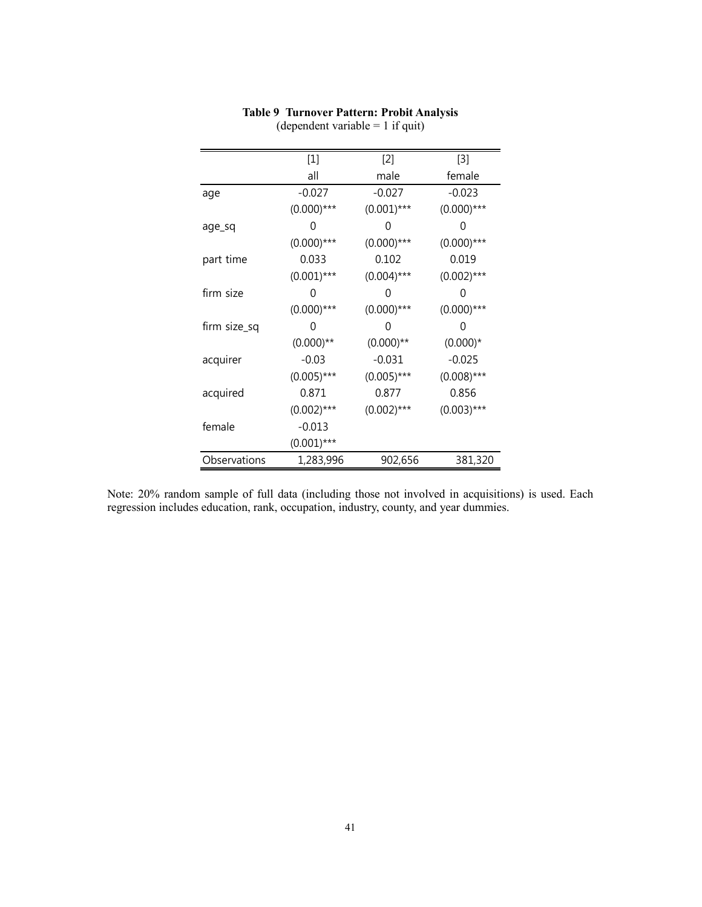**Table 9 Turnover Pattern: Probit Analysis**
(dependent variable = 1 if quit)

| | [1] | [2] | [3] |
|---|---|---|---|
| | all | male | female |
| age | -0.027 | -0.027 | -0.023 |
| | (0.000)*** | (0.001)*** | (0.000)*** |
| age_sq | 0 | 0 | 0 |
| | (0.000)*** | (0.000)*** | (0.000)*** |
| part time | 0.033 | 0.102 | 0.019 |
| | (0.001)*** | (0.004)*** | (0.002)*** |
| firm size | 0 | 0 | 0 |
| | (0.000)*** | (0.000)*** | (0.000)*** |
| firm size_sq | 0 | 0 | 0 |
| | (0.000)** | (0.000)** | (0.000)* |
| acquirer | -0.03 | -0.031 | -0.025 |
| | (0.005)*** | (0.005)*** | (0.008)*** |
| acquired | 0.871 | 0.877 | 0.856 |
| | (0.002)*** | (0.002)*** | (0.003)*** |
| female | -0.013 | | |
| | (0.001)*** | | |
| Observations | 1,283,996 | 902,656 | 381,320 |

Note: 20% random sample of full data (including those not involved in acquisitions) is used. Each regression includes education, rank, occupation, industry, county, and year dummies.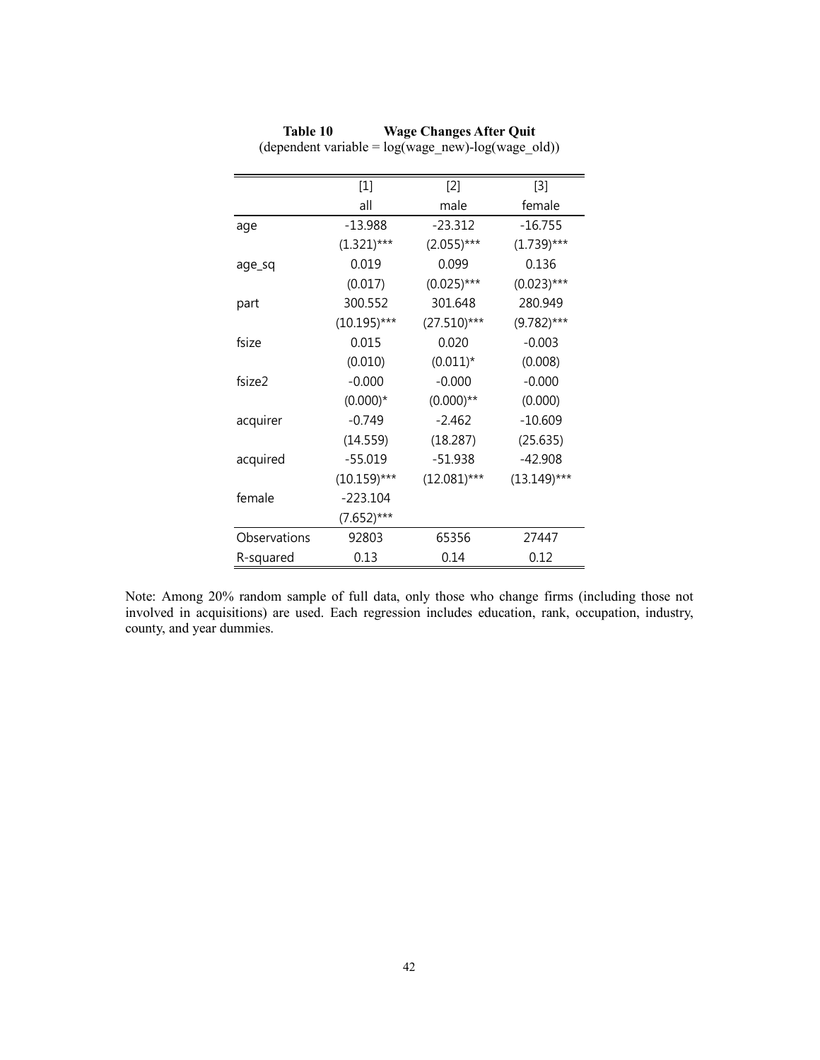**Table 10 Wage Changes After Quit**

(dependent variable = log(wage_new)-log(wage_old))

| | [1] | [2] | [3] |
|---|---|---|---|
| | all | male | female |
| age | -13.988 | -23.312 | -16.755 |
| | (1.321)*** | (2.055)*** | (1.739)*** |
| age_sq | 0.019 | 0.099 | 0.136 |
| | (0.017) | (0.025)*** | (0.023)*** |
| part | 300.552 | 301.648 | 280.949 |
| | (10.195)*** | (27.510)*** | (9.782)*** |
| fsize | 0.015 | 0.020 | -0.003 |
| | (0.010) | (0.011)* | (0.008) |
| fsize2 | -0.000 | -0.000 | -0.000 |
| | (0.000)* | (0.000)** | (0.000) |
| acquirer | -0.749 | -2.462 | -10.609 |
| | (14.559) | (18.287) | (25.635) |
| acquired | -55.019 | -51.938 | -42.908 |
| | (10.159)*** | (12.081)*** | (13.149)*** |
| female | -223.104 | | |
| | (7.652)*** | | |
| Observations | 92803 | 65356 | 27447 |
| R-squared | 0.13 | 0.14 | 0.12 |

Note: Among 20% random sample of full data, only those who change firms (including those not involved in acquisitions) are used. Each regression includes education, rank, occupation, industry, county, and year dummies.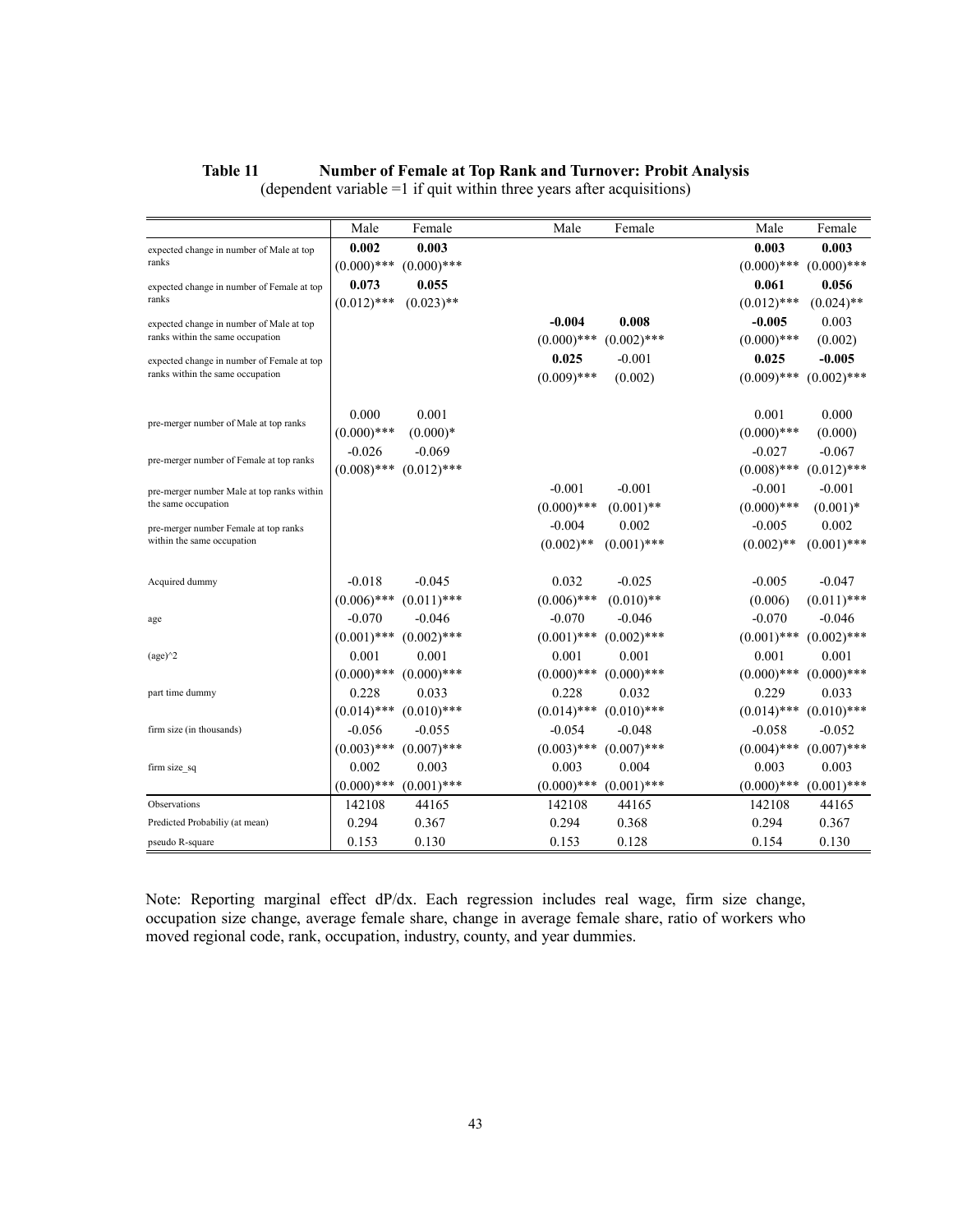**Table 11 Number of Female at Top Rank and Turnover: Probit Analysis**

(dependent variable =1 if quit within three years after acquisitions)

| | Male | Female | Male | Female | Male | Female |
|---|---|---|---|---|---|---|
| expected change in number of Male at top ranks | **0.002** | **0.003** | | | **0.003** | **0.003** |
| | (0.000)*** | (0.000)*** | | | (0.000)*** | (0.000)*** |
| expected change in number of Female at top ranks | **0.073** | **0.055** | | | **0.061** | **0.056** |
| | (0.012)*** | (0.023)** | | | (0.012)*** | (0.024)** |
| expected change in number of Male at top ranks within the same occupation | | | **-0.004** | **0.008** | **-0.005** | 0.003 |
| | | | (0.000)*** | (0.002)*** | (0.000)*** | (0.002) |
| expected change in number of Female at top ranks within the same occupation | | | **0.025** | -0.001 | **0.025** | **-0.005** |
| | | | (0.009)*** | (0.002) | (0.009)*** | (0.002)*** |
| pre-merger number of Male at top ranks | 0.000 | 0.001 | | | 0.001 | 0.000 |
| | (0.000)*** | (0.000)* | | | (0.000)*** | (0.000) |
| pre-merger number of Female at top ranks | -0.026 | -0.069 | | | -0.027 | -0.067 |
| | (0.008)*** | (0.012)*** | | | (0.008)*** | (0.012)*** |
| pre-merger number Male at top ranks within the same occupation | | | -0.001 | -0.001 | -0.001 | -0.001 |
| | | | (0.000)*** | (0.001)** | (0.000)*** | (0.001)* |
| pre-merger number Female at top ranks within the same occupation | | | -0.004 | 0.002 | -0.005 | 0.002 |
| | | | (0.002)** | (0.001)*** | (0.002)** | (0.001)*** |
| Acquired dummy | -0.018 | -0.045 | 0.032 | -0.025 | -0.005 | -0.047 |
| | (0.006)*** | (0.011)*** | (0.006)*** | (0.010)** | (0.006) | (0.011)*** |
| age | -0.070 | -0.046 | -0.070 | -0.046 | -0.070 | -0.046 |
| | (0.001)*** | (0.002)*** | (0.001)*** | (0.002)*** | (0.001)*** | (0.002)*** |
| (age)^2 | 0.001 | 0.001 | 0.001 | 0.001 | 0.001 | 0.001 |
| | (0.000)*** | (0.000)*** | (0.000)*** | (0.000)*** | (0.000)*** | (0.000)*** |
| part time dummy | 0.228 | 0.033 | 0.228 | 0.032 | 0.229 | 0.033 |
| | (0.014)*** | (0.010)*** | (0.014)*** | (0.010)*** | (0.014)*** | (0.010)*** |
| firm size (in thousands) | -0.056 | -0.055 | -0.054 | -0.048 | -0.058 | -0.052 |
| | (0.003)*** | (0.007)*** | (0.003)*** | (0.007)*** | (0.004)*** | (0.007)*** |
| firm size_sq | 0.002 | 0.003 | 0.003 | 0.004 | 0.003 | 0.003 |
| | (0.000)*** | (0.001)*** | (0.000)*** | (0.001)*** | (0.000)*** | (0.001)*** |
| Observations | 142108 | 44165 | 142108 | 44165 | 142108 | 44165 |
| Predicted Probabiliy (at mean) | 0.294 | 0.367 | 0.294 | 0.368 | 0.294 | 0.367 |
| pseudo R-square | 0.153 | 0.130 | 0.153 | 0.128 | 0.154 | 0.130 |

Note: Reporting marginal effect dP/dx. Each regression includes real wage, firm size change, occupation size change, average female share, change in average female share, ratio of workers who moved regional code, rank, occupation, industry, county, and year dummies.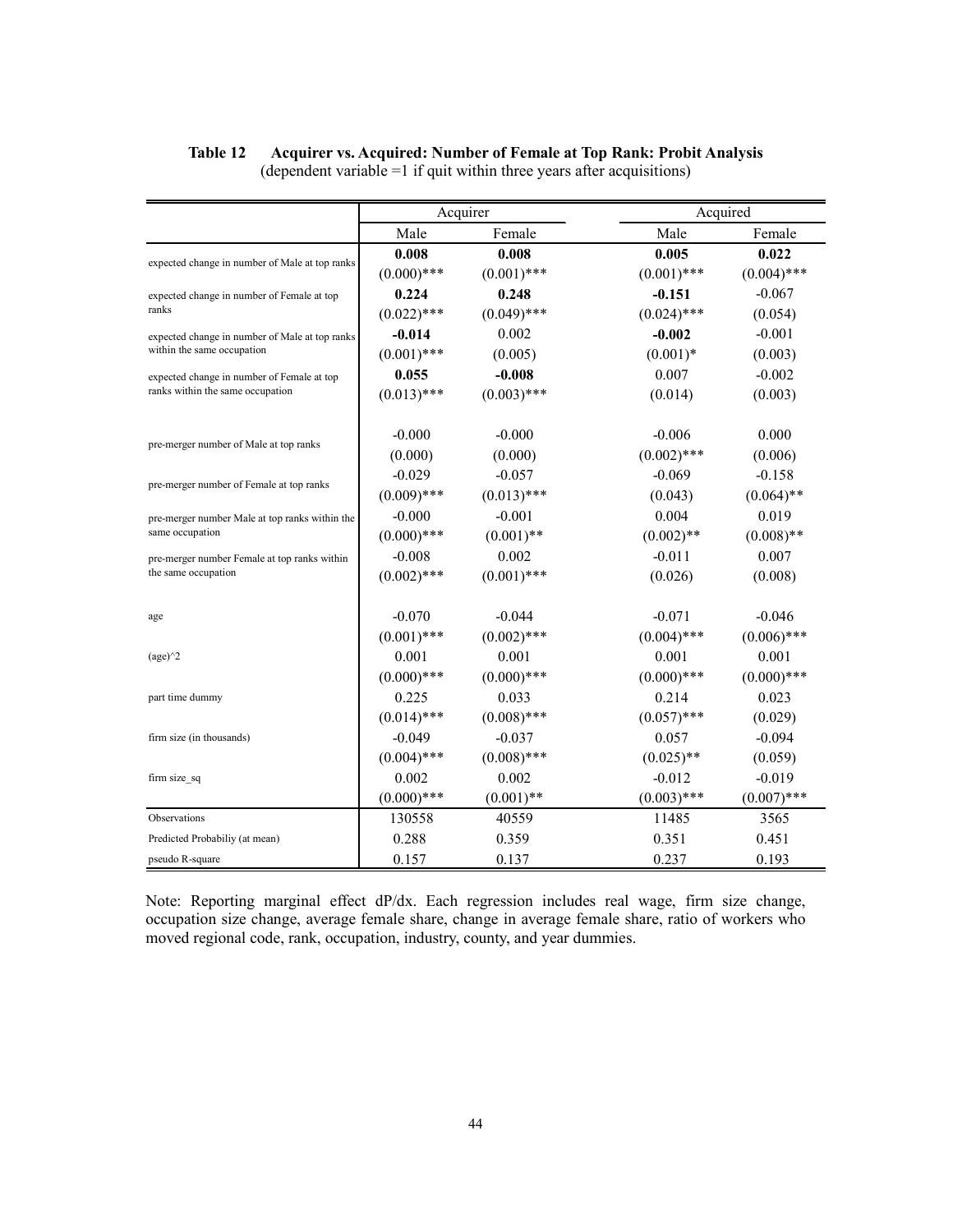**Table 12 Acquirer vs. Acquired: Number of Female at Top Rank: Probit Analysis**
(dependent variable =1 if quit within three years after acquisitions)

| | Acquirer | | Acquired | |
|---|---|---|---|---|
| | Male | Female | Male | Female |
| expected change in number of Male at top ranks | **0.008** | **0.008** | **0.005** | **0.022** |
| | (0.000)*** | (0.001)*** | (0.001)*** | (0.004)*** |
| expected change in number of Female at top ranks | **0.224** | **0.248** | **-0.151** | -0.067 |
| | (0.022)*** | (0.049)*** | (0.024)*** | (0.054) |
| expected change in number of Male at top ranks within the same occupation | **-0.014** | 0.002 | **-0.002** | -0.001 |
| | (0.001)*** | (0.005) | (0.001)* | (0.003) |
| expected change in number of Female at top ranks within the same occupation | **0.055** | **-0.008** | 0.007 | -0.002 |
| | (0.013)*** | (0.003)*** | (0.014) | (0.003) |
| pre-merger number of Male at top ranks | -0.000 | -0.000 | -0.006 | 0.000 |
| | (0.000) | (0.000) | (0.002)*** | (0.006) |
| pre-merger number of Female at top ranks | -0.029 | -0.057 | -0.069 | -0.158 |
| | (0.009)*** | (0.013)*** | (0.043) | (0.064)** |
| pre-merger number Male at top ranks within the same occupation | -0.000 | -0.001 | 0.004 | 0.019 |
| | (0.000)*** | (0.001)** | (0.002)** | (0.008)** |
| pre-merger number Female at top ranks within the same occupation | -0.008 | 0.002 | -0.011 | 0.007 |
| | (0.002)*** | (0.001)*** | (0.026) | (0.008) |
| age | -0.070 | -0.044 | -0.071 | -0.046 |
| | (0.001)*** | (0.002)*** | (0.004)*** | (0.006)*** |
| (age)^2 | 0.001 | 0.001 | 0.001 | 0.001 |
| | (0.000)*** | (0.000)*** | (0.000)*** | (0.000)*** |
| part time dummy | 0.225 | 0.033 | 0.214 | 0.023 |
| | (0.014)*** | (0.008)*** | (0.057)*** | (0.029) |
| firm size (in thousands) | -0.049 | -0.037 | 0.057 | -0.094 |
| | (0.004)*** | (0.008)*** | (0.025)** | (0.059) |
| firm size_sq | 0.002 | 0.002 | -0.012 | -0.019 |
| | (0.000)*** | (0.001)** | (0.003)*** | (0.007)*** |
| Observations | 130558 | 40559 | 11485 | 3565 |
| Predicted Probabiliy (at mean) | 0.288 | 0.359 | 0.351 | 0.451 |
| pseudo R-square | 0.157 | 0.137 | 0.237 | 0.193 |

Note: Reporting marginal effect dP/dx. Each regression includes real wage, firm size change, occupation size change, average female share, change in average female share, ratio of workers who moved regional code, rank, occupation, industry, county, and year dummies.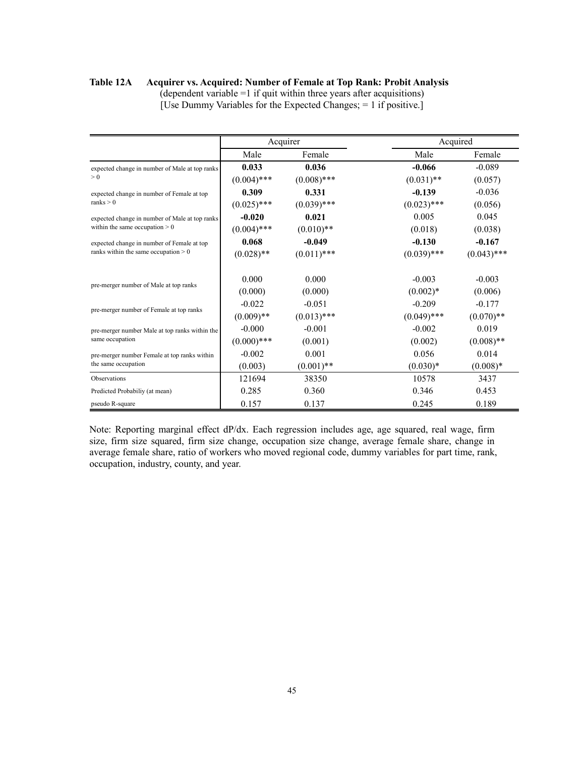**Table 12A Acquirer vs. Acquired: Number of Female at Top Rank: Probit Analysis**

(dependent variable =1 if quit within three years after acquisitions)

[Use Dummy Variables for the Expected Changes; = 1 if positive.]

| | Acquirer | | Acquired | |
|---|---|---|---|---|
| | Male | Female | Male | Female |
| expected change in number of Male at top ranks > 0 | **0.033** | **0.036** | **-0.066** | -0.089 |
| | (0.004)*** | (0.008)*** | (0.031)** | (0.057) |
| expected change in number of Female at top ranks > 0 | **0.309** | **0.331** | **-0.139** | -0.036 |
| | (0.025)*** | (0.039)*** | (0.023)*** | (0.056) |
| expected change in number of Male at top ranks within the same occupation > 0 | **-0.020** | **0.021** | 0.005 | 0.045 |
| | (0.004)*** | (0.010)** | (0.018) | (0.038) |
| expected change in number of Female at top ranks within the same occupation > 0 | **0.068** | **-0.049** | **-0.130** | **-0.167** |
| | (0.028)** | (0.011)*** | (0.039)*** | (0.043)*** |
| pre-merger number of Male at top ranks | 0.000 | 0.000 | -0.003 | -0.003 |
| | (0.000) | (0.000) | (0.002)* | (0.006) |
| pre-merger number of Female at top ranks | -0.022 | -0.051 | -0.209 | -0.177 |
| | (0.009)** | (0.013)*** | (0.049)*** | (0.070)** |
| pre-merger number Male at top ranks within the same occupation | -0.000 | -0.001 | -0.002 | 0.019 |
| | (0.000)*** | (0.001) | (0.002) | (0.008)** |
| pre-merger number Female at top ranks within the same occupation | -0.002 | 0.001 | 0.056 | 0.014 |
| | (0.003) | (0.001)** | (0.030)* | (0.008)* |
| Observations | 121694 | 38350 | 10578 | 3437 |
| Predicted Probabiliy (at mean) | 0.285 | 0.360 | 0.346 | 0.453 |
| pseudo R-square | 0.157 | 0.137 | 0.245 | 0.189 |

Note: Reporting marginal effect dP/dx. Each regression includes age, age squared, real wage, firm size, firm size squared, firm size change, occupation size change, average female share, change in average female share, ratio of workers who moved regional code, dummy variables for part time, rank, occupation, industry, county, and year.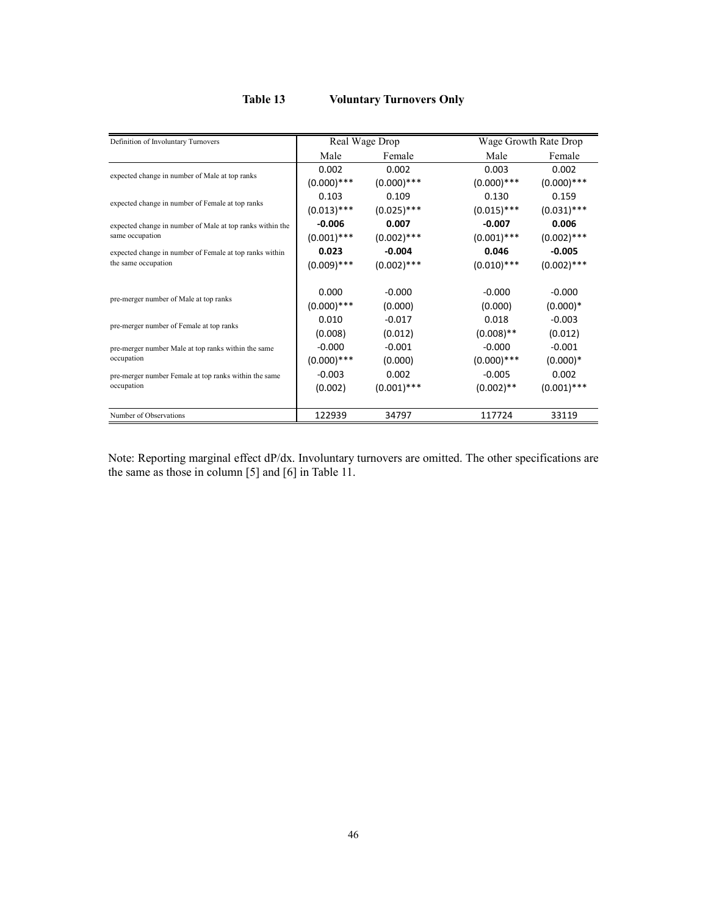**Table 13 Voluntary Turnovers Only**

| Definition of Involuntary Turnovers | Real Wage Drop | | Wage Growth Rate Drop | |
|---|---|---|---|---|
| | Male | Female | Male | Female |
| expected change in number of Male at top ranks | 0.002 | 0.002 | 0.003 | 0.002 |
| | (0.000)*** | (0.000)*** | (0.000)*** | (0.000)*** |
| expected change in number of Female at top ranks | 0.103 | 0.109 | 0.130 | 0.159 |
| | (0.013)*** | (0.025)*** | (0.015)*** | (0.031)*** |
| expected change in number of Male at top ranks within the same occupation | **-0.006** | **0.007** | **-0.007** | **0.006** |
| | (0.001)*** | (0.002)*** | (0.001)*** | (0.002)*** |
| expected change in number of Female at top ranks within the same occupation | **0.023** | **-0.004** | **0.046** | **-0.005** |
| | (0.009)*** | (0.002)*** | (0.010)*** | (0.002)*** |
| pre-merger number of Male at top ranks | 0.000 | -0.000 | -0.000 | -0.000 |
| | (0.000)*** | (0.000) | (0.000) | (0.000)* |
| pre-merger number of Female at top ranks | 0.010 | -0.017 | 0.018 | -0.003 |
| | (0.008) | (0.012) | (0.008)** | (0.012) |
| pre-merger number Male at top ranks within the same occupation | -0.000 | -0.001 | -0.000 | -0.001 |
| | (0.000)*** | (0.000) | (0.000)*** | (0.000)* |
| pre-merger number Female at top ranks within the same occupation | -0.003 | 0.002 | -0.005 | 0.002 |
| | (0.002) | (0.001)*** | (0.002)** | (0.001)*** |
| Number of Observations | 122939 | 34797 | 117724 | 33119 |

Note: Reporting marginal effect dP/dx. Involuntary turnovers are omitted. The other specifications are the same as those in column [5] and [6] in Table 11.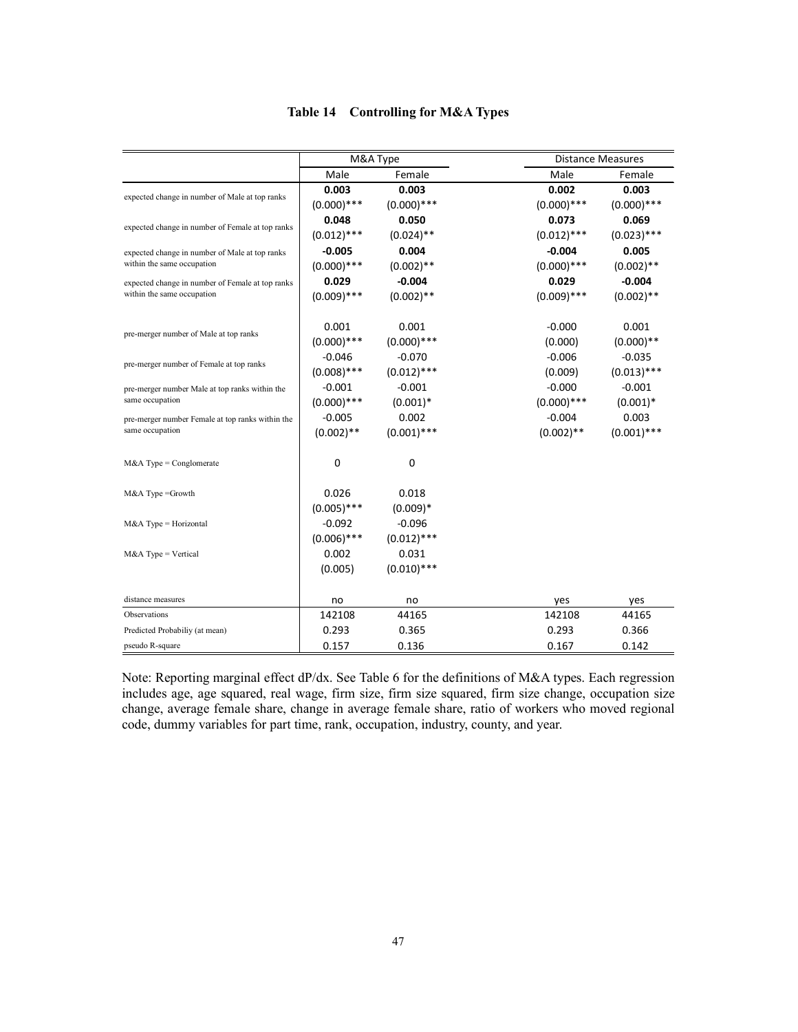**Table 14 Controlling for M&A Types**

| | M&A Type | | | Distance Measures | |
|---|---|---|---|---|---|
| | Male | Female | | Male | Female |
| expected change in number of Male at top ranks | **0.003** | **0.003** | | **0.002** | **0.003** |
| | (0.000)*** | (0.000)*** | | (0.000)*** | (0.000)*** |
| expected change in number of Female at top ranks | **0.048** | **0.050** | | **0.073** | **0.069** |
| | (0.012)*** | (0.024)** | | (0.012)*** | (0.023)*** |
| expected change in number of Male at top ranks within the same occupation | **-0.005** | **0.004** | | **-0.004** | **0.005** |
| | (0.000)*** | (0.002)** | | (0.000)*** | (0.002)** |
| expected change in number of Female at top ranks within the same occupation | **0.029** | **-0.004** | | **0.029** | **-0.004** |
| | (0.009)*** | (0.002)** | | (0.009)*** | (0.002)** |
| pre-merger number of Male at top ranks | 0.001 | 0.001 | | -0.000 | 0.001 |
| | (0.000)*** | (0.000)*** | | (0.000) | (0.000)** |
| pre-merger number of Female at top ranks | -0.046 | -0.070 | | -0.006 | -0.035 |
| | (0.008)*** | (0.012)*** | | (0.009) | (0.013)*** |
| pre-merger number Male at top ranks within the same occupation | -0.001 | -0.001 | | -0.000 | -0.001 |
| | (0.000)*** | (0.001)* | | (0.000)*** | (0.001)* |
| pre-merger number Female at top ranks within the same occupation | -0.005 | 0.002 | | -0.004 | 0.003 |
| | (0.002)** | (0.001)*** | | (0.002)** | (0.001)*** |
| M&A Type = Conglomerate | 0 | 0 | | | |
| M&A Type =Growth | 0.026 | 0.018 | | | |
| | (0.005)*** | (0.009)* | | | |
| M&A Type = Horizontal | -0.092 | -0.096 | | | |
| | (0.006)*** | (0.012)*** | | | |
| M&A Type = Vertical | 0.002 | 0.031 | | | |
| | (0.005) | (0.010)*** | | | |
| distance measures | no | no | | yes | yes |
| Observations | 142108 | 44165 | | 142108 | 44165 |
| Predicted Probabiliy (at mean) | 0.293 | 0.365 | | 0.293 | 0.366 |
| pseudo R-square | 0.157 | 0.136 | | 0.167 | 0.142 |

Note: Reporting marginal effect dP/dx. See Table 6 for the definitions of M&A types. Each regression includes age, age squared, real wage, firm size, firm size squared, firm size change, occupation size change, average female share, change in average female share, ratio of workers who moved regional code, dummy variables for part time, rank, occupation, industry, county, and year.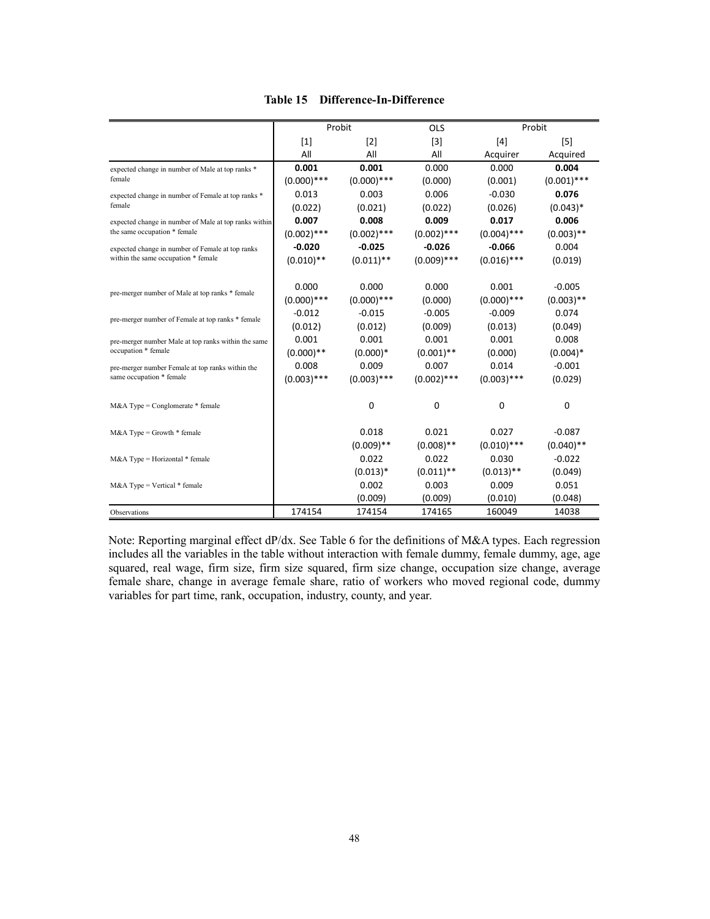**Table 15 Difference-In-Difference**

| | Probit | | OLS | Probit | |
|---|---|---|---|---|---|
| | [1] | [2] | [3] | [4] | [5] |
| | All | All | All | Acquirer | Acquired |
| expected change in number of Male at top ranks * female | **0.001** | **0.001** | 0.000 | 0.000 | **0.004** |
| | (0.000)*** | (0.000)*** | (0.000) | (0.001) | (0.001)*** |
| expected change in number of Female at top ranks * female | 0.013 | 0.003 | 0.006 | -0.030 | **0.076** |
| | (0.022) | (0.021) | (0.022) | (0.026) | (0.043)* |
| expected change in number of Male at top ranks within the same occupation * female | **0.007** | **0.008** | **0.009** | **0.017** | **0.006** |
| | (0.002)*** | (0.002)*** | (0.002)*** | (0.004)*** | (0.003)** |
| expected change in number of Female at top ranks within the same occupation * female | **-0.020** | **-0.025** | **-0.026** | **-0.066** | 0.004 |
| | (0.010)** | (0.011)** | (0.009)*** | (0.016)*** | (0.019) |
| pre-merger number of Male at top ranks * female | 0.000 | 0.000 | 0.000 | 0.001 | -0.005 |
| | (0.000)*** | (0.000)*** | (0.000) | (0.000)*** | (0.003)** |
| pre-merger number of Female at top ranks * female | -0.012 | -0.015 | -0.005 | -0.009 | 0.074 |
| | (0.012) | (0.012) | (0.009) | (0.013) | (0.049) |
| pre-merger number Male at top ranks within the same occupation * female | 0.001 | 0.001 | 0.001 | 0.001 | 0.008 |
| | (0.000)** | (0.000)* | (0.001)** | (0.000) | (0.004)* |
| pre-merger number Female at top ranks within the same occupation * female | 0.008 | 0.009 | 0.007 | 0.014 | -0.001 |
| | (0.003)*** | (0.003)*** | (0.002)*** | (0.003)*** | (0.029) |
| M&A Type = Conglomerate * female | | 0 | 0 | 0 | 0 |
| M&A Type = Growth * female | | 0.018 | 0.021 | 0.027 | -0.087 |
| | | (0.009)** | (0.008)** | (0.010)*** | (0.040)** |
| M&A Type = Horizontal * female | | 0.022 | 0.022 | 0.030 | -0.022 |
| | | (0.013)* | (0.011)** | (0.013)** | (0.049) |
| M&A Type = Vertical * female | | 0.002 | 0.003 | 0.009 | 0.051 |
| | | (0.009) | (0.009) | (0.010) | (0.048) |
| Observations | 174154 | 174154 | 174165 | 160049 | 14038 |

Note: Reporting marginal effect dP/dx. See Table 6 for the definitions of M&A types. Each regression includes all the variables in the table without interaction with female dummy, female dummy, age, age squared, real wage, firm size, firm size squared, firm size change, occupation size change, average female share, change in average female share, ratio of workers who moved regional code, dummy variables for part time, rank, occupation, industry, county, and year.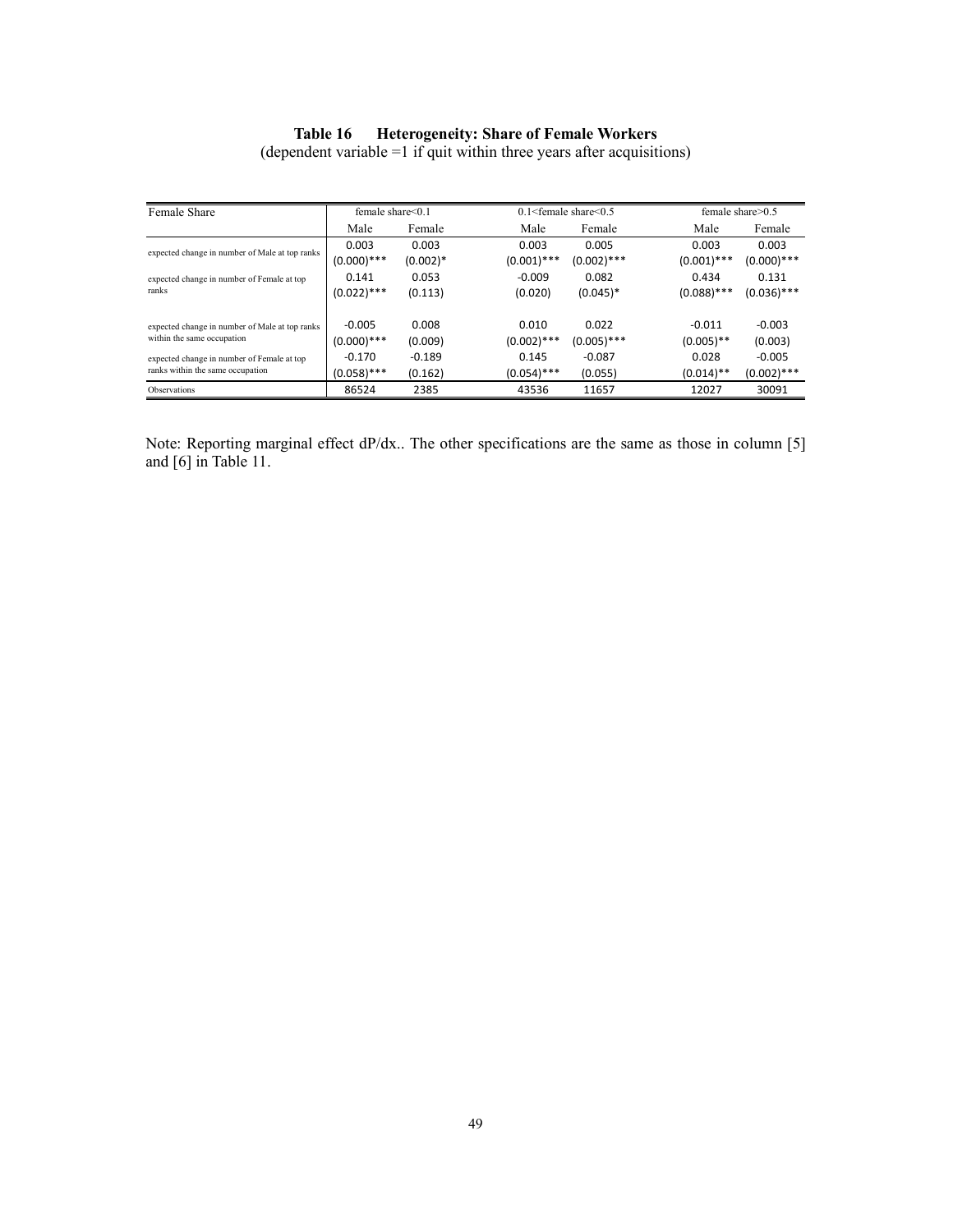**Table 16 Heterogeneity: Share of Female Workers**

(dependent variable =1 if quit within three years after acquisitions)

| Female Share | female share<0.1 | | 0.1<female share<0.5 | | female share>0.5 | |
|---|---|---|---|---|---|---|
| | Male | Female | Male | Female | Male | Female |
| expected change in number of Male at top ranks | 0.003 | 0.003 | 0.003 | 0.005 | 0.003 | 0.003 |
| | (0.000)*** | (0.002)* | (0.001)*** | (0.002)*** | (0.001)*** | (0.000)*** |
| expected change in number of Female at top ranks | 0.141 | 0.053 | -0.009 | 0.082 | 0.434 | 0.131 |
| | (0.022)*** | (0.113) | (0.020) | (0.045)* | (0.088)*** | (0.036)*** |
| expected change in number of Male at top ranks within the same occupation | -0.005 | 0.008 | 0.010 | 0.022 | -0.011 | -0.003 |
| | (0.000)*** | (0.009) | (0.002)*** | (0.005)*** | (0.005)** | (0.003) |
| expected change in number of Female at top ranks within the same occupation | -0.170 | -0.189 | 0.145 | -0.087 | 0.028 | -0.005 |
| | (0.058)*** | (0.162) | (0.054)*** | (0.055) | (0.014)** | (0.002)*** |
| Observations | 86524 | 2385 | 43536 | 11657 | 12027 | 30091 |

Note: Reporting marginal effect dP/dx.. The other specifications are the same as those in column [5] and [6] in Table 11.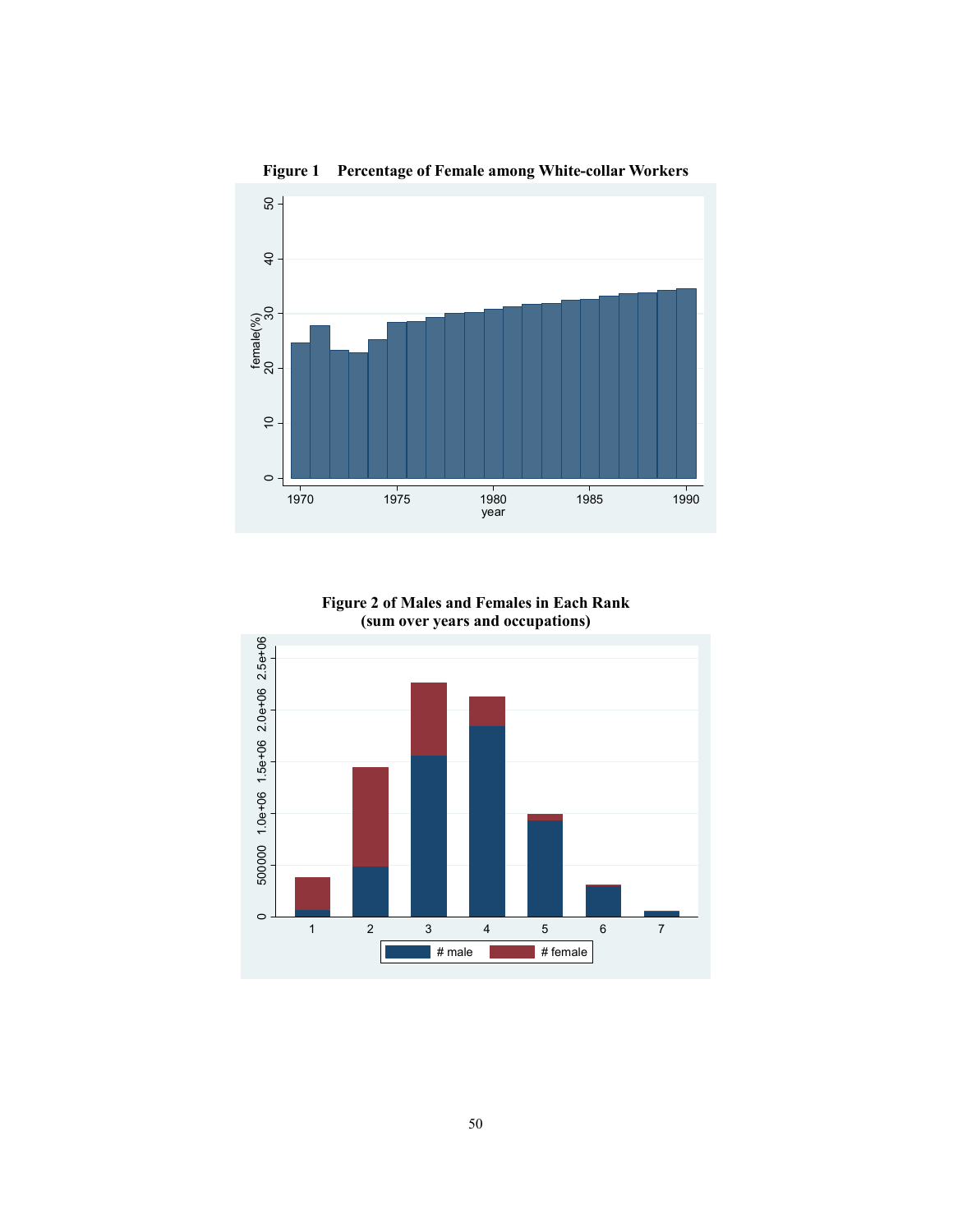**Figure 1 Percentage of Female among White-collar Workers**

**Figure 2 of Males and Females in Each Rank (sum over years and occupations)**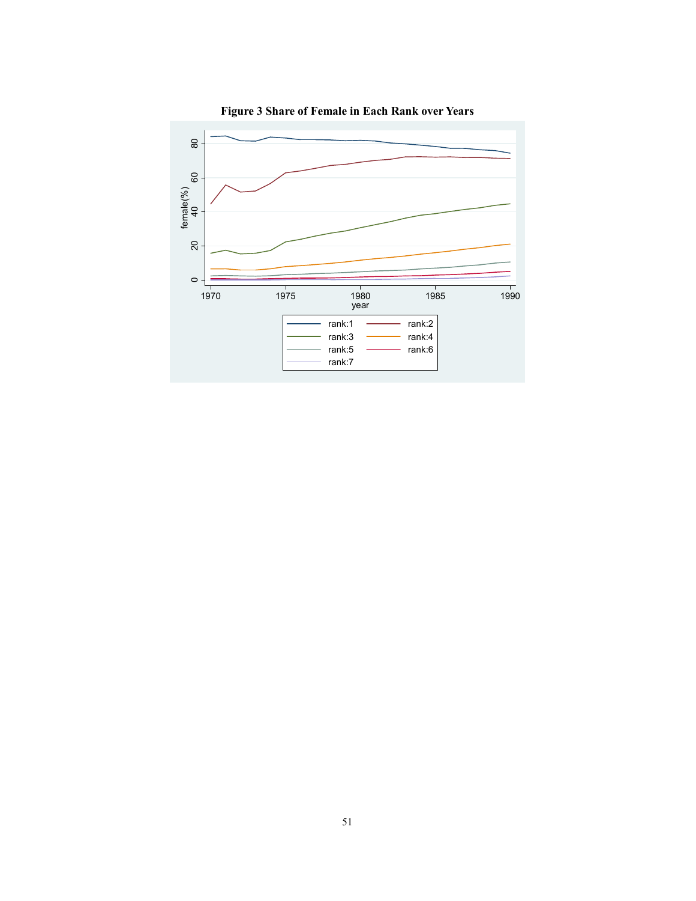**Figure 3 Share of Female in Each Rank over Years**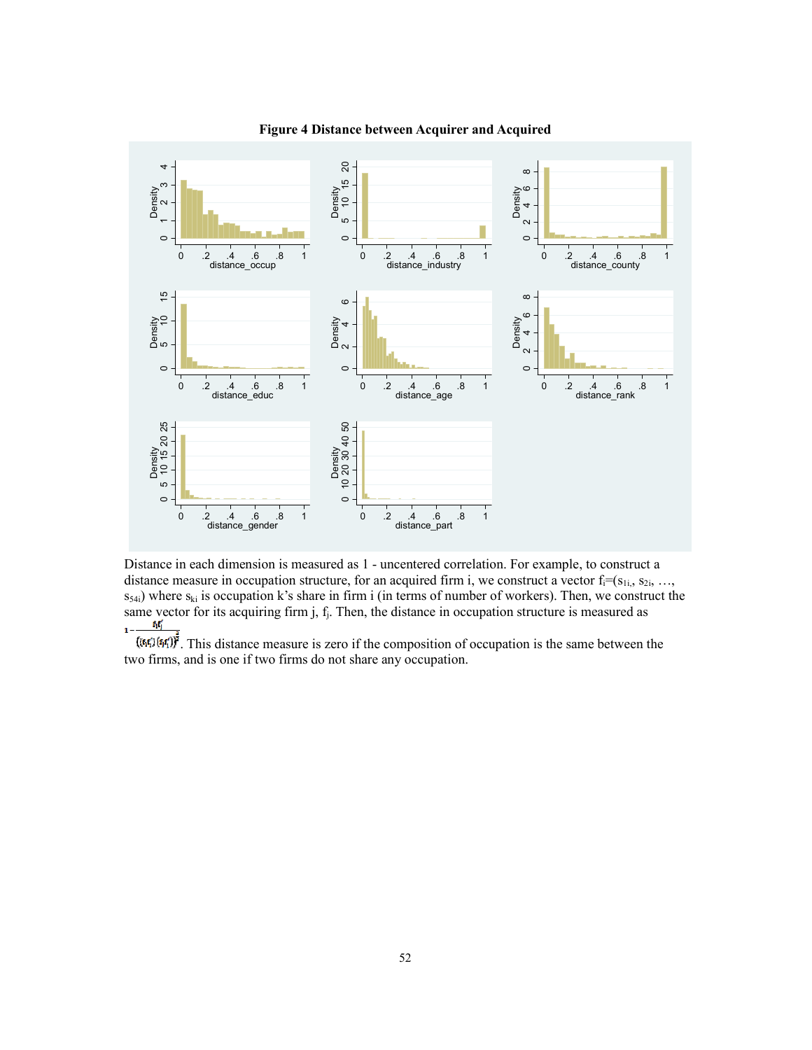**Figure 4 Distance between Acquirer and Acquired**

Distance in each dimension is measured as 1 - uncentered correlation. For example, to construct a distance measure in occupation structure, for an acquired firm i, we construct a vector $f_i=(s_{1i}, s_{2i}, \ldots, s_{54i})$ where $s_{ki}$ is occupation k's share in firm i (in terms of number of workers). Then, we construct the same vector for its acquiring firm j, $f_j$. Then, the distance in occupation structure is measured as $1-\frac{f_i f_j'}{\left((f_i f_i')(f_j f_j')\right)^{\frac{1}{2}}}$. This distance measure is zero if the composition of occupation is the same between the two firms, and is one if two firms do not share any occupation.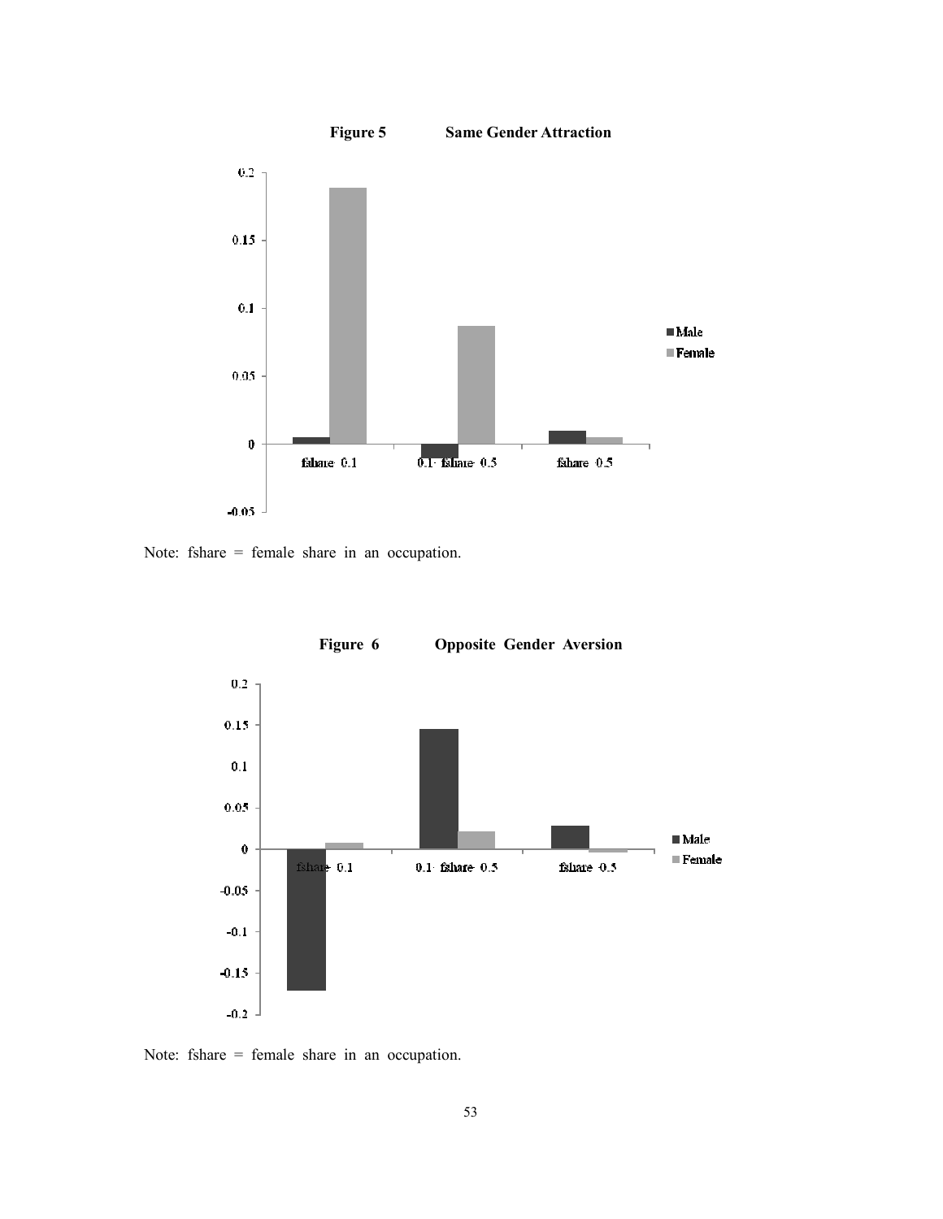**Figure 5 Same Gender Attraction**

Note: fshare = female share in an occupation.

**Figure 6 Opposite Gender Aversion**

Note: fshare = female share in an occupation.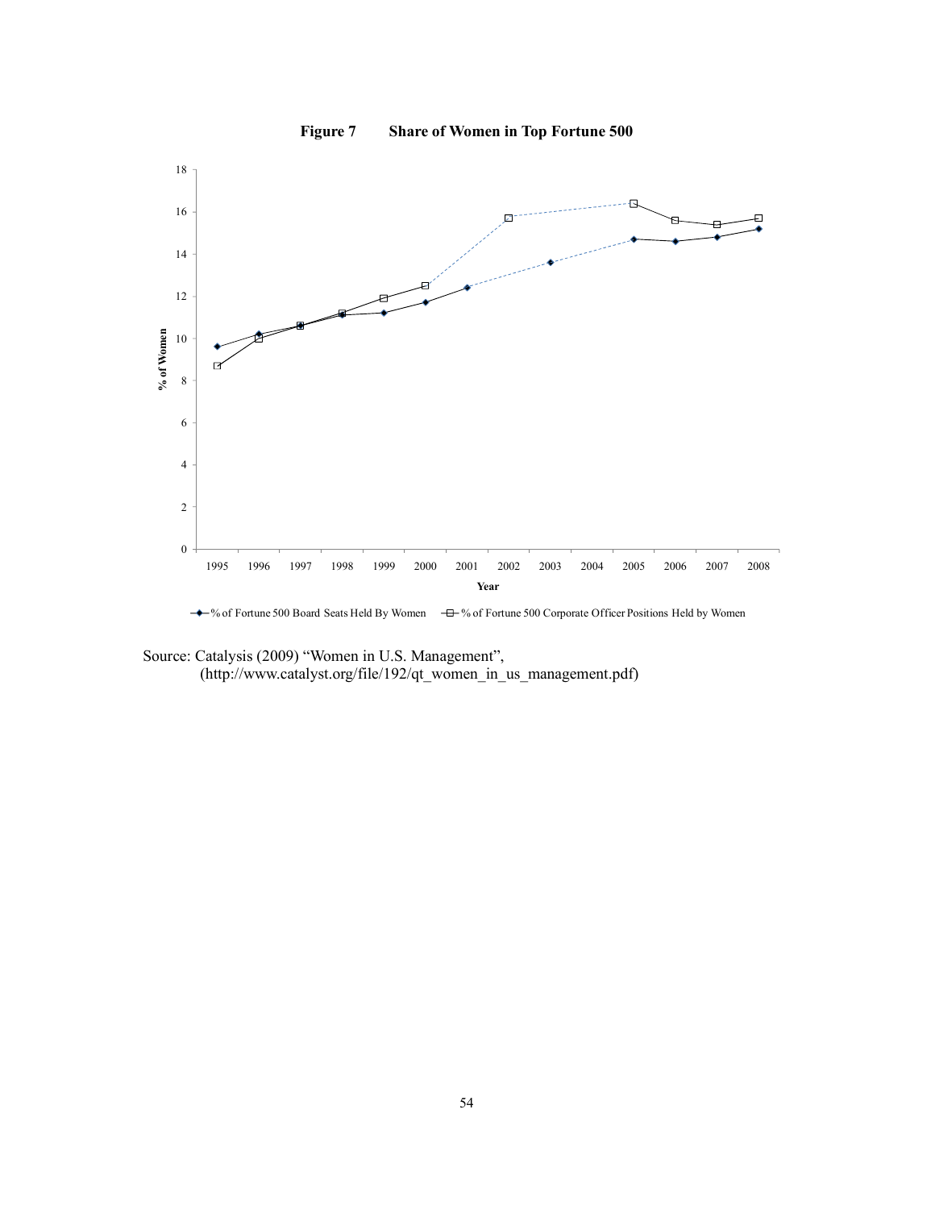**Figure 7 Share of Women in Top Fortune 500**

18
16
14
12
10
8
6
4
2
0

% of Women

1995 1996 1997 1998 1999 2000 2001 2002 2003 2004 2005 2006 2007 2008

Year

% of Fortune 500 Board Seats Held By Women

% of Fortune 500 Corporate Officer Positions Held by Women

Source: Catalysis (2009) "Women in U.S. Management", (http://www.catalyst.org/file/192/qt_women_in_us_management.pdf)